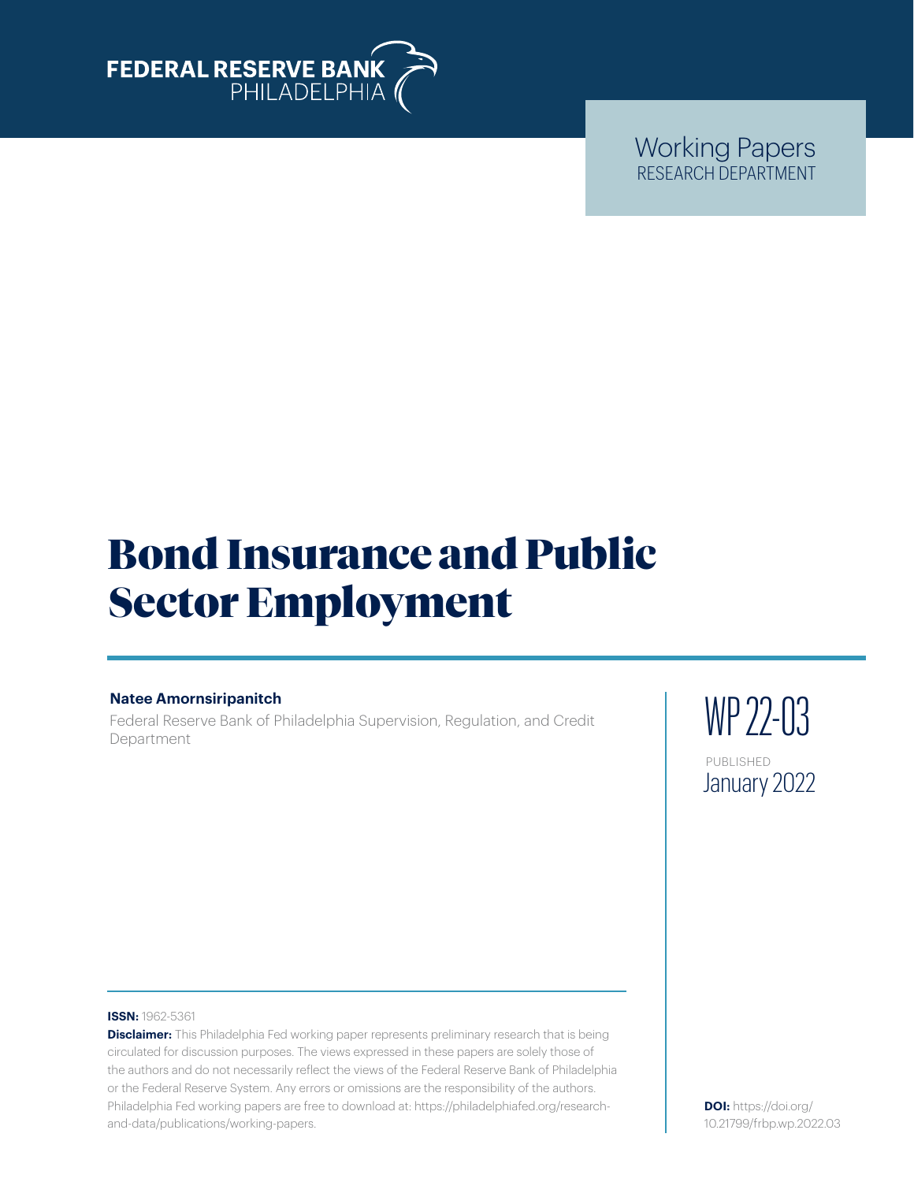FEDERAL RESERVE BANK PHILADELPHIA

Working Papers
RESEARCH DEPARTMENT

# Bond Insurance and Public Sector Employment

**Natee Amornsiripanitch**

Federal Reserve Bank of Philadelphia Supervision, Regulation, and Credit Department

WP 22-03

PUBLISHED
January 2022

**ISSN:** 1962-5361

**Disclaimer:** This Philadelphia Fed working paper represents preliminary research that is being circulated for discussion purposes. The views expressed in these papers are solely those of the authors and do not necessarily reflect the views of the Federal Reserve Bank of Philadelphia or the Federal Reserve System. Any errors or omissions are the responsibility of the authors. Philadelphia Fed working papers are free to download at: https://philadelphiafed.org/research-and-data/publications/working-papers.

**DOI:** https://doi.org/10.21799/frbp.wp.2022.03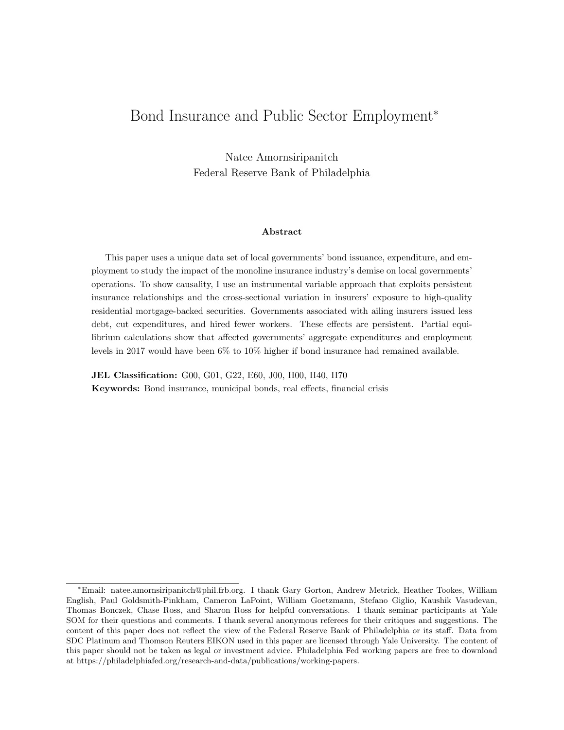# Bond Insurance and Public Sector Employment*

Natee Amornsiripanitch
Federal Reserve Bank of Philadelphia

### Abstract

This paper uses a unique data set of local governments' bond issuance, expenditure, and employment to study the impact of the monoline insurance industry's demise on local governments' operations. To show causality, I use an instrumental variable approach that exploits persistent insurance relationships and the cross-sectional variation in insurers' exposure to high-quality residential mortgage-backed securities. Governments associated with ailing insurers issued less debt, cut expenditures, and hired fewer workers. These effects are persistent. Partial equilibrium calculations show that affected governments' aggregate expenditures and employment levels in 2017 would have been 6% to 10% higher if bond insurance had remained available.

**JEL Classification:** G00, G01, G22, E60, J00, H00, H40, H70
**Keywords:** Bond insurance, municipal bonds, real effects, financial crisis

---

*Email: natee.amornsiripanitch@phil.frb.org. I thank Gary Gorton, Andrew Metrick, Heather Tookes, William English, Paul Goldsmith-Pinkham, Cameron LaPoint, William Goetzmann, Stefano Giglio, Kaushik Vasudevan, Thomas Bonczek, Chase Ross, and Sharon Ross for helpful conversations. I thank seminar participants at Yale SOM for their questions and comments. I thank several anonymous referees for their critiques and suggestions. The content of this paper does not reflect the view of the Federal Reserve Bank of Philadelphia or its staff. Data from SDC Platinum and Thomson Reuters EIKON used in this paper are licensed through Yale University. The content of this paper should not be taken as legal or investment advice. Philadelphia Fed working papers are free to download at https://philadelphiafed.org/research-and-data/publications/working-papers.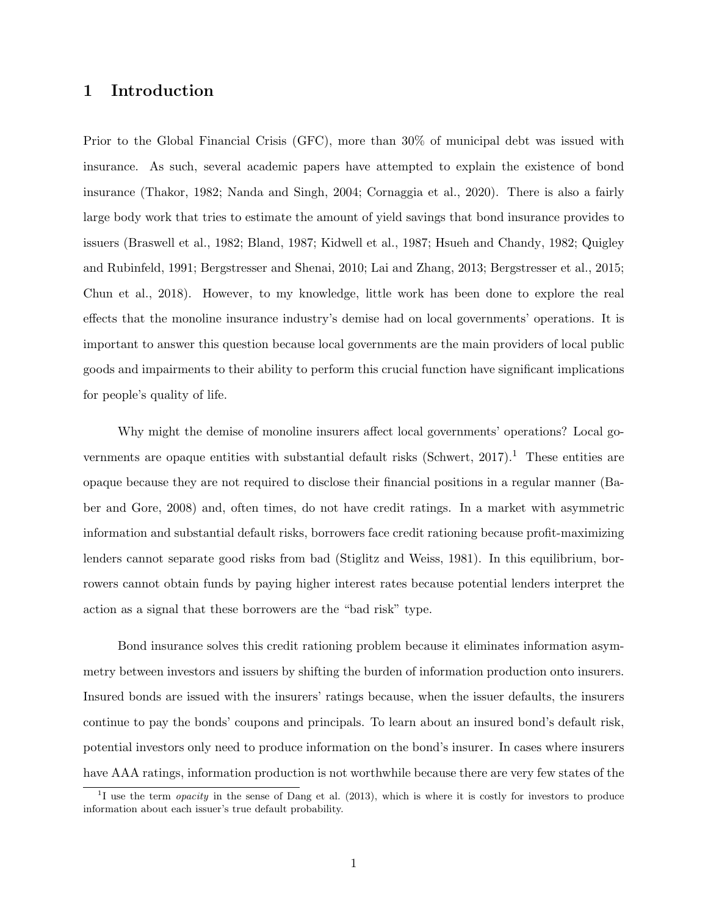# 1 Introduction

Prior to the Global Financial Crisis (GFC), more than 30% of municipal debt was issued with insurance. As such, several academic papers have attempted to explain the existence of bond insurance (Thakor, 1982; Nanda and Singh, 2004; Cornaggia et al., 2020). There is also a fairly large body work that tries to estimate the amount of yield savings that bond insurance provides to issuers (Braswell et al., 1982; Bland, 1987; Kidwell et al., 1987; Hsueh and Chandy, 1982; Quigley and Rubinfeld, 1991; Bergstresser and Shenai, 2010; Lai and Zhang, 2013; Bergstresser et al., 2015; Chun et al., 2018). However, to my knowledge, little work has been done to explore the real effects that the monoline insurance industry's demise had on local governments' operations. It is important to answer this question because local governments are the main providers of local public goods and impairments to their ability to perform this crucial function have significant implications for people's quality of life.

Why might the demise of monoline insurers affect local governments' operations? Local governments are opaque entities with substantial default risks (Schwert, 2017).[1] These entities are opaque because they are not required to disclose their financial positions in a regular manner (Baber and Gore, 2008) and, often times, do not have credit ratings. In a market with asymmetric information and substantial default risks, borrowers face credit rationing because profit-maximizing lenders cannot separate good risks from bad (Stiglitz and Weiss, 1981). In this equilibrium, borrowers cannot obtain funds by paying higher interest rates because potential lenders interpret the action as a signal that these borrowers are the "bad risk" type.

Bond insurance solves this credit rationing problem because it eliminates information asymmetry between investors and issuers by shifting the burden of information production onto insurers. Insured bonds are issued with the insurers' ratings because, when the issuer defaults, the insurers continue to pay the bonds' coupons and principals. To learn about an insured bond's default risk, potential investors only need to produce information on the bond's insurer. In cases where insurers have AAA ratings, information production is not worthwhile because there are very few states of the

[1] I use the term *opacity* in the sense of Dang et al. (2013), which is where it is costly for investors to produce information about each issuer's true default probability.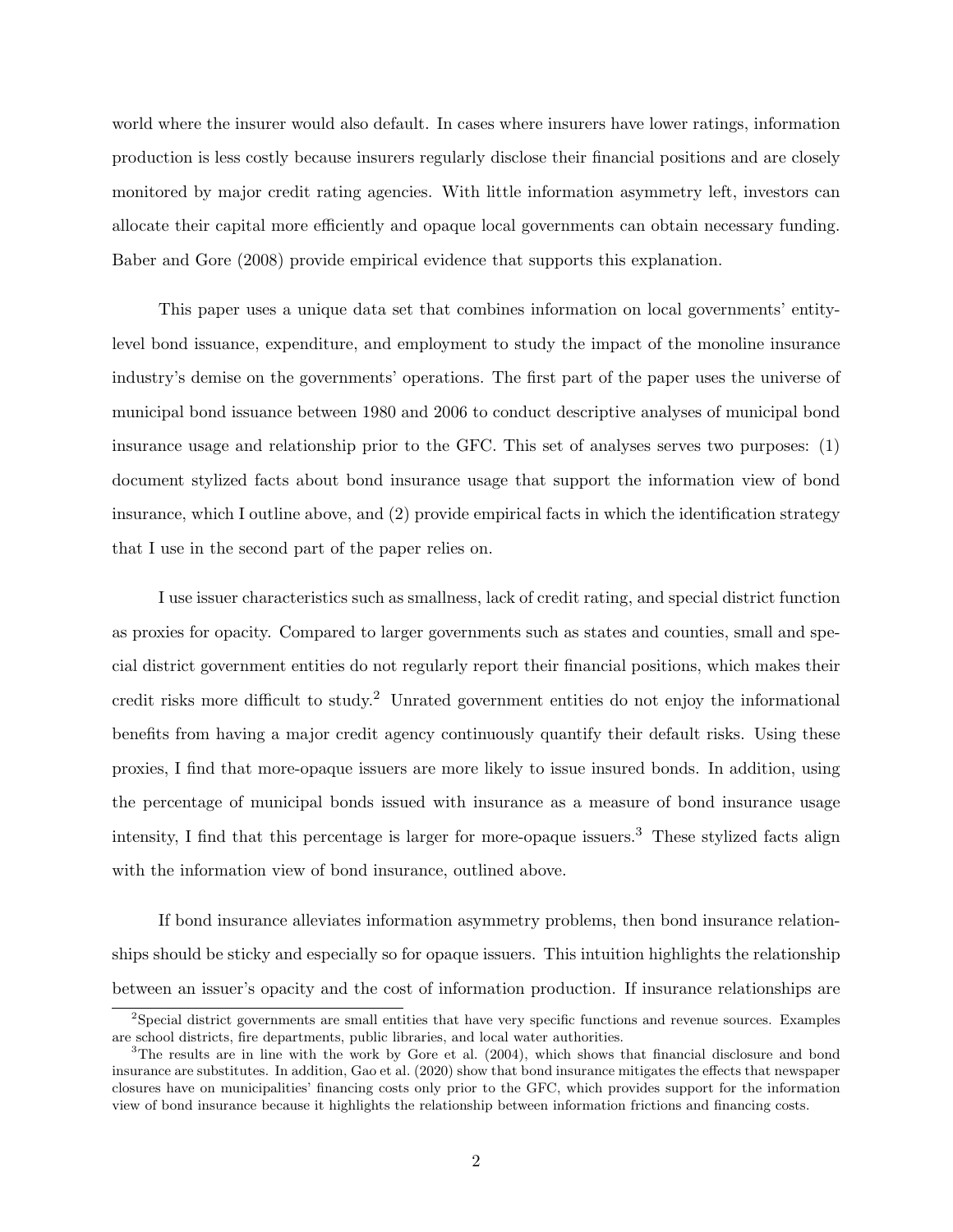world where the insurer would also default. In cases where insurers have lower ratings, information production is less costly because insurers regularly disclose their financial positions and are closely monitored by major credit rating agencies. With little information asymmetry left, investors can allocate their capital more efficiently and opaque local governments can obtain necessary funding. Baber and Gore (2008) provide empirical evidence that supports this explanation.

This paper uses a unique data set that combines information on local governments' entity-level bond issuance, expenditure, and employment to study the impact of the monoline insurance industry's demise on the governments' operations. The first part of the paper uses the universe of municipal bond issuance between 1980 and 2006 to conduct descriptive analyses of municipal bond insurance usage and relationship prior to the GFC. This set of analyses serves two purposes: (1) document stylized facts about bond insurance usage that support the information view of bond insurance, which I outline above, and (2) provide empirical facts in which the identification strategy that I use in the second part of the paper relies on.

I use issuer characteristics such as smallness, lack of credit rating, and special district function as proxies for opacity. Compared to larger governments such as states and counties, small and special district government entities do not regularly report their financial positions, which makes their credit risks more difficult to study.[2] Unrated government entities do not enjoy the informational benefits from having a major credit agency continuously quantify their default risks. Using these proxies, I find that more-opaque issuers are more likely to issue insured bonds. In addition, using the percentage of municipal bonds issued with insurance as a measure of bond insurance usage intensity, I find that this percentage is larger for more-opaque issuers.[3] These stylized facts align with the information view of bond insurance, outlined above.

If bond insurance alleviates information asymmetry problems, then bond insurance relationships should be sticky and especially so for opaque issuers. This intuition highlights the relationship between an issuer's opacity and the cost of information production. If insurance relationships are

[2]Special district governments are small entities that have very specific functions and revenue sources. Examples are school districts, fire departments, public libraries, and local water authorities.

[3]The results are in line with the work by Gore et al. (2004), which shows that financial disclosure and bond insurance are substitutes. In addition, Gao et al. (2020) show that bond insurance mitigates the effects that newspaper closures have on municipalities' financing costs only prior to the GFC, which provides support for the information view of bond insurance because it highlights the relationship between information frictions and financing costs.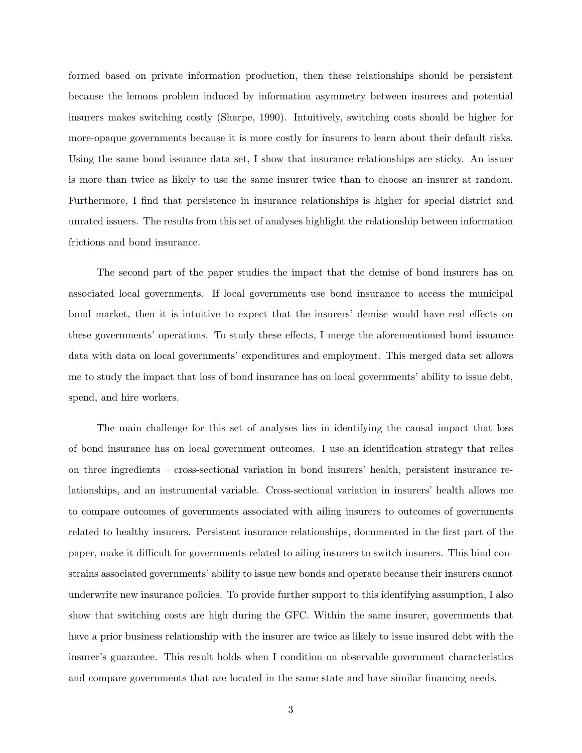formed based on private information production, then these relationships should be persistent because the lemons problem induced by information asymmetry between insurees and potential insurers makes switching costly (Sharpe, 1990). Intuitively, switching costs should be higher for more-opaque governments because it is more costly for insurers to learn about their default risks. Using the same bond issuance data set, I show that insurance relationships are sticky. An issuer is more than twice as likely to use the same insurer twice than to choose an insurer at random. Furthermore, I find that persistence in insurance relationships is higher for special district and unrated issuers. The results from this set of analyses highlight the relationship between information frictions and bond insurance.

The second part of the paper studies the impact that the demise of bond insurers has on associated local governments. If local governments use bond insurance to access the municipal bond market, then it is intuitive to expect that the insurers' demise would have real effects on these governments' operations. To study these effects, I merge the aforementioned bond issuance data with data on local governments' expenditures and employment. This merged data set allows me to study the impact that loss of bond insurance has on local governments' ability to issue debt, spend, and hire workers.

The main challenge for this set of analyses lies in identifying the causal impact that loss of bond insurance has on local government outcomes. I use an identification strategy that relies on three ingredients – cross-sectional variation in bond insurers' health, persistent insurance relationships, and an instrumental variable. Cross-sectional variation in insurers' health allows me to compare outcomes of governments associated with ailing insurers to outcomes of governments related to healthy insurers. Persistent insurance relationships, documented in the first part of the paper, make it difficult for governments related to ailing insurers to switch insurers. This bind constrains associated governments' ability to issue new bonds and operate because their insurers cannot underwrite new insurance policies. To provide further support to this identifying assumption, I also show that switching costs are high during the GFC. Within the same insurer, governments that have a prior business relationship with the insurer are twice as likely to issue insured debt with the insurer's guarantee. This result holds when I condition on observable government characteristics and compare governments that are located in the same state and have similar financing needs.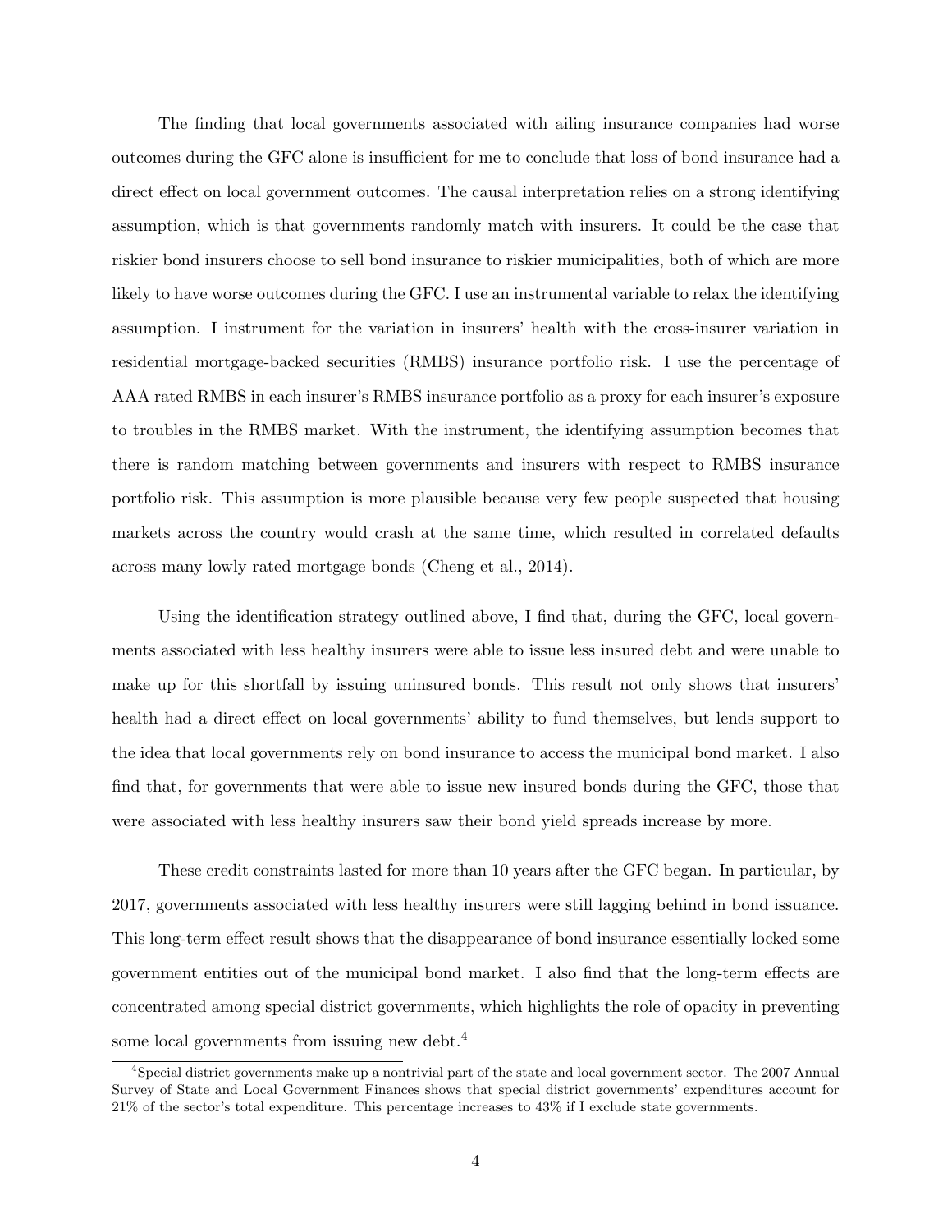The finding that local governments associated with ailing insurance companies had worse outcomes during the GFC alone is insufficient for me to conclude that loss of bond insurance had a direct effect on local government outcomes. The causal interpretation relies on a strong identifying assumption, which is that governments randomly match with insurers. It could be the case that riskier bond insurers choose to sell bond insurance to riskier municipalities, both of which are more likely to have worse outcomes during the GFC. I use an instrumental variable to relax the identifying assumption. I instrument for the variation in insurers' health with the cross-insurer variation in residential mortgage-backed securities (RMBS) insurance portfolio risk. I use the percentage of AAA rated RMBS in each insurer's RMBS insurance portfolio as a proxy for each insurer's exposure to troubles in the RMBS market. With the instrument, the identifying assumption becomes that there is random matching between governments and insurers with respect to RMBS insurance portfolio risk. This assumption is more plausible because very few people suspected that housing markets across the country would crash at the same time, which resulted in correlated defaults across many lowly rated mortgage bonds (Cheng et al., 2014).

Using the identification strategy outlined above, I find that, during the GFC, local governments associated with less healthy insurers were able to issue less insured debt and were unable to make up for this shortfall by issuing uninsured bonds. This result not only shows that insurers' health had a direct effect on local governments' ability to fund themselves, but lends support to the idea that local governments rely on bond insurance to access the municipal bond market. I also find that, for governments that were able to issue new insured bonds during the GFC, those that were associated with less healthy insurers saw their bond yield spreads increase by more.

These credit constraints lasted for more than 10 years after the GFC began. In particular, by 2017, governments associated with less healthy insurers were still lagging behind in bond issuance. This long-term effect result shows that the disappearance of bond insurance essentially locked some government entities out of the municipal bond market. I also find that the long-term effects are concentrated among special district governments, which highlights the role of opacity in preventing some local governments from issuing new debt.[4]

[4] Special district governments make up a nontrivial part of the state and local government sector. The 2007 Annual Survey of State and Local Government Finances shows that special district governments' expenditures account for 21% of the sector's total expenditure. This percentage increases to 43% if I exclude state governments.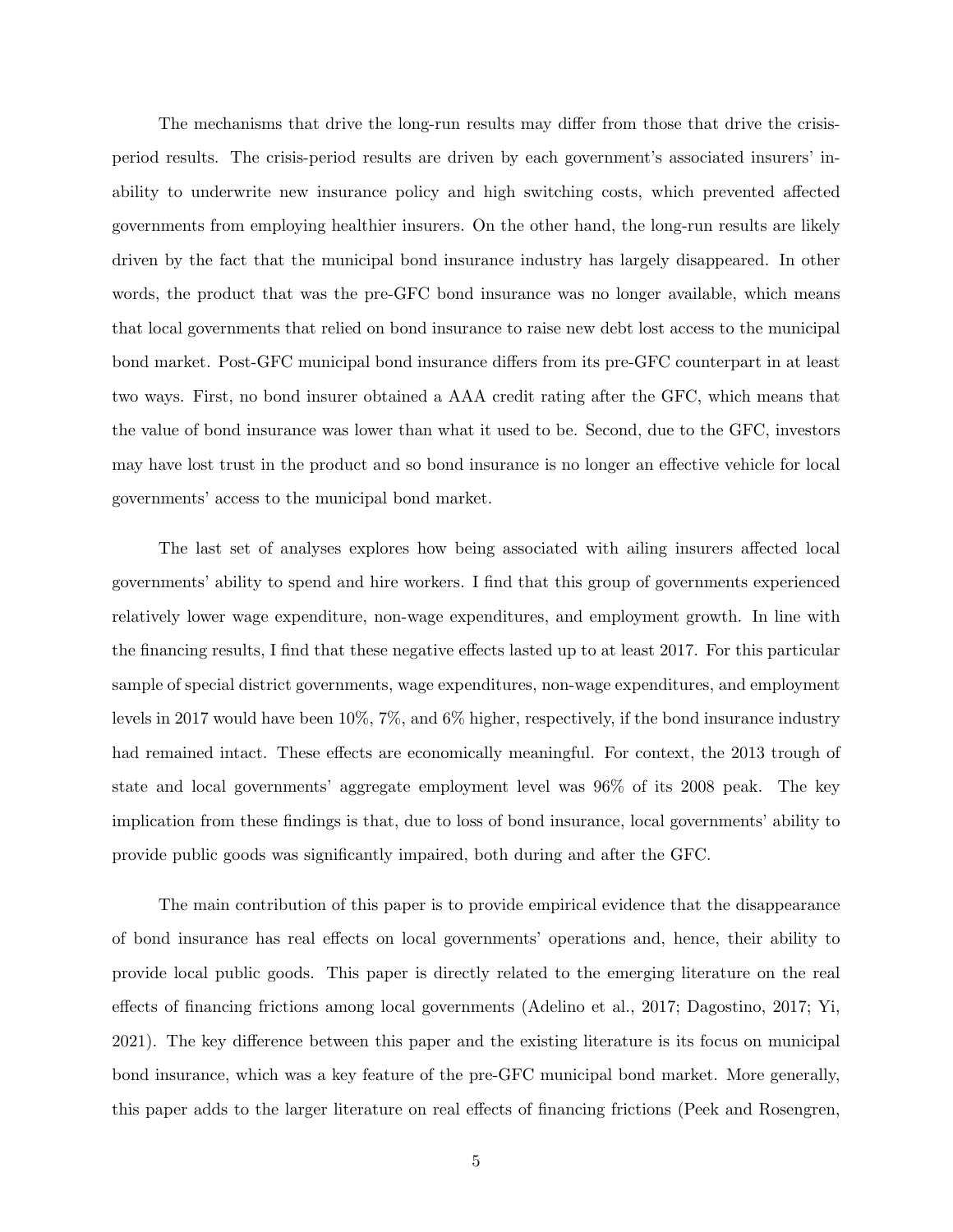The mechanisms that drive the long-run results may differ from those that drive the crisis-period results. The crisis-period results are driven by each government's associated insurers' inability to underwrite new insurance policy and high switching costs, which prevented affected governments from employing healthier insurers. On the other hand, the long-run results are likely driven by the fact that the municipal bond insurance industry has largely disappeared. In other words, the product that was the pre-GFC bond insurance was no longer available, which means that local governments that relied on bond insurance to raise new debt lost access to the municipal bond market. Post-GFC municipal bond insurance differs from its pre-GFC counterpart in at least two ways. First, no bond insurer obtained a AAA credit rating after the GFC, which means that the value of bond insurance was lower than what it used to be. Second, due to the GFC, investors may have lost trust in the product and so bond insurance is no longer an effective vehicle for local governments' access to the municipal bond market.

The last set of analyses explores how being associated with ailing insurers affected local governments' ability to spend and hire workers. I find that this group of governments experienced relatively lower wage expenditure, non-wage expenditures, and employment growth. In line with the financing results, I find that these negative effects lasted up to at least 2017. For this particular sample of special district governments, wage expenditures, non-wage expenditures, and employment levels in 2017 would have been 10%, 7%, and 6% higher, respectively, if the bond insurance industry had remained intact. These effects are economically meaningful. For context, the 2013 trough of state and local governments' aggregate employment level was 96% of its 2008 peak. The key implication from these findings is that, due to loss of bond insurance, local governments' ability to provide public goods was significantly impaired, both during and after the GFC.

The main contribution of this paper is to provide empirical evidence that the disappearance of bond insurance has real effects on local governments' operations and, hence, their ability to provide local public goods. This paper is directly related to the emerging literature on the real effects of financing frictions among local governments (Adelino et al., 2017; Dagostino, 2017; Yi, 2021). The key difference between this paper and the existing literature is its focus on municipal bond insurance, which was a key feature of the pre-GFC municipal bond market. More generally, this paper adds to the larger literature on real effects of financing frictions (Peek and Rosengren,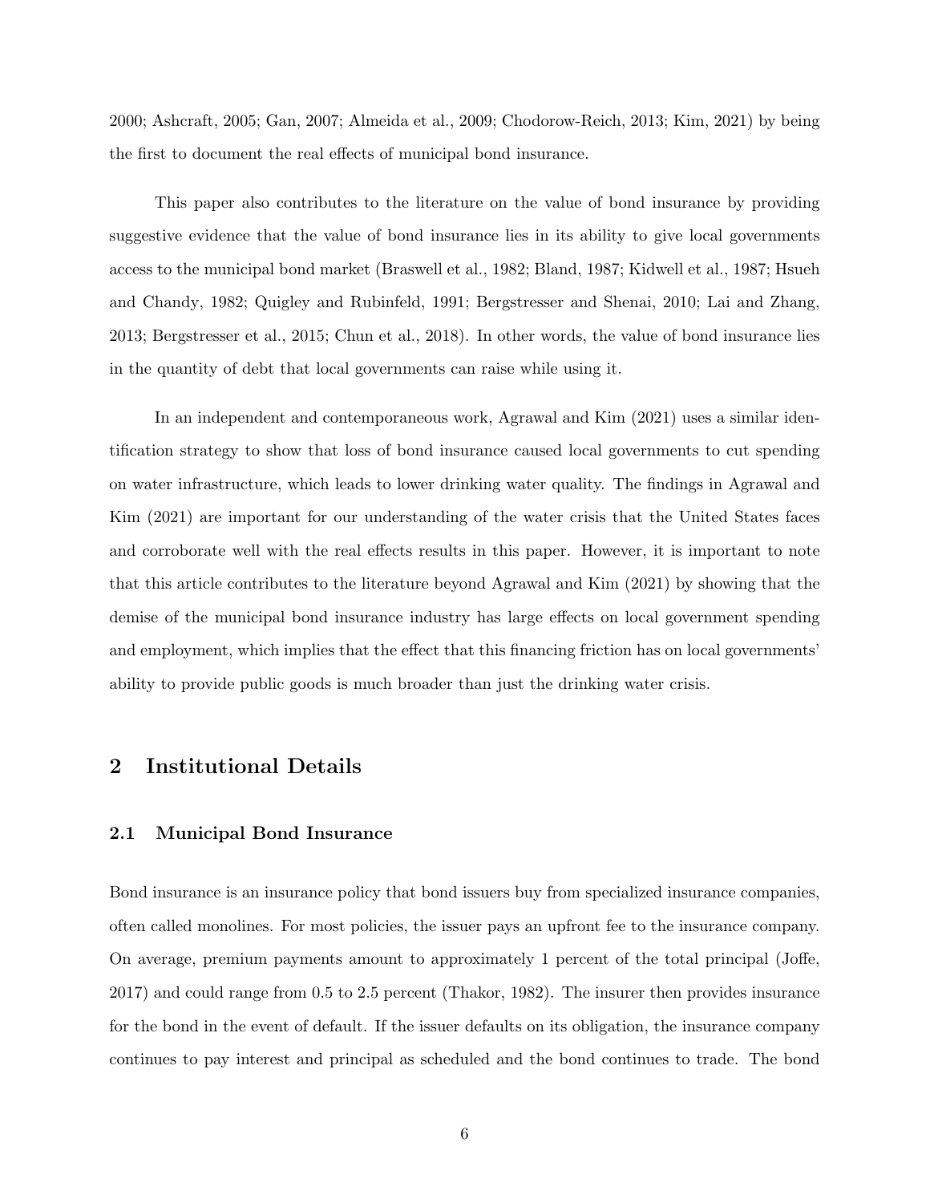2000; Ashcraft, 2005; Gan, 2007; Almeida et al., 2009; Chodorow-Reich, 2013; Kim, 2021) by being the first to document the real effects of municipal bond insurance.

This paper also contributes to the literature on the value of bond insurance by providing suggestive evidence that the value of bond insurance lies in its ability to give local governments access to the municipal bond market (Braswell et al., 1982; Bland, 1987; Kidwell et al., 1987; Hsueh and Chandy, 1982; Quigley and Rubinfeld, 1991; Bergstresser and Shenai, 2010; Lai and Zhang, 2013; Bergstresser et al., 2015; Chun et al., 2018). In other words, the value of bond insurance lies in the quantity of debt that local governments can raise while using it.

In an independent and contemporaneous work, Agrawal and Kim (2021) uses a similar identification strategy to show that loss of bond insurance caused local governments to cut spending on water infrastructure, which leads to lower drinking water quality. The findings in Agrawal and Kim (2021) are important for our understanding of the water crisis that the United States faces and corroborate well with the real effects results in this paper. However, it is important to note that this article contributes to the literature beyond Agrawal and Kim (2021) by showing that the demise of the municipal bond insurance industry has large effects on local government spending and employment, which implies that the effect that this financing friction has on local governments' ability to provide public goods is much broader than just the drinking water crisis.

## 2 Institutional Details

### 2.1 Municipal Bond Insurance

Bond insurance is an insurance policy that bond issuers buy from specialized insurance companies, often called monolines. For most policies, the issuer pays an upfront fee to the insurance company. On average, premium payments amount to approximately 1 percent of the total principal (Joffe, 2017) and could range from 0.5 to 2.5 percent (Thakor, 1982). The insurer then provides insurance for the bond in the event of default. If the issuer defaults on its obligation, the insurance company continues to pay interest and principal as scheduled and the bond continues to trade. The bond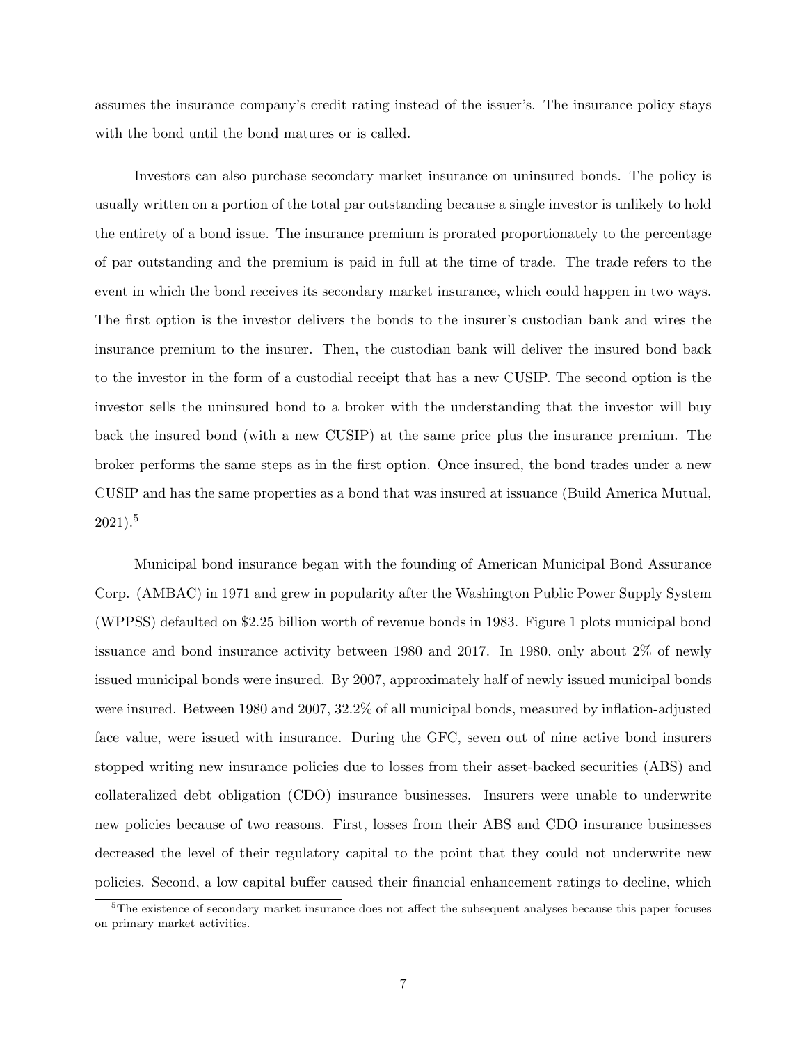assumes the insurance company's credit rating instead of the issuer's. The insurance policy stays with the bond until the bond matures or is called.

Investors can also purchase secondary market insurance on uninsured bonds. The policy is usually written on a portion of the total par outstanding because a single investor is unlikely to hold the entirety of a bond issue. The insurance premium is prorated proportionately to the percentage of par outstanding and the premium is paid in full at the time of trade. The trade refers to the event in which the bond receives its secondary market insurance, which could happen in two ways. The first option is the investor delivers the bonds to the insurer's custodian bank and wires the insurance premium to the insurer. Then, the custodian bank will deliver the insured bond back to the investor in the form of a custodial receipt that has a new CUSIP. The second option is the investor sells the uninsured bond to a broker with the understanding that the investor will buy back the insured bond (with a new CUSIP) at the same price plus the insurance premium. The broker performs the same steps as in the first option. Once insured, the bond trades under a new CUSIP and has the same properties as a bond that was insured at issuance (Build America Mutual, 2021).[5]

Municipal bond insurance began with the founding of American Municipal Bond Assurance Corp. (AMBAC) in 1971 and grew in popularity after the Washington Public Power Supply System (WPPSS) defaulted on $2.25 billion worth of revenue bonds in 1983. Figure 1 plots municipal bond issuance and bond insurance activity between 1980 and 2017. In 1980, only about 2% of newly issued municipal bonds were insured. By 2007, approximately half of newly issued municipal bonds were insured. Between 1980 and 2007, 32.2% of all municipal bonds, measured by inflation-adjusted face value, were issued with insurance. During the GFC, seven out of nine active bond insurers stopped writing new insurance policies due to losses from their asset-backed securities (ABS) and collateralized debt obligation (CDO) insurance businesses. Insurers were unable to underwrite new policies because of two reasons. First, losses from their ABS and CDO insurance businesses decreased the level of their regulatory capital to the point that they could not underwrite new policies. Second, a low capital buffer caused their financial enhancement ratings to decline, which

[5] The existence of secondary market insurance does not affect the subsequent analyses because this paper focuses on primary market activities.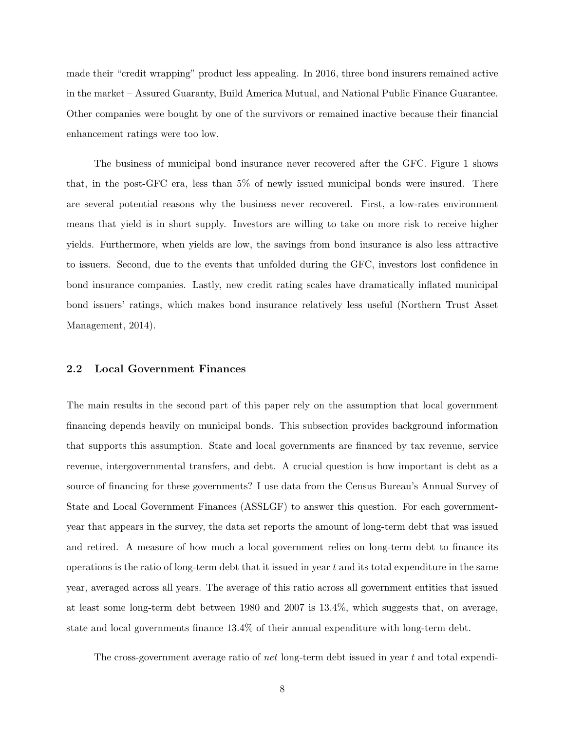made their "credit wrapping" product less appealing. In 2016, three bond insurers remained active in the market – Assured Guaranty, Build America Mutual, and National Public Finance Guarantee. Other companies were bought by one of the survivors or remained inactive because their financial enhancement ratings were too low.

The business of municipal bond insurance never recovered after the GFC. Figure 1 shows that, in the post-GFC era, less than 5% of newly issued municipal bonds were insured. There are several potential reasons why the business never recovered. First, a low-rates environment means that yield is in short supply. Investors are willing to take on more risk to receive higher yields. Furthermore, when yields are low, the savings from bond insurance is also less attractive to issuers. Second, due to the events that unfolded during the GFC, investors lost confidence in bond insurance companies. Lastly, new credit rating scales have dramatically inflated municipal bond issuers' ratings, which makes bond insurance relatively less useful (Northern Trust Asset Management, 2014).

### 2.2 Local Government Finances

The main results in the second part of this paper rely on the assumption that local government financing depends heavily on municipal bonds. This subsection provides background information that supports this assumption. State and local governments are financed by tax revenue, service revenue, intergovernmental transfers, and debt. A crucial question is how important is debt as a source of financing for these governments? I use data from the Census Bureau's Annual Survey of State and Local Government Finances (ASSLGF) to answer this question. For each government-year that appears in the survey, the data set reports the amount of long-term debt that was issued and retired. A measure of how much a local government relies on long-term debt to finance its operations is the ratio of long-term debt that it issued in year $t$ and its total expenditure in the same year, averaged across all years. The average of this ratio across all government entities that issued at least some long-term debt between 1980 and 2007 is 13.4%, which suggests that, on average, state and local governments finance 13.4% of their annual expenditure with long-term debt.

The cross-government average ratio of *net* long-term debt issued in year $t$ and total expendi-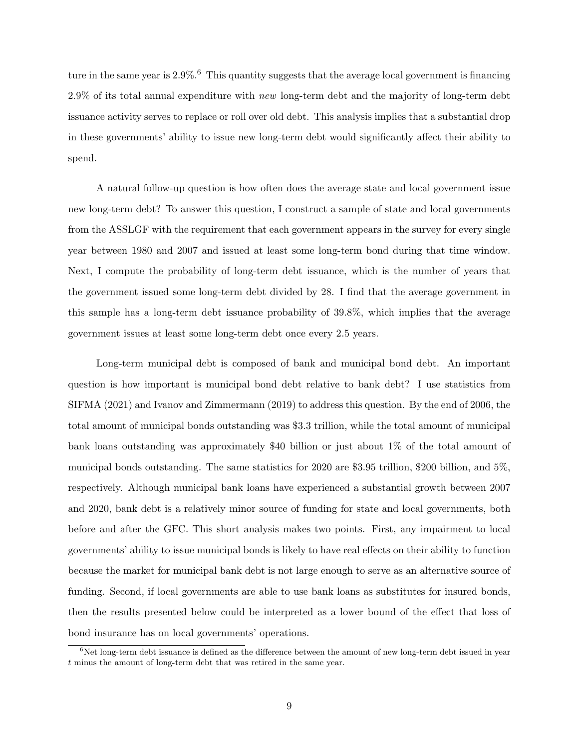ture in the same year is 2.9%.[6] This quantity suggests that the average local government is financing 2.9% of its total annual expenditure with *new* long-term debt and the majority of long-term debt issuance activity serves to replace or roll over old debt. This analysis implies that a substantial drop in these governments' ability to issue new long-term debt would significantly affect their ability to spend.

A natural follow-up question is how often does the average state and local government issue new long-term debt? To answer this question, I construct a sample of state and local governments from the ASSLGF with the requirement that each government appears in the survey for every single year between 1980 and 2007 and issued at least some long-term bond during that time window. Next, I compute the probability of long-term debt issuance, which is the number of years that the government issued some long-term debt divided by 28. I find that the average government in this sample has a long-term debt issuance probability of 39.8%, which implies that the average government issues at least some long-term debt once every 2.5 years.

Long-term municipal debt is composed of bank and municipal bond debt. An important question is how important is municipal bond debt relative to bank debt? I use statistics from SIFMA (2021) and Ivanov and Zimmermann (2019) to address this question. By the end of 2006, the total amount of municipal bonds outstanding was \$3.3 trillion, while the total amount of municipal bank loans outstanding was approximately \$40 billion or just about 1% of the total amount of municipal bonds outstanding. The same statistics for 2020 are \$3.95 trillion, \$200 billion, and 5%, respectively. Although municipal bank loans have experienced a substantial growth between 2007 and 2020, bank debt is a relatively minor source of funding for state and local governments, both before and after the GFC. This short analysis makes two points. First, any impairment to local governments' ability to issue municipal bonds is likely to have real effects on their ability to function because the market for municipal bank debt is not large enough to serve as an alternative source of funding. Second, if local governments are able to use bank loans as substitutes for insured bonds, then the results presented below could be interpreted as a lower bound of the effect that loss of bond insurance has on local governments' operations.

[6] Net long-term debt issuance is defined as the difference between the amount of new long-term debt issued in year $t$ minus the amount of long-term debt that was retired in the same year.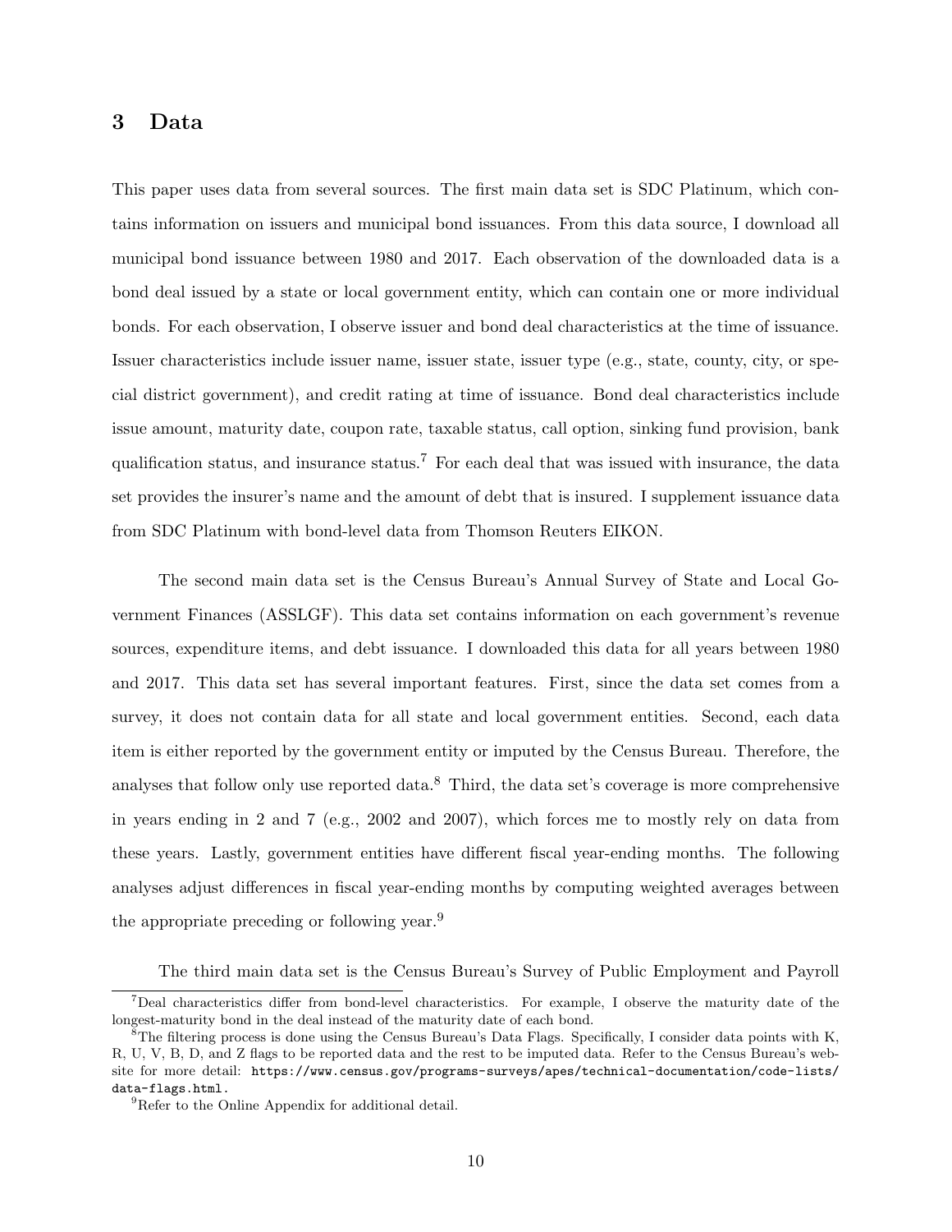## 3 Data

This paper uses data from several sources. The first main data set is SDC Platinum, which contains information on issuers and municipal bond issuances. From this data source, I download all municipal bond issuance between 1980 and 2017. Each observation of the downloaded data is a bond deal issued by a state or local government entity, which can contain one or more individual bonds. For each observation, I observe issuer and bond deal characteristics at the time of issuance. Issuer characteristics include issuer name, issuer state, issuer type (e.g., state, county, city, or special district government), and credit rating at time of issuance. Bond deal characteristics include issue amount, maturity date, coupon rate, taxable status, call option, sinking fund provision, bank qualification status, and insurance status.[7] For each deal that was issued with insurance, the data set provides the insurer's name and the amount of debt that is insured. I supplement issuance data from SDC Platinum with bond-level data from Thomson Reuters EIKON.

The second main data set is the Census Bureau's Annual Survey of State and Local Government Finances (ASSLGF). This data set contains information on each government's revenue sources, expenditure items, and debt issuance. I downloaded this data for all years between 1980 and 2017. This data set has several important features. First, since the data set comes from a survey, it does not contain data for all state and local government entities. Second, each data item is either reported by the government entity or imputed by the Census Bureau. Therefore, the analyses that follow only use reported data.[8] Third, the data set's coverage is more comprehensive in years ending in 2 and 7 (e.g., 2002 and 2007), which forces me to mostly rely on data from these years. Lastly, government entities have different fiscal year-ending months. The following analyses adjust differences in fiscal year-ending months by computing weighted averages between the appropriate preceding or following year.[9]

The third main data set is the Census Bureau's Survey of Public Employment and Payroll

[7] Deal characteristics differ from bond-level characteristics. For example, I observe the maturity date of the longest-maturity bond in the deal instead of the maturity date of each bond.

[8] The filtering process is done using the Census Bureau's Data Flags. Specifically, I consider data points with K, R, U, V, B, D, and Z flags to be reported data and the rest to be imputed data. Refer to the Census Bureau's website for more detail: `https://www.census.gov/programs-surveys/apes/technical-documentation/code-lists/data-flags.html`.

[9] Refer to the Online Appendix for additional detail.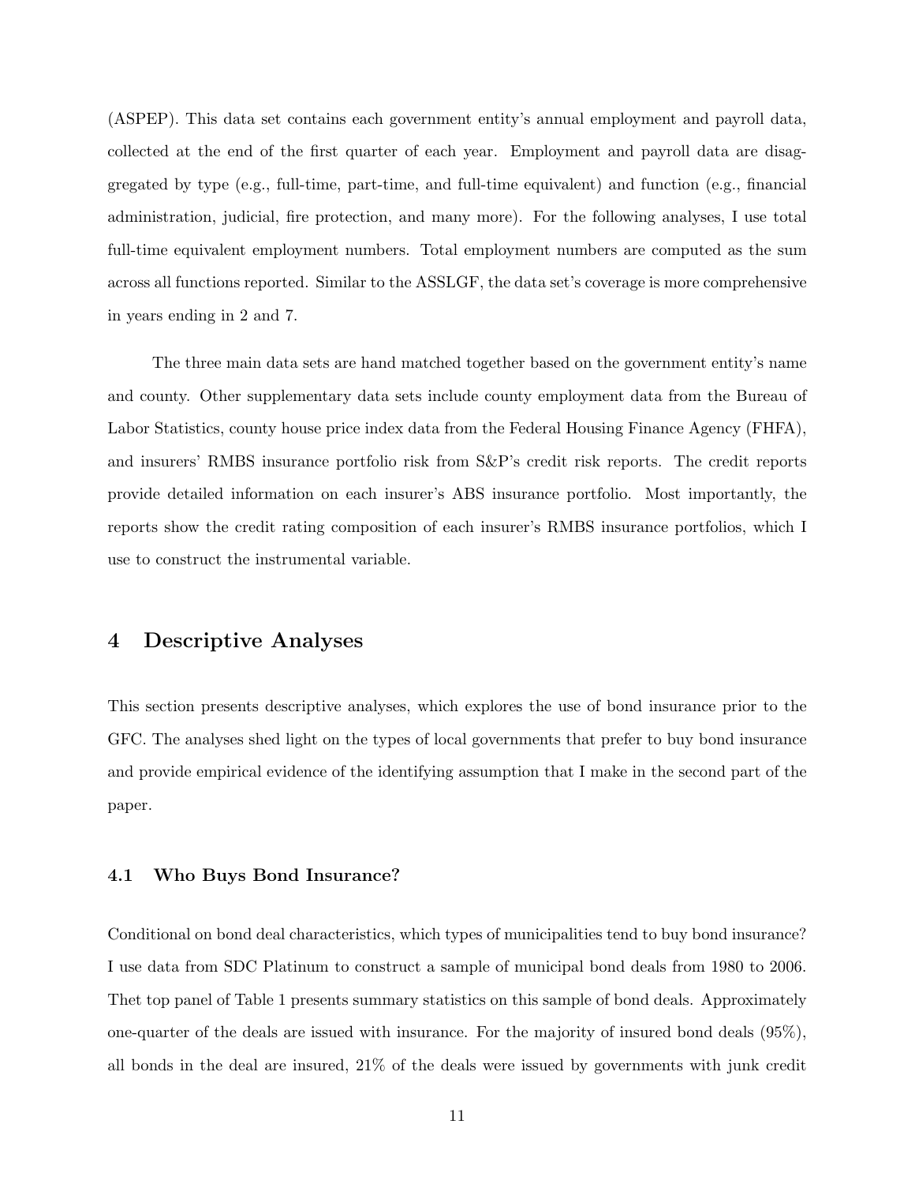(ASPEP). This data set contains each government entity's annual employment and payroll data, collected at the end of the first quarter of each year. Employment and payroll data are disaggregated by type (e.g., full-time, part-time, and full-time equivalent) and function (e.g., financial administration, judicial, fire protection, and many more). For the following analyses, I use total full-time equivalent employment numbers. Total employment numbers are computed as the sum across all functions reported. Similar to the ASSLGF, the data set's coverage is more comprehensive in years ending in 2 and 7.

The three main data sets are hand matched together based on the government entity's name and county. Other supplementary data sets include county employment data from the Bureau of Labor Statistics, county house price index data from the Federal Housing Finance Agency (FHFA), and insurers' RMBS insurance portfolio risk from S&P's credit risk reports. The credit reports provide detailed information on each insurer's ABS insurance portfolio. Most importantly, the reports show the credit rating composition of each insurer's RMBS insurance portfolios, which I use to construct the instrumental variable.

## 4 Descriptive Analyses

This section presents descriptive analyses, which explores the use of bond insurance prior to the GFC. The analyses shed light on the types of local governments that prefer to buy bond insurance and provide empirical evidence of the identifying assumption that I make in the second part of the paper.

### 4.1 Who Buys Bond Insurance?

Conditional on bond deal characteristics, which types of municipalities tend to buy bond insurance? I use data from SDC Platinum to construct a sample of municipal bond deals from 1980 to 2006. Thet top panel of Table 1 presents summary statistics on this sample of bond deals. Approximately one-quarter of the deals are issued with insurance. For the majority of insured bond deals (95%), all bonds in the deal are insured, 21% of the deals were issued by governments with junk credit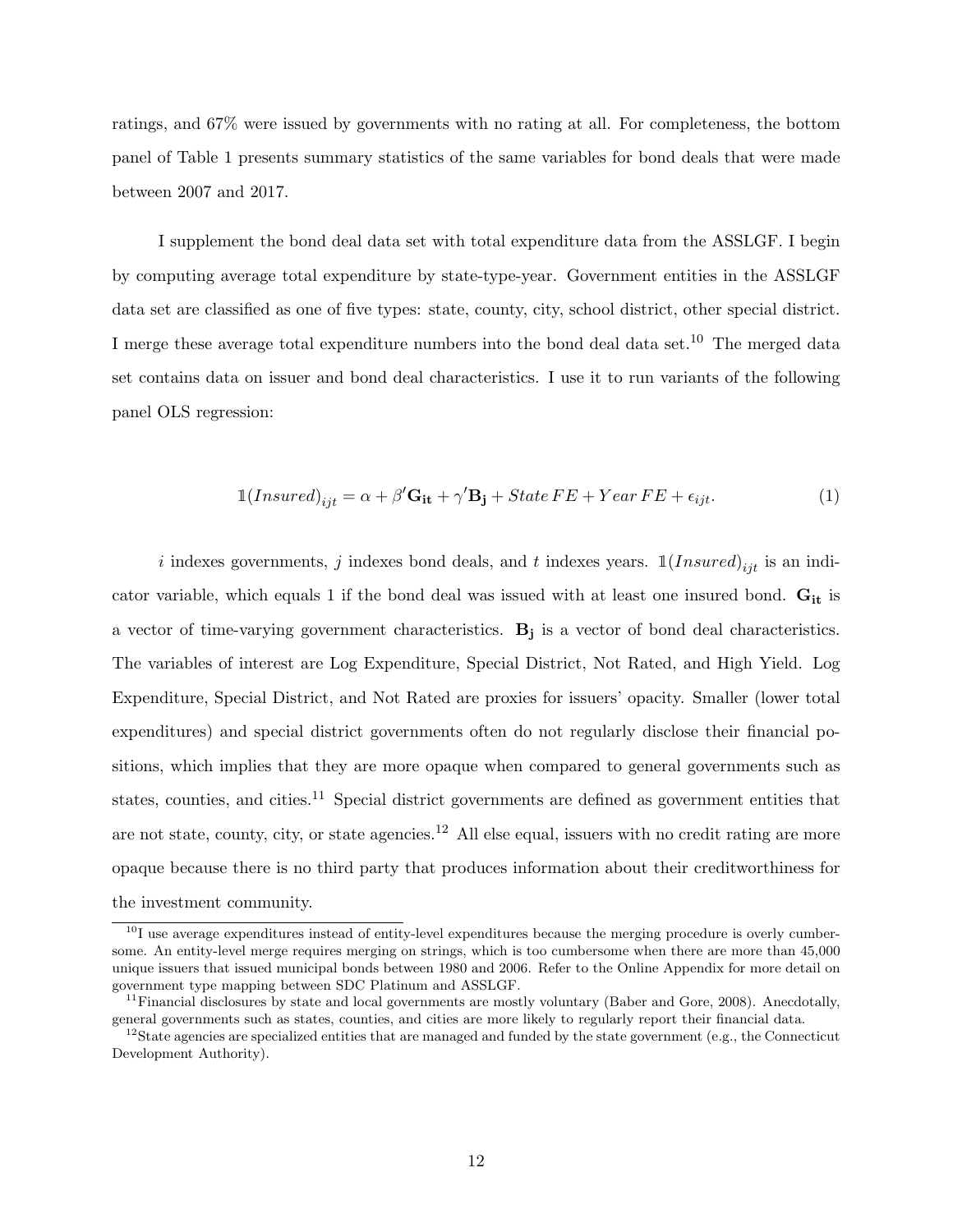ratings, and 67% were issued by governments with no rating at all. For completeness, the bottom panel of Table 1 presents summary statistics of the same variables for bond deals that were made between 2007 and 2017.

I supplement the bond deal data set with total expenditure data from the ASSLGF. I begin by computing average total expenditure by state-type-year. Government entities in the ASSLGF data set are classified as one of five types: state, county, city, school district, other special district. I merge these average total expenditure numbers into the bond deal data set.[10] The merged data set contains data on issuer and bond deal characteristics. I use it to run variants of the following panel OLS regression:

$$\mathbb{1}(Insured)_{ijt} = \alpha + \beta' \mathbf{G_{it}} + \gamma' \mathbf{B_j} + State\, FE + Year\, FE + \epsilon_{ijt}. \tag{1}$$

$i$ indexes governments, $j$ indexes bond deals, and $t$ indexes years. $\mathbb{1}(Insured)_{ijt}$ is an indicator variable, which equals 1 if the bond deal was issued with at least one insured bond. $\mathbf{G_{it}}$ is a vector of time-varying government characteristics. $\mathbf{B_j}$ is a vector of bond deal characteristics. The variables of interest are Log Expenditure, Special District, Not Rated, and High Yield. Log Expenditure, Special District, and Not Rated are proxies for issuers' opacity. Smaller (lower total expenditures) and special district governments often do not regularly disclose their financial positions, which implies that they are more opaque when compared to general governments such as states, counties, and cities.[11] Special district governments are defined as government entities that are not state, county, city, or state agencies.[12] All else equal, issuers with no credit rating are more opaque because there is no third party that produces information about their creditworthiness for the investment community.

---

[10] I use average expenditures instead of entity-level expenditures because the merging procedure is overly cumbersome. An entity-level merge requires merging on strings, which is too cumbersome when there are more than 45,000 unique issuers that issued municipal bonds between 1980 and 2006. Refer to the Online Appendix for more detail on government type mapping between SDC Platinum and ASSLGF.

[11] Financial disclosures by state and local governments are mostly voluntary (Baber and Gore, 2008). Anecdotally, general governments such as states, counties, and cities are more likely to regularly report their financial data.

[12] State agencies are specialized entities that are managed and funded by the state government (e.g., the Connecticut Development Authority).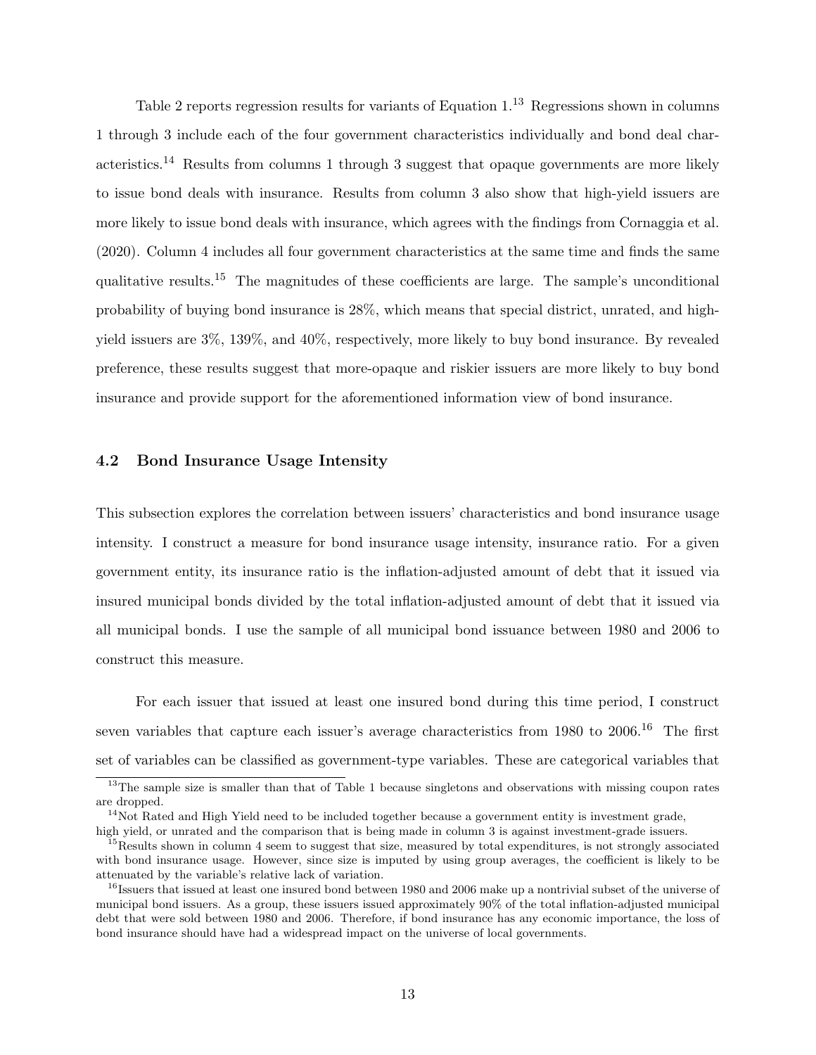Table 2 reports regression results for variants of Equation 1.[13] Regressions shown in columns 1 through 3 include each of the four government characteristics individually and bond deal characteristics.[14] Results from columns 1 through 3 suggest that opaque governments are more likely to issue bond deals with insurance. Results from column 3 also show that high-yield issuers are more likely to issue bond deals with insurance, which agrees with the findings from Cornaggia et al. (2020). Column 4 includes all four government characteristics at the same time and finds the same qualitative results.[15] The magnitudes of these coefficients are large. The sample's unconditional probability of buying bond insurance is 28%, which means that special district, unrated, and high-yield issuers are 3%, 139%, and 40%, respectively, more likely to buy bond insurance. By revealed preference, these results suggest that more-opaque and riskier issuers are more likely to buy bond insurance and provide support for the aforementioned information view of bond insurance.

### 4.2 Bond Insurance Usage Intensity

This subsection explores the correlation between issuers' characteristics and bond insurance usage intensity. I construct a measure for bond insurance usage intensity, insurance ratio. For a given government entity, its insurance ratio is the inflation-adjusted amount of debt that it issued via insured municipal bonds divided by the total inflation-adjusted amount of debt that it issued via all municipal bonds. I use the sample of all municipal bond issuance between 1980 and 2006 to construct this measure.

For each issuer that issued at least one insured bond during this time period, I construct seven variables that capture each issuer's average characteristics from 1980 to 2006.[16] The first set of variables can be classified as government-type variables. These are categorical variables that

---

[13] The sample size is smaller than that of Table 1 because singletons and observations with missing coupon rates are dropped.

[14] Not Rated and High Yield need to be included together because a government entity is investment grade, high yield, or unrated and the comparison that is being made in column 3 is against investment-grade issuers.

[15] Results shown in column 4 seem to suggest that size, measured by total expenditures, is not strongly associated with bond insurance usage. However, since size is imputed by using group averages, the coefficient is likely to be attenuated by the variable's relative lack of variation.

[16] Issuers that issued at least one insured bond between 1980 and 2006 make up a nontrivial subset of the universe of municipal bond issuers. As a group, these issuers issued approximately 90% of the total inflation-adjusted municipal debt that were sold between 1980 and 2006. Therefore, if bond insurance has any economic importance, the loss of bond insurance should have had a widespread impact on the universe of local governments.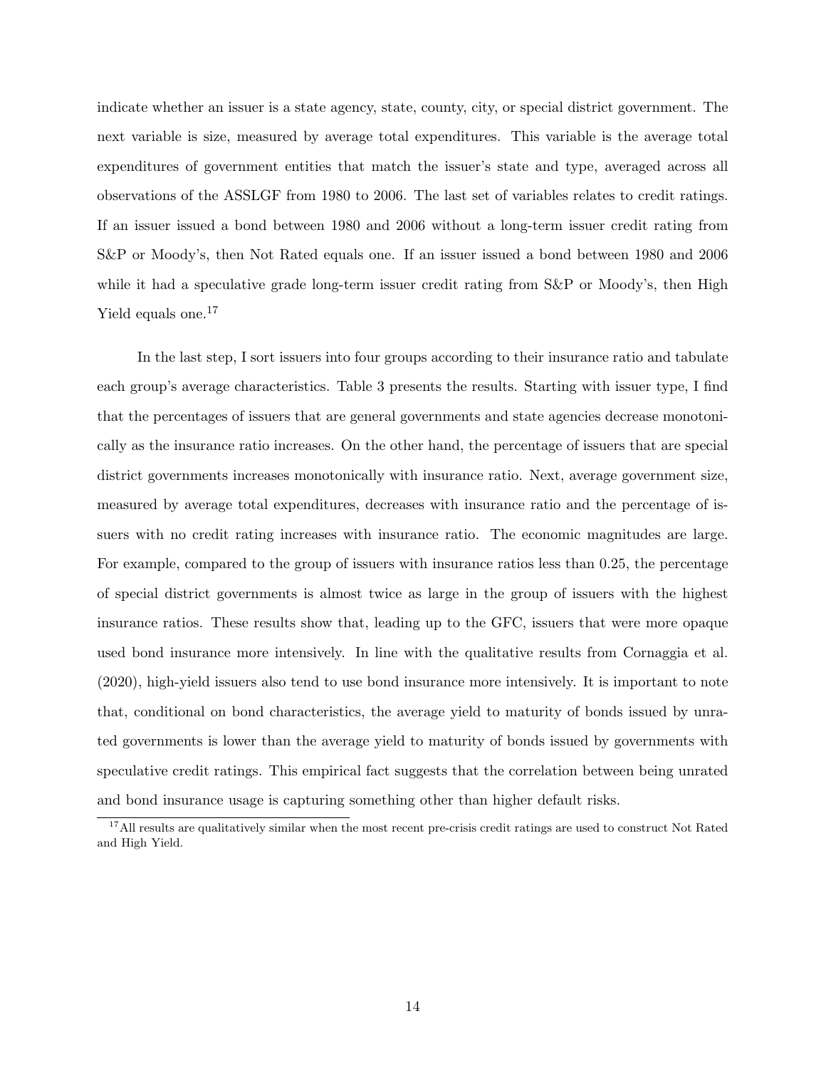indicate whether an issuer is a state agency, state, county, city, or special district government. The next variable is size, measured by average total expenditures. This variable is the average total expenditures of government entities that match the issuer's state and type, averaged across all observations of the ASSLGF from 1980 to 2006. The last set of variables relates to credit ratings. If an issuer issued a bond between 1980 and 2006 without a long-term issuer credit rating from S&P or Moody's, then Not Rated equals one. If an issuer issued a bond between 1980 and 2006 while it had a speculative grade long-term issuer credit rating from S&P or Moody's, then High Yield equals one.[17]

In the last step, I sort issuers into four groups according to their insurance ratio and tabulate each group's average characteristics. Table 3 presents the results. Starting with issuer type, I find that the percentages of issuers that are general governments and state agencies decrease monotonically as the insurance ratio increases. On the other hand, the percentage of issuers that are special district governments increases monotonically with insurance ratio. Next, average government size, measured by average total expenditures, decreases with insurance ratio and the percentage of issuers with no credit rating increases with insurance ratio. The economic magnitudes are large. For example, compared to the group of issuers with insurance ratios less than 0.25, the percentage of special district governments is almost twice as large in the group of issuers with the highest insurance ratios. These results show that, leading up to the GFC, issuers that were more opaque used bond insurance more intensively. In line with the qualitative results from Cornaggia et al. (2020), high-yield issuers also tend to use bond insurance more intensively. It is important to note that, conditional on bond characteristics, the average yield to maturity of bonds issued by unrated governments is lower than the average yield to maturity of bonds issued by governments with speculative credit ratings. This empirical fact suggests that the correlation between being unrated and bond insurance usage is capturing something other than higher default risks.

[17] All results are qualitatively similar when the most recent pre-crisis credit ratings are used to construct Not Rated and High Yield.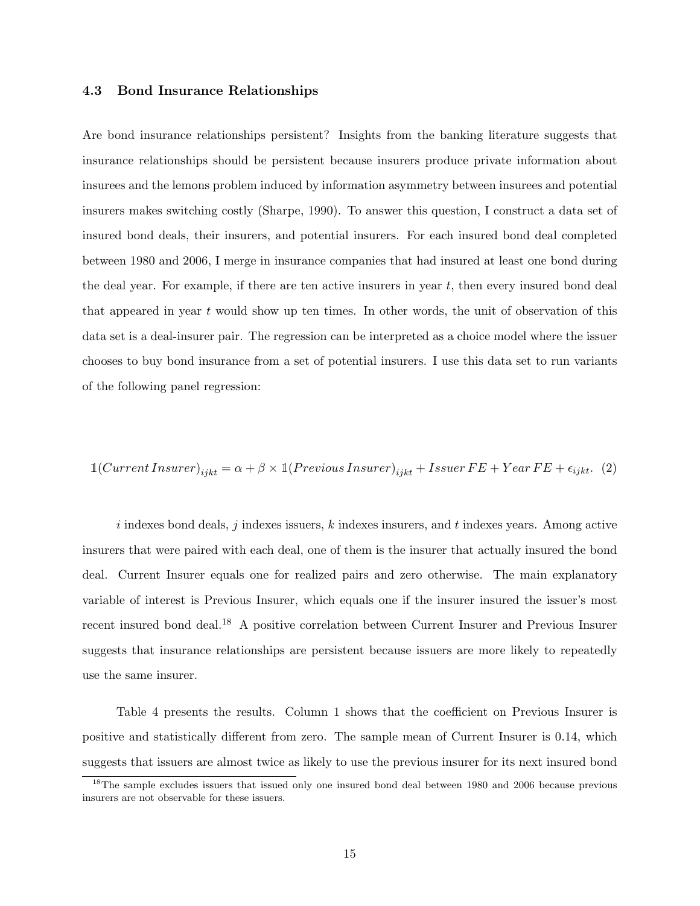### 4.3 Bond Insurance Relationships

Are bond insurance relationships persistent? Insights from the banking literature suggests that insurance relationships should be persistent because insurers produce private information about insurees and the lemons problem induced by information asymmetry between insurees and potential insurers makes switching costly (Sharpe, 1990). To answer this question, I construct a data set of insured bond deals, their insurers, and potential insurers. For each insured bond deal completed between 1980 and 2006, I merge in insurance companies that had insured at least one bond during the deal year. For example, if there are ten active insurers in year $t$, then every insured bond deal that appeared in year $t$ would show up ten times. In other words, the unit of observation of this data set is a deal-insurer pair. The regression can be interpreted as a choice model where the issuer chooses to buy bond insurance from a set of potential insurers. I use this data set to run variants of the following panel regression:

$$\mathbb{1}(Current\,Insurer)_{ijkt} = \alpha + \beta \times \mathbb{1}(Previous\,Insurer)_{ijkt} + Issuer\,FE + Year\,FE + \epsilon_{ijkt}. \quad (2)$$

$i$ indexes bond deals, $j$ indexes issuers, $k$ indexes insurers, and $t$ indexes years. Among active insurers that were paired with each deal, one of them is the insurer that actually insured the bond deal. Current Insurer equals one for realized pairs and zero otherwise. The main explanatory variable of interest is Previous Insurer, which equals one if the insurer insured the issuer's most recent insured bond deal.[18] A positive correlation between Current Insurer and Previous Insurer suggests that insurance relationships are persistent because issuers are more likely to repeatedly use the same insurer.

Table 4 presents the results. Column 1 shows that the coefficient on Previous Insurer is positive and statistically different from zero. The sample mean of Current Insurer is 0.14, which suggests that issuers are almost twice as likely to use the previous insurer for its next insured bond

[18] The sample excludes issuers that issued only one insured bond deal between 1980 and 2006 because previous insurers are not observable for these issuers.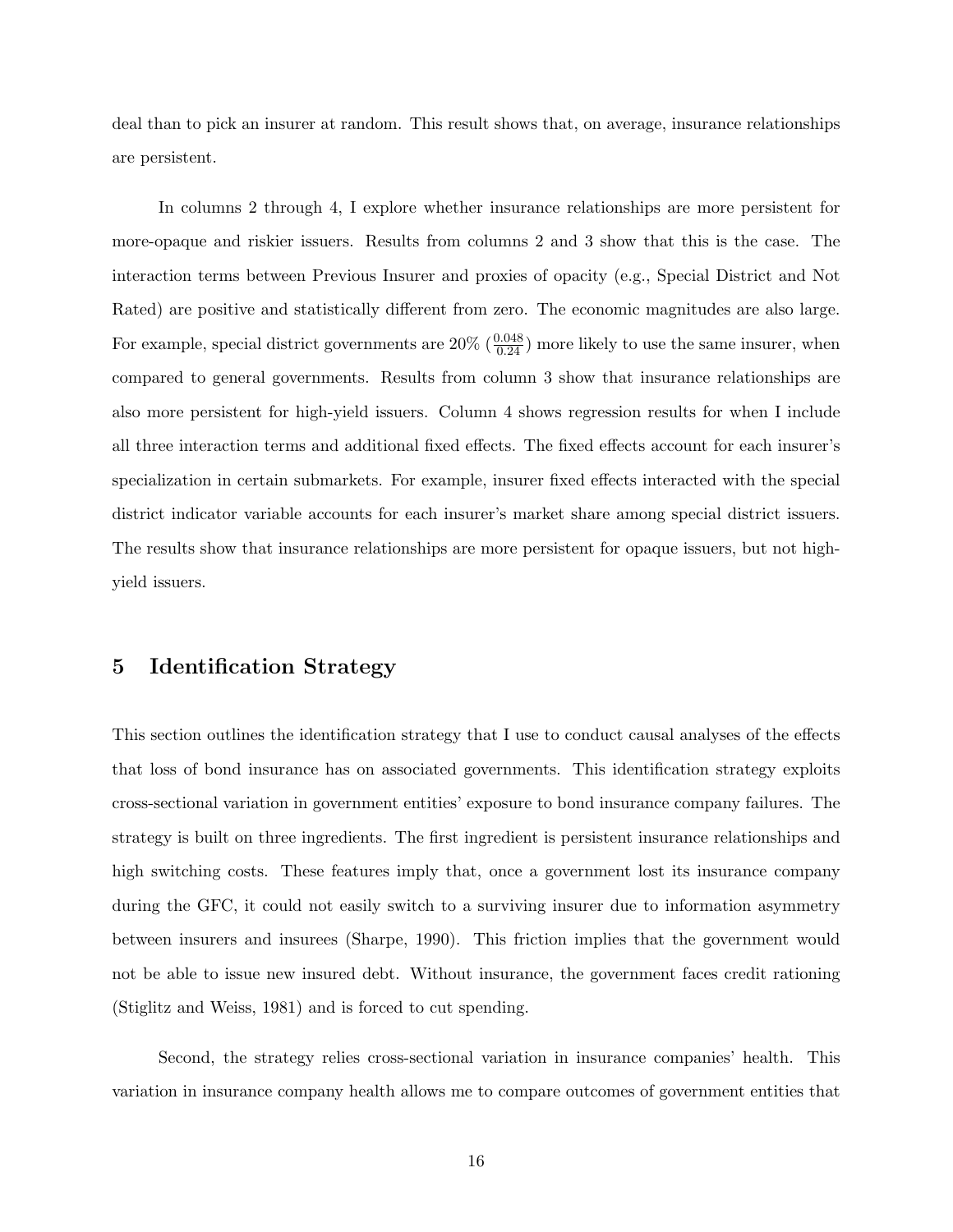deal than to pick an insurer at random. This result shows that, on average, insurance relationships are persistent.

In columns 2 through 4, I explore whether insurance relationships are more persistent for more-opaque and riskier issuers. Results from columns 2 and 3 show that this is the case. The interaction terms between Previous Insurer and proxies of opacity (e.g., Special District and Not Rated) are positive and statistically different from zero. The economic magnitudes are also large. For example, special district governments are 20% ($\frac{0.048}{0.24}$) more likely to use the same insurer, when compared to general governments. Results from column 3 show that insurance relationships are also more persistent for high-yield issuers. Column 4 shows regression results for when I include all three interaction terms and additional fixed effects. The fixed effects account for each insurer's specialization in certain submarkets. For example, insurer fixed effects interacted with the special district indicator variable accounts for each insurer's market share among special district issuers. The results show that insurance relationships are more persistent for opaque issuers, but not high-yield issuers.

## 5 Identification Strategy

This section outlines the identification strategy that I use to conduct causal analyses of the effects that loss of bond insurance has on associated governments. This identification strategy exploits cross-sectional variation in government entities' exposure to bond insurance company failures. The strategy is built on three ingredients. The first ingredient is persistent insurance relationships and high switching costs. These features imply that, once a government lost its insurance company during the GFC, it could not easily switch to a surviving insurer due to information asymmetry between insurers and insurees (Sharpe, 1990). This friction implies that the government would not be able to issue new insured debt. Without insurance, the government faces credit rationing (Stiglitz and Weiss, 1981) and is forced to cut spending.

Second, the strategy relies cross-sectional variation in insurance companies' health. This variation in insurance company health allows me to compare outcomes of government entities that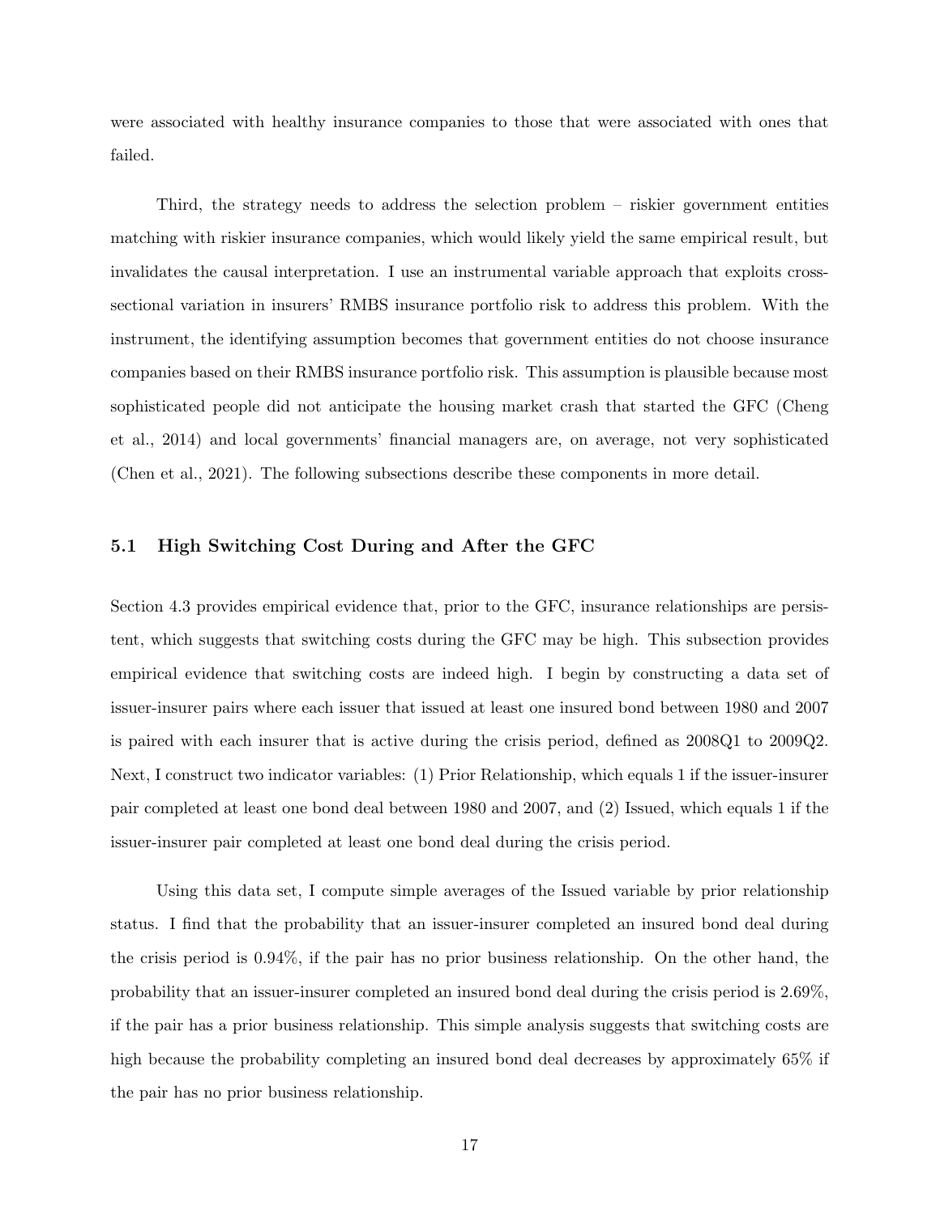were associated with healthy insurance companies to those that were associated with ones that failed.

Third, the strategy needs to address the selection problem – riskier government entities matching with riskier insurance companies, which would likely yield the same empirical result, but invalidates the causal interpretation. I use an instrumental variable approach that exploits cross-sectional variation in insurers' RMBS insurance portfolio risk to address this problem. With the instrument, the identifying assumption becomes that government entities do not choose insurance companies based on their RMBS insurance portfolio risk. This assumption is plausible because most sophisticated people did not anticipate the housing market crash that started the GFC (Cheng et al., 2014) and local governments' financial managers are, on average, not very sophisticated (Chen et al., 2021). The following subsections describe these components in more detail.

### 5.1 High Switching Cost During and After the GFC

Section 4.3 provides empirical evidence that, prior to the GFC, insurance relationships are persistent, which suggests that switching costs during the GFC may be high. This subsection provides empirical evidence that switching costs are indeed high. I begin by constructing a data set of issuer-insurer pairs where each issuer that issued at least one insured bond between 1980 and 2007 is paired with each insurer that is active during the crisis period, defined as 2008Q1 to 2009Q2. Next, I construct two indicator variables: (1) Prior Relationship, which equals 1 if the issuer-insurer pair completed at least one bond deal between 1980 and 2007, and (2) Issued, which equals 1 if the issuer-insurer pair completed at least one bond deal during the crisis period.

Using this data set, I compute simple averages of the Issued variable by prior relationship status. I find that the probability that an issuer-insurer completed an insured bond deal during the crisis period is 0.94%, if the pair has no prior business relationship. On the other hand, the probability that an issuer-insurer completed an insured bond deal during the crisis period is 2.69%, if the pair has a prior business relationship. This simple analysis suggests that switching costs are high because the probability completing an insured bond deal decreases by approximately 65% if the pair has no prior business relationship.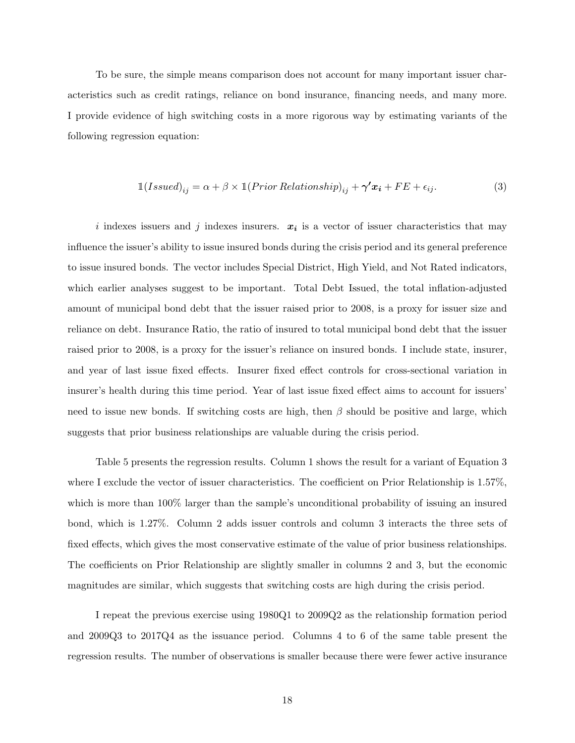To be sure, the simple means comparison does not account for many important issuer characteristics such as credit ratings, reliance on bond insurance, financing needs, and many more. I provide evidence of high switching costs in a more rigorous way by estimating variants of the following regression equation:

$$\mathbb{1}(Issued)_{ij} = \alpha + \beta \times \mathbb{1}(Prior\, Relationship)_{ij} + \boldsymbol{\gamma' x_i} + FE + \epsilon_{ij}. \tag{3}$$

$i$ indexes issuers and $j$ indexes insurers. $\boldsymbol{x_i}$ is a vector of issuer characteristics that may influence the issuer's ability to issue insured bonds during the crisis period and its general preference to issue insured bonds. The vector includes Special District, High Yield, and Not Rated indicators, which earlier analyses suggest to be important. Total Debt Issued, the total inflation-adjusted amount of municipal bond debt that the issuer raised prior to 2008, is a proxy for issuer size and reliance on debt. Insurance Ratio, the ratio of insured to total municipal bond debt that the issuer raised prior to 2008, is a proxy for the issuer's reliance on insured bonds. I include state, insurer, and year of last issue fixed effects. Insurer fixed effect controls for cross-sectional variation in insurer's health during this time period. Year of last issue fixed effect aims to account for issuers' need to issue new bonds. If switching costs are high, then $\beta$ should be positive and large, which suggests that prior business relationships are valuable during the crisis period.

Table 5 presents the regression results. Column 1 shows the result for a variant of Equation 3 where I exclude the vector of issuer characteristics. The coefficient on Prior Relationship is 1.57%, which is more than 100% larger than the sample's unconditional probability of issuing an insured bond, which is 1.27%. Column 2 adds issuer controls and column 3 interacts the three sets of fixed effects, which gives the most conservative estimate of the value of prior business relationships. The coefficients on Prior Relationship are slightly smaller in columns 2 and 3, but the economic magnitudes are similar, which suggests that switching costs are high during the crisis period.

I repeat the previous exercise using 1980Q1 to 2009Q2 as the relationship formation period and 2009Q3 to 2017Q4 as the issuance period. Columns 4 to 6 of the same table present the regression results. The number of observations is smaller because there were fewer active insurance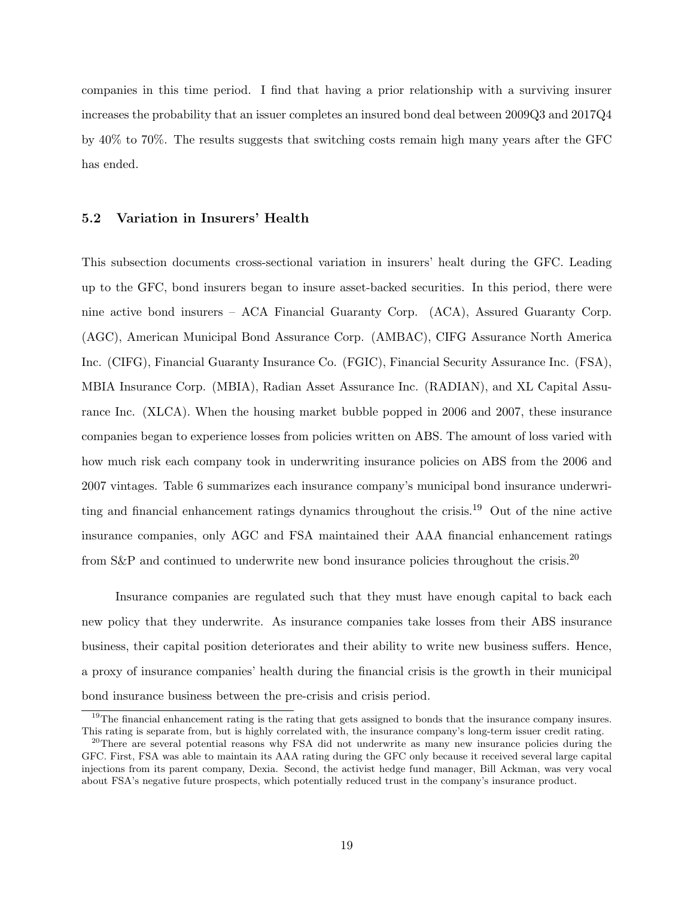companies in this time period. I find that having a prior relationship with a surviving insurer increases the probability that an issuer completes an insured bond deal between 2009Q3 and 2017Q4 by 40% to 70%. The results suggests that switching costs remain high many years after the GFC has ended.

### 5.2 Variation in Insurers' Health

This subsection documents cross-sectional variation in insurers' healt during the GFC. Leading up to the GFC, bond insurers began to insure asset-backed securities. In this period, there were nine active bond insurers – ACA Financial Guaranty Corp. (ACA), Assured Guaranty Corp. (AGC), American Municipal Bond Assurance Corp. (AMBAC), CIFG Assurance North America Inc. (CIFG), Financial Guaranty Insurance Co. (FGIC), Financial Security Assurance Inc. (FSA), MBIA Insurance Corp. (MBIA), Radian Asset Assurance Inc. (RADIAN), and XL Capital Assurance Inc. (XLCA). When the housing market bubble popped in 2006 and 2007, these insurance companies began to experience losses from policies written on ABS. The amount of loss varied with how much risk each company took in underwriting insurance policies on ABS from the 2006 and 2007 vintages. Table 6 summarizes each insurance company's municipal bond insurance underwriting and financial enhancement ratings dynamics throughout the crisis.[19] Out of the nine active insurance companies, only AGC and FSA maintained their AAA financial enhancement ratings from S&P and continued to underwrite new bond insurance policies throughout the crisis.[20]

Insurance companies are regulated such that they must have enough capital to back each new policy that they underwrite. As insurance companies take losses from their ABS insurance business, their capital position deteriorates and their ability to write new business suffers. Hence, a proxy of insurance companies' health during the financial crisis is the growth in their municipal bond insurance business between the pre-crisis and crisis period.

[19] The financial enhancement rating is the rating that gets assigned to bonds that the insurance company insures. This rating is separate from, but is highly correlated with, the insurance company's long-term issuer credit rating.

[20] There are several potential reasons why FSA did not underwrite as many new insurance policies during the GFC. First, FSA was able to maintain its AAA rating during the GFC only because it received several large capital injections from its parent company, Dexia. Second, the activist hedge fund manager, Bill Ackman, was very vocal about FSA's negative future prospects, which potentially reduced trust in the company's insurance product.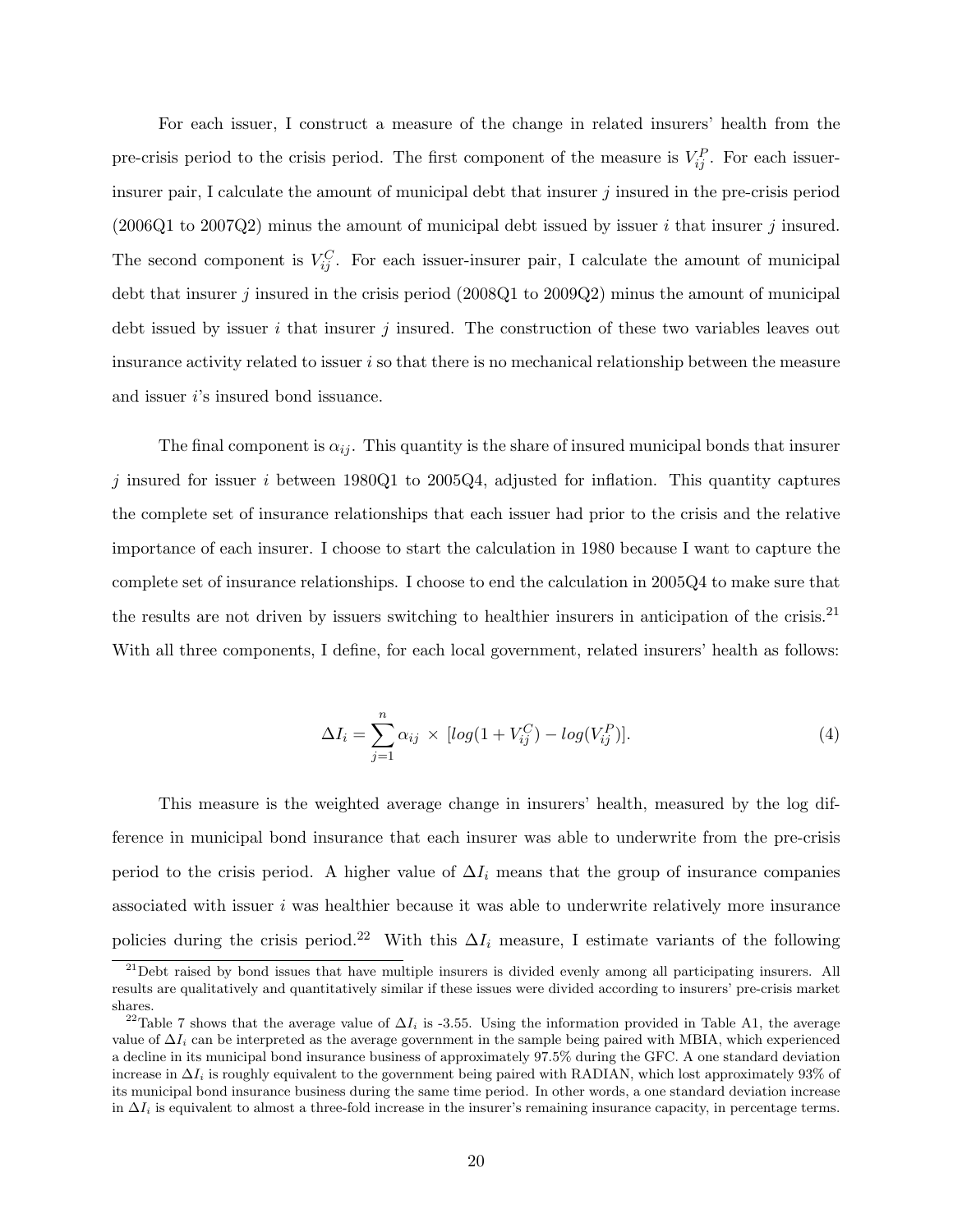For each issuer, I construct a measure of the change in related insurers' health from the pre-crisis period to the crisis period. The first component of the measure is $V_{ij}^{P}$. For each issuer-insurer pair, I calculate the amount of municipal debt that insurer $j$ insured in the pre-crisis period (2006Q1 to 2007Q2) minus the amount of municipal debt issued by issuer $i$ that insurer $j$ insured. The second component is $V_{ij}^{C}$. For each issuer-insurer pair, I calculate the amount of municipal debt that insurer $j$ insured in the crisis period (2008Q1 to 2009Q2) minus the amount of municipal debt issued by issuer $i$ that insurer $j$ insured. The construction of these two variables leaves out insurance activity related to issuer $i$ so that there is no mechanical relationship between the measure and issuer $i$'s insured bond issuance.

The final component is $\alpha_{ij}$. This quantity is the share of insured municipal bonds that insurer $j$ insured for issuer $i$ between 1980Q1 to 2005Q4, adjusted for inflation. This quantity captures the complete set of insurance relationships that each issuer had prior to the crisis and the relative importance of each insurer. I choose to start the calculation in 1980 because I want to capture the complete set of insurance relationships. I choose to end the calculation in 2005Q4 to make sure that the results are not driven by issuers switching to healthier insurers in anticipation of the crisis.[21] With all three components, I define, for each local government, related insurers' health as follows:

$$\Delta I_i = \sum_{j=1}^{n} \alpha_{ij} \times [log(1 + V_{ij}^{C}) - log(V_{ij}^{P})]. \tag{4}$$

This measure is the weighted average change in insurers' health, measured by the log difference in municipal bond insurance that each insurer was able to underwrite from the pre-crisis period to the crisis period. A higher value of $\Delta I_i$ means that the group of insurance companies associated with issuer $i$ was healthier because it was able to underwrite relatively more insurance policies during the crisis period.[22] With this $\Delta I_i$ measure, I estimate variants of the following

[21] Debt raised by bond issues that have multiple insurers is divided evenly among all participating insurers. All results are qualitatively and quantitatively similar if these issues were divided according to insurers' pre-crisis market shares.

[22] Table 7 shows that the average value of $\Delta I_i$ is -3.55. Using the information provided in Table A1, the average value of $\Delta I_i$ can be interpreted as the average government in the sample being paired with MBIA, which experienced a decline in its municipal bond insurance business of approximately 97.5% during the GFC. A one standard deviation increase in $\Delta I_i$ is roughly equivalent to the government being paired with RADIAN, which lost approximately 93% of its municipal bond insurance business during the same time period. In other words, a one standard deviation increase in $\Delta I_i$ is equivalent to almost a three-fold increase in the insurer's remaining insurance capacity, in percentage terms.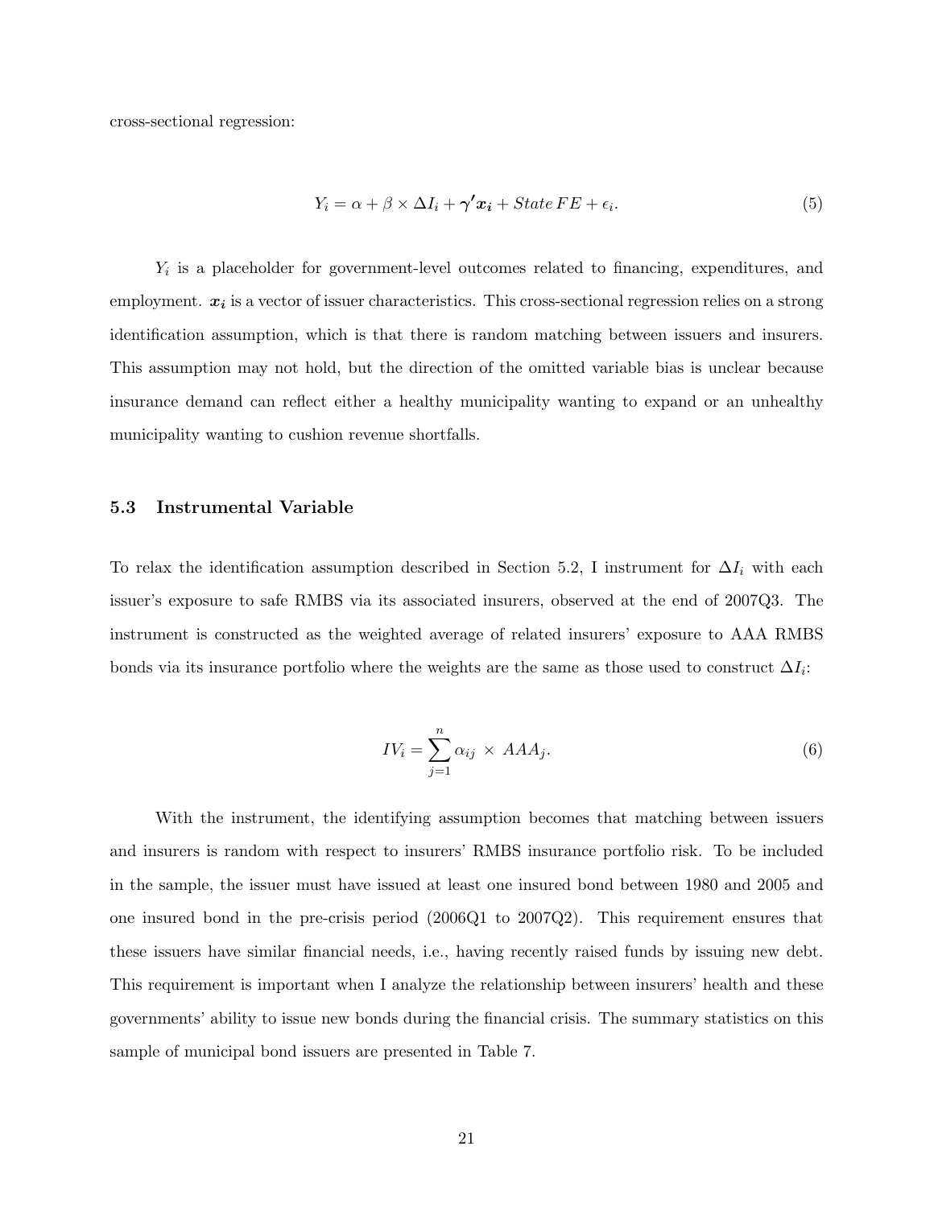cross-sectional regression:

$$Y_i = \alpha + \beta \times \Delta I_i + \boldsymbol{\gamma' x_i} + State\,FE + \epsilon_i. \tag{5}$$

$Y_i$ is a placeholder for government-level outcomes related to financing, expenditures, and employment. $\boldsymbol{x_i}$ is a vector of issuer characteristics. This cross-sectional regression relies on a strong identification assumption, which is that there is random matching between issuers and insurers. This assumption may not hold, but the direction of the omitted variable bias is unclear because insurance demand can reflect either a healthy municipality wanting to expand or an unhealthy municipality wanting to cushion revenue shortfalls.

### 5.3 Instrumental Variable

To relax the identification assumption described in Section 5.2, I instrument for $\Delta I_i$ with each issuer's exposure to safe RMBS via its associated insurers, observed at the end of 2007Q3. The instrument is constructed as the weighted average of related insurers' exposure to AAA RMBS bonds via its insurance portfolio where the weights are the same as those used to construct $\Delta I_i$:

$$IV_i = \sum_{j=1}^{n} \alpha_{ij} \times AAA_j. \tag{6}$$

With the instrument, the identifying assumption becomes that matching between issuers and insurers is random with respect to insurers' RMBS insurance portfolio risk. To be included in the sample, the issuer must have issued at least one insured bond between 1980 and 2005 and one insured bond in the pre-crisis period (2006Q1 to 2007Q2). This requirement ensures that these issuers have similar financial needs, i.e., having recently raised funds by issuing new debt. This requirement is important when I analyze the relationship between insurers' health and these governments' ability to issue new bonds during the financial crisis. The summary statistics on this sample of municipal bond issuers are presented in Table 7.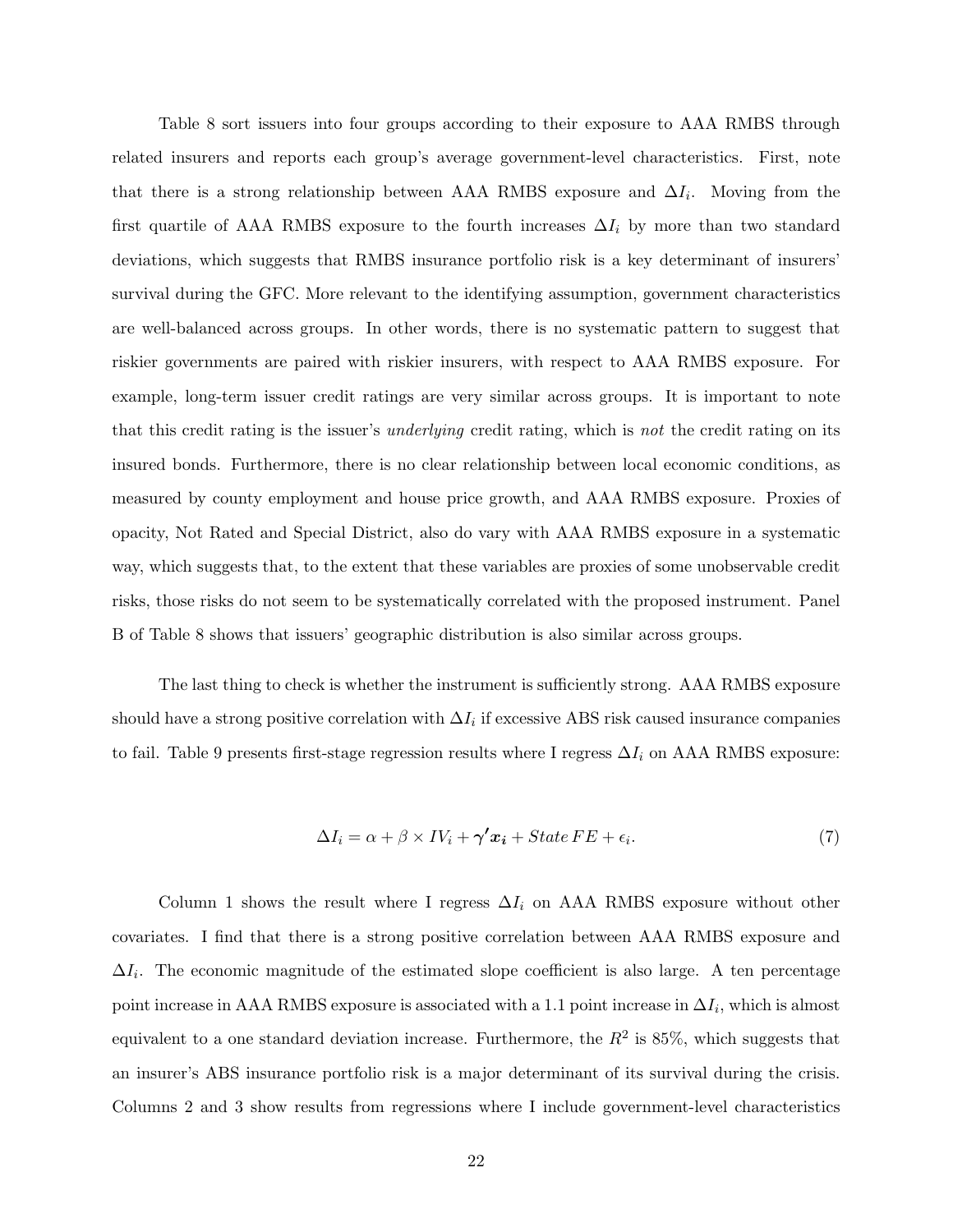Table 8 sort issuers into four groups according to their exposure to AAA RMBS through related insurers and reports each group's average government-level characteristics. First, note that there is a strong relationship between AAA RMBS exposure and $\Delta I_i$. Moving from the first quartile of AAA RMBS exposure to the fourth increases $\Delta I_i$ by more than two standard deviations, which suggests that RMBS insurance portfolio risk is a key determinant of insurers' survival during the GFC. More relevant to the identifying assumption, government characteristics are well-balanced across groups. In other words, there is no systematic pattern to suggest that riskier governments are paired with riskier insurers, with respect to AAA RMBS exposure. For example, long-term issuer credit ratings are very similar across groups. It is important to note that this credit rating is the issuer's *underlying* credit rating, which is *not* the credit rating on its insured bonds. Furthermore, there is no clear relationship between local economic conditions, as measured by county employment and house price growth, and AAA RMBS exposure. Proxies of opacity, Not Rated and Special District, also do vary with AAA RMBS exposure in a systematic way, which suggests that, to the extent that these variables are proxies of some unobservable credit risks, those risks do not seem to be systematically correlated with the proposed instrument. Panel B of Table 8 shows that issuers' geographic distribution is also similar across groups.

The last thing to check is whether the instrument is sufficiently strong. AAA RMBS exposure should have a strong positive correlation with $\Delta I_i$ if excessive ABS risk caused insurance companies to fail. Table 9 presents first-stage regression results where I regress $\Delta I_i$ on AAA RMBS exposure:

$$\Delta I_i = \alpha + \beta \times IV_i + \boldsymbol{\gamma'} \boldsymbol{x_i} + State\,FE + \epsilon_i. \tag{7}$$

Column 1 shows the result where I regress $\Delta I_i$ on AAA RMBS exposure without other covariates. I find that there is a strong positive correlation between AAA RMBS exposure and $\Delta I_i$. The economic magnitude of the estimated slope coefficient is also large. A ten percentage point increase in AAA RMBS exposure is associated with a 1.1 point increase in $\Delta I_i$, which is almost equivalent to a one standard deviation increase. Furthermore, the $R^2$ is 85%, which suggests that an insurer's ABS insurance portfolio risk is a major determinant of its survival during the crisis. Columns 2 and 3 show results from regressions where I include government-level characteristics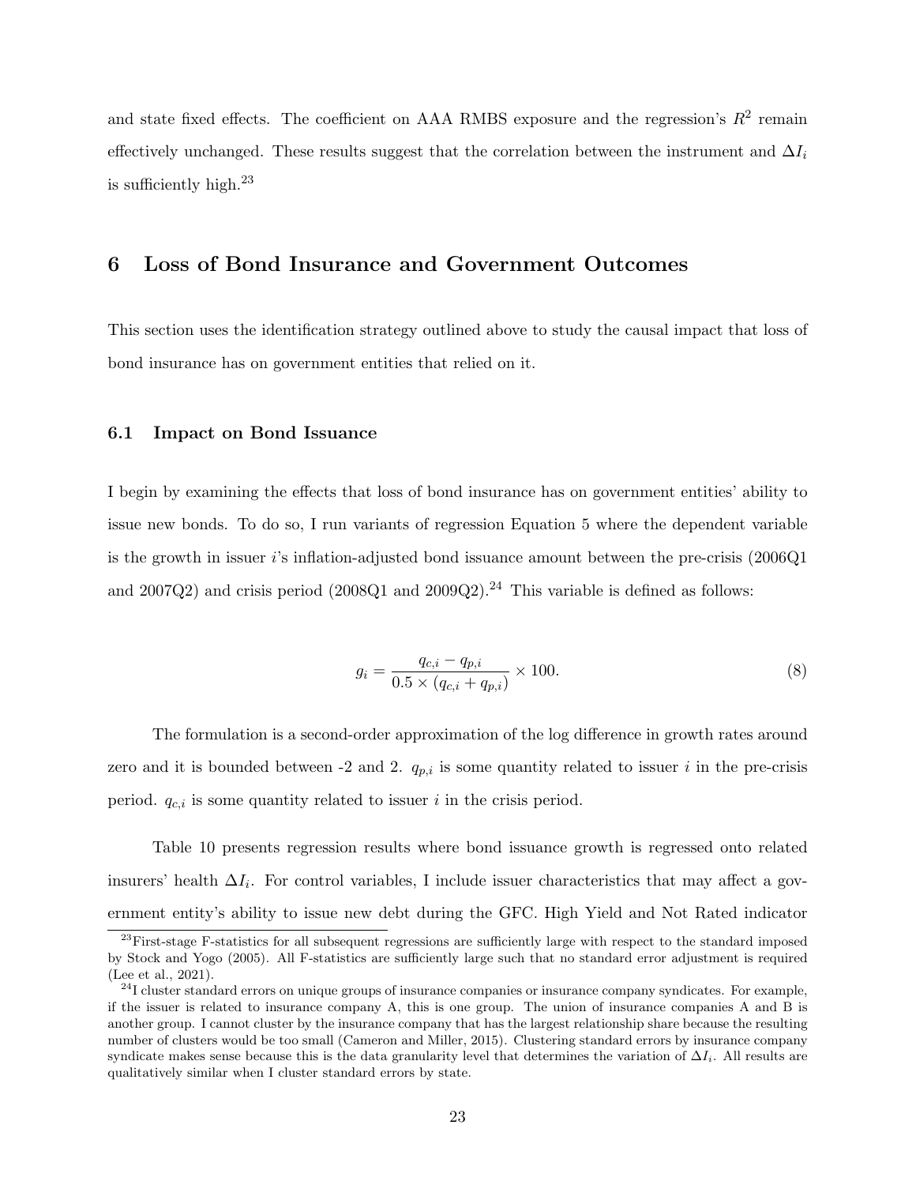and state fixed effects. The coefficient on AAA RMBS exposure and the regression's $R^2$ remain effectively unchanged. These results suggest that the correlation between the instrument and $\Delta I_i$ is sufficiently high.[23]

## 6 Loss of Bond Insurance and Government Outcomes

This section uses the identification strategy outlined above to study the causal impact that loss of bond insurance has on government entities that relied on it.

### 6.1 Impact on Bond Issuance

I begin by examining the effects that loss of bond insurance has on government entities' ability to issue new bonds. To do so, I run variants of regression Equation 5 where the dependent variable is the growth in issuer $i$'s inflation-adjusted bond issuance amount between the pre-crisis (2006Q1 and 2007Q2) and crisis period (2008Q1 and 2009Q2).[24] This variable is defined as follows:

$$g_i = \frac{q_{c,i} - q_{p,i}}{0.5 \times (q_{c,i} + q_{p,i})} \times 100. \tag{8}$$

The formulation is a second-order approximation of the log difference in growth rates around zero and it is bounded between -2 and 2. $q_{p,i}$ is some quantity related to issuer $i$ in the pre-crisis period. $q_{c,i}$ is some quantity related to issuer $i$ in the crisis period.

Table 10 presents regression results where bond issuance growth is regressed onto related insurers' health $\Delta I_i$. For control variables, I include issuer characteristics that may affect a government entity's ability to issue new debt during the GFC. High Yield and Not Rated indicator

[23] First-stage F-statistics for all subsequent regressions are sufficiently large with respect to the standard imposed by Stock and Yogo (2005). All F-statistics are sufficiently large such that no standard error adjustment is required (Lee et al., 2021).

[24] I cluster standard errors on unique groups of insurance companies or insurance company syndicates. For example, if the issuer is related to insurance company A, this is one group. The union of insurance companies A and B is another group. I cannot cluster by the insurance company that has the largest relationship share because the resulting number of clusters would be too small (Cameron and Miller, 2015). Clustering standard errors by insurance company syndicate makes sense because this is the data granularity level that determines the variation of $\Delta I_i$. All results are qualitatively similar when I cluster standard errors by state.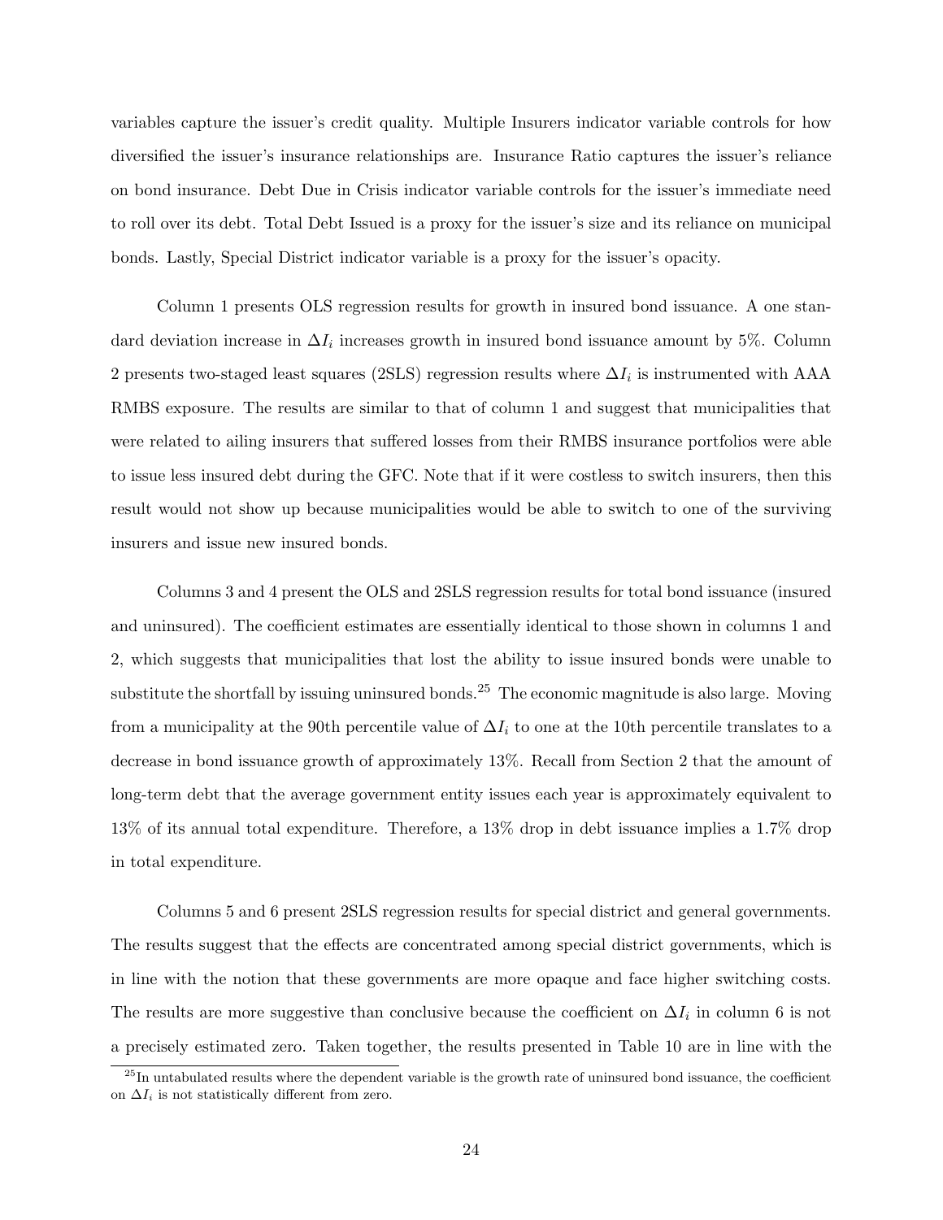variables capture the issuer's credit quality. Multiple Insurers indicator variable controls for how diversified the issuer's insurance relationships are. Insurance Ratio captures the issuer's reliance on bond insurance. Debt Due in Crisis indicator variable controls for the issuer's immediate need to roll over its debt. Total Debt Issued is a proxy for the issuer's size and its reliance on municipal bonds. Lastly, Special District indicator variable is a proxy for the issuer's opacity.

Column 1 presents OLS regression results for growth in insured bond issuance. A one standard deviation increase in $\Delta I_i$ increases growth in insured bond issuance amount by 5%. Column 2 presents two-staged least squares (2SLS) regression results where $\Delta I_i$ is instrumented with AAA RMBS exposure. The results are similar to that of column 1 and suggest that municipalities that were related to ailing insurers that suffered losses from their RMBS insurance portfolios were able to issue less insured debt during the GFC. Note that if it were costless to switch insurers, then this result would not show up because municipalities would be able to switch to one of the surviving insurers and issue new insured bonds.

Columns 3 and 4 present the OLS and 2SLS regression results for total bond issuance (insured and uninsured). The coefficient estimates are essentially identical to those shown in columns 1 and 2, which suggests that municipalities that lost the ability to issue insured bonds were unable to substitute the shortfall by issuing uninsured bonds.[25] The economic magnitude is also large. Moving from a municipality at the 90th percentile value of $\Delta I_i$ to one at the 10th percentile translates to a decrease in bond issuance growth of approximately 13%. Recall from Section 2 that the amount of long-term debt that the average government entity issues each year is approximately equivalent to 13% of its annual total expenditure. Therefore, a 13% drop in debt issuance implies a 1.7% drop in total expenditure.

Columns 5 and 6 present 2SLS regression results for special district and general governments. The results suggest that the effects are concentrated among special district governments, which is in line with the notion that these governments are more opaque and face higher switching costs. The results are more suggestive than conclusive because the coefficient on $\Delta I_i$ in column 6 is not a precisely estimated zero. Taken together, the results presented in Table 10 are in line with the

[25] In untabulated results where the dependent variable is the growth rate of uninsured bond issuance, the coefficient on $\Delta I_i$ is not statistically different from zero.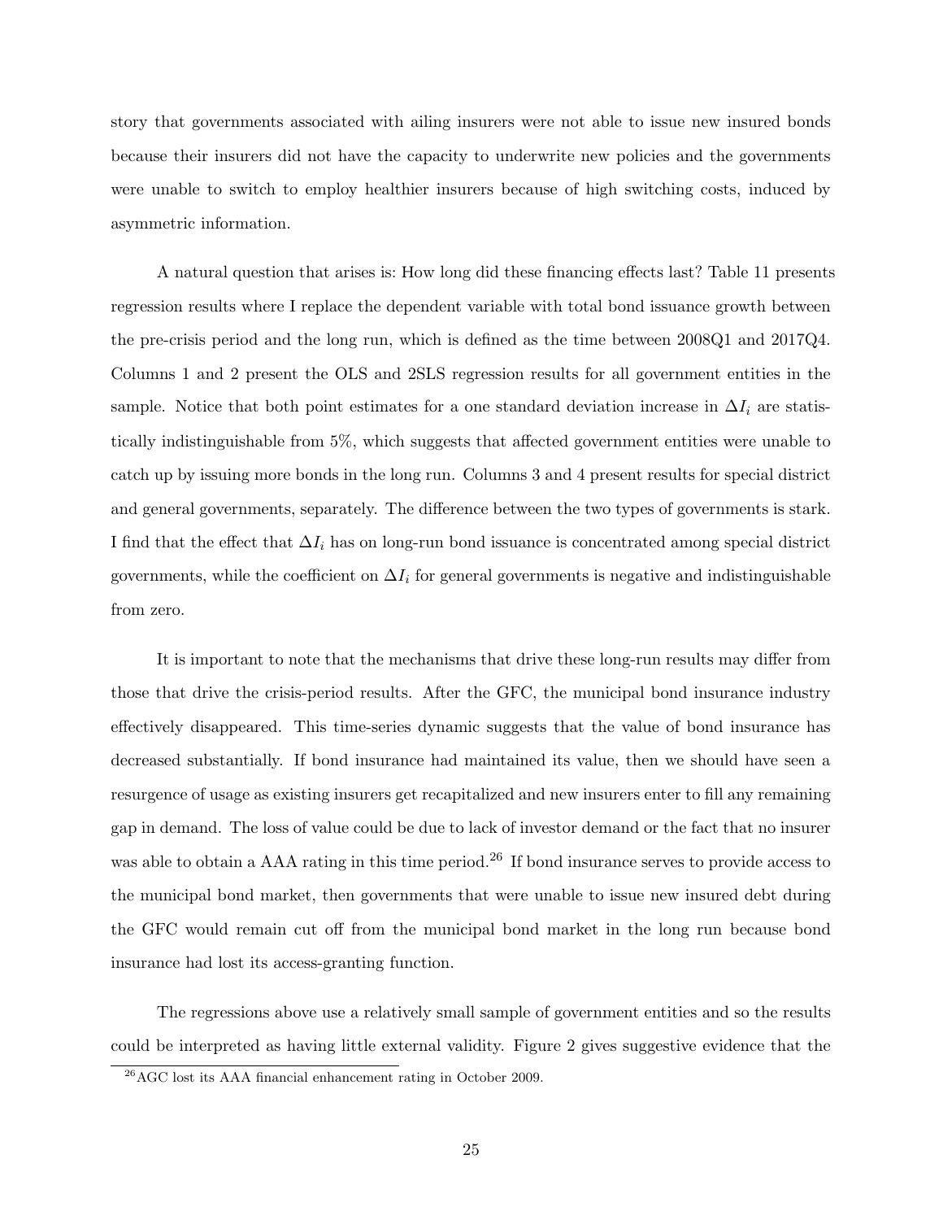story that governments associated with ailing insurers were not able to issue new insured bonds because their insurers did not have the capacity to underwrite new policies and the governments were unable to switch to employ healthier insurers because of high switching costs, induced by asymmetric information.

A natural question that arises is: How long did these financing effects last? Table 11 presents regression results where I replace the dependent variable with total bond issuance growth between the pre-crisis period and the long run, which is defined as the time between 2008Q1 and 2017Q4. Columns 1 and 2 present the OLS and 2SLS regression results for all government entities in the sample. Notice that both point estimates for a one standard deviation increase in $\Delta I_i$ are statistically indistinguishable from 5%, which suggests that affected government entities were unable to catch up by issuing more bonds in the long run. Columns 3 and 4 present results for special district and general governments, separately. The difference between the two types of governments is stark. I find that the effect that $\Delta I_i$ has on long-run bond issuance is concentrated among special district governments, while the coefficient on $\Delta I_i$ for general governments is negative and indistinguishable from zero.

It is important to note that the mechanisms that drive these long-run results may differ from those that drive the crisis-period results. After the GFC, the municipal bond insurance industry effectively disappeared. This time-series dynamic suggests that the value of bond insurance has decreased substantially. If bond insurance had maintained its value, then we should have seen a resurgence of usage as existing insurers get recapitalized and new insurers enter to fill any remaining gap in demand. The loss of value could be due to lack of investor demand or the fact that no insurer was able to obtain a AAA rating in this time period.[26] If bond insurance serves to provide access to the municipal bond market, then governments that were unable to issue new insured debt during the GFC would remain cut off from the municipal bond market in the long run because bond insurance had lost its access-granting function.

The regressions above use a relatively small sample of government entities and so the results could be interpreted as having little external validity. Figure 2 gives suggestive evidence that the

[26] AGC lost its AAA financial enhancement rating in October 2009.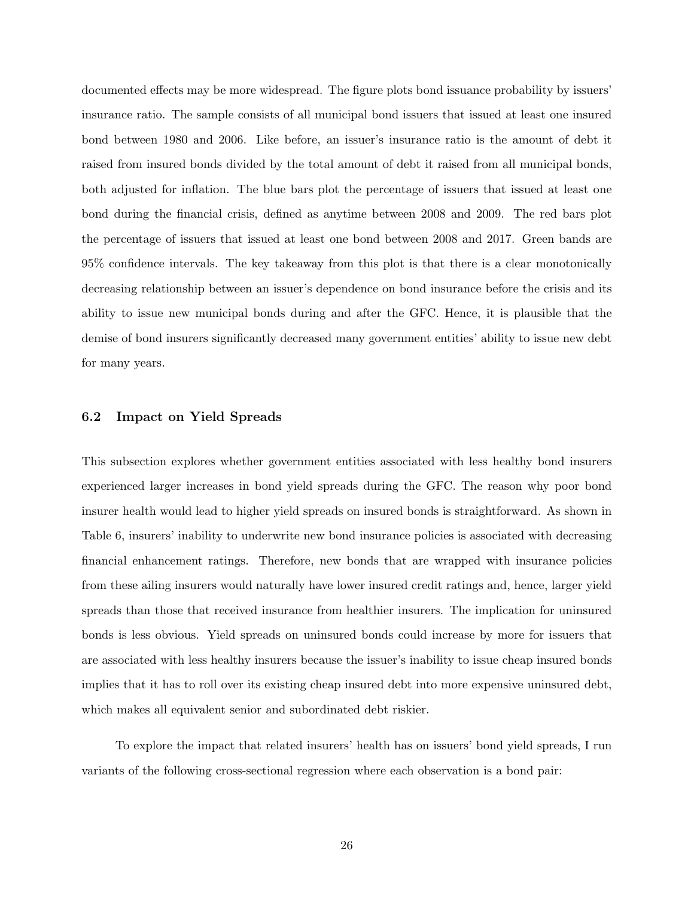documented effects may be more widespread. The figure plots bond issuance probability by issuers' insurance ratio. The sample consists of all municipal bond issuers that issued at least one insured bond between 1980 and 2006. Like before, an issuer's insurance ratio is the amount of debt it raised from insured bonds divided by the total amount of debt it raised from all municipal bonds, both adjusted for inflation. The blue bars plot the percentage of issuers that issued at least one bond during the financial crisis, defined as anytime between 2008 and 2009. The red bars plot the percentage of issuers that issued at least one bond between 2008 and 2017. Green bands are 95% confidence intervals. The key takeaway from this plot is that there is a clear monotonically decreasing relationship between an issuer's dependence on bond insurance before the crisis and its ability to issue new municipal bonds during and after the GFC. Hence, it is plausible that the demise of bond insurers significantly decreased many government entities' ability to issue new debt for many years.

### 6.2 Impact on Yield Spreads

This subsection explores whether government entities associated with less healthy bond insurers experienced larger increases in bond yield spreads during the GFC. The reason why poor bond insurer health would lead to higher yield spreads on insured bonds is straightforward. As shown in Table 6, insurers' inability to underwrite new bond insurance policies is associated with decreasing financial enhancement ratings. Therefore, new bonds that are wrapped with insurance policies from these ailing insurers would naturally have lower insured credit ratings and, hence, larger yield spreads than those that received insurance from healthier insurers. The implication for uninsured bonds is less obvious. Yield spreads on uninsured bonds could increase by more for issuers that are associated with less healthy insurers because the issuer's inability to issue cheap insured bonds implies that it has to roll over its existing cheap insured debt into more expensive uninsured debt, which makes all equivalent senior and subordinated debt riskier.

To explore the impact that related insurers' health has on issuers' bond yield spreads, I run variants of the following cross-sectional regression where each observation is a bond pair: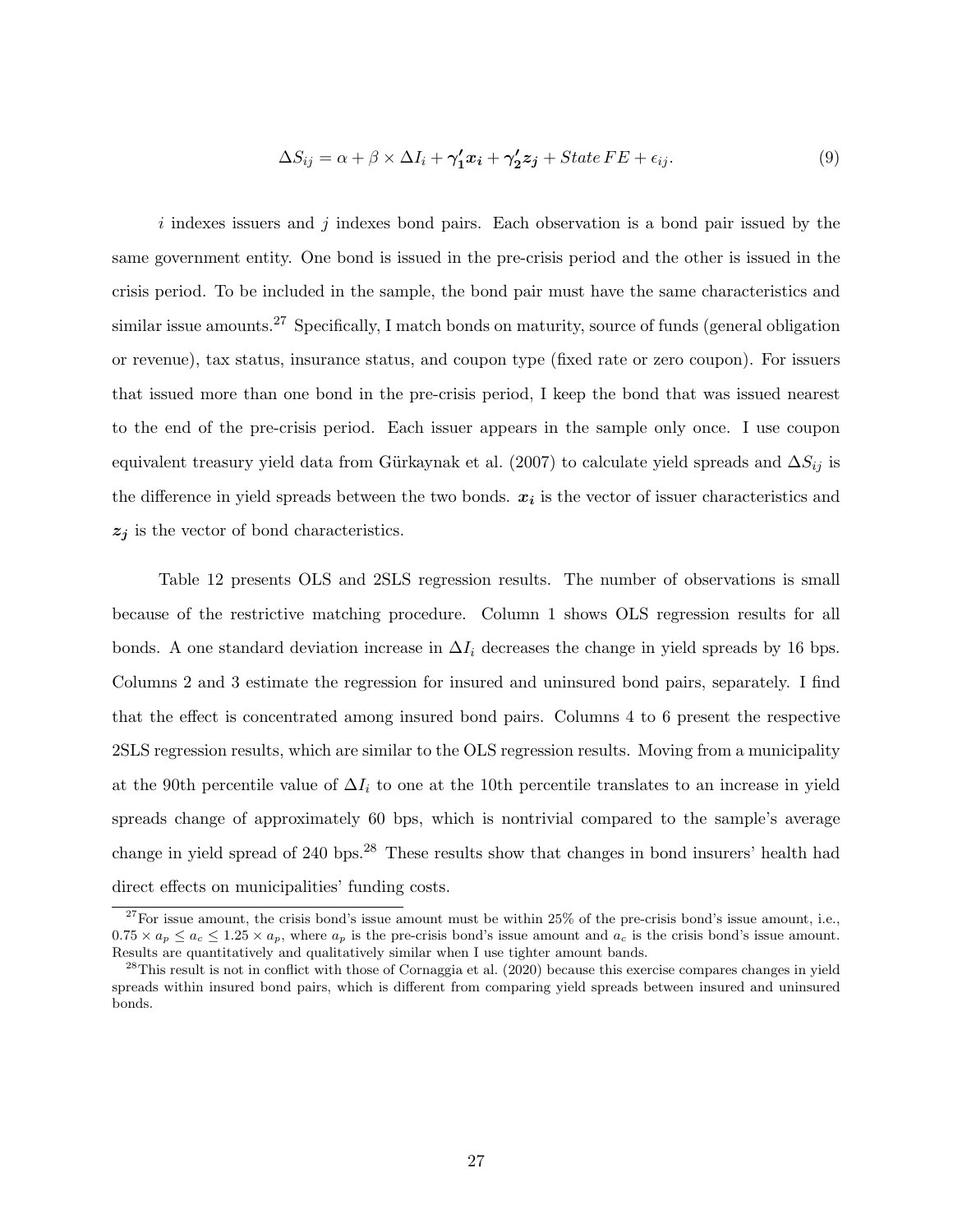$$\Delta S_{ij} = \alpha + \beta \times \Delta I_i + \boldsymbol{\gamma_1'} \boldsymbol{x_i} + \boldsymbol{\gamma_2'} \boldsymbol{z_j} + State\, FE + \epsilon_{ij}. \tag{9}$$

$i$ indexes issuers and $j$ indexes bond pairs. Each observation is a bond pair issued by the same government entity. One bond is issued in the pre-crisis period and the other is issued in the crisis period. To be included in the sample, the bond pair must have the same characteristics and similar issue amounts.[27] Specifically, I match bonds on maturity, source of funds (general obligation or revenue), tax status, insurance status, and coupon type (fixed rate or zero coupon). For issuers that issued more than one bond in the pre-crisis period, I keep the bond that was issued nearest to the end of the pre-crisis period. Each issuer appears in the sample only once. I use coupon equivalent treasury yield data from Gürkaynak et al. (2007) to calculate yield spreads and $\Delta S_{ij}$ is the difference in yield spreads between the two bonds. $\boldsymbol{x_i}$ is the vector of issuer characteristics and $\boldsymbol{z_j}$ is the vector of bond characteristics.

Table 12 presents OLS and 2SLS regression results. The number of observations is small because of the restrictive matching procedure. Column 1 shows OLS regression results for all bonds. A one standard deviation increase in $\Delta I_i$ decreases the change in yield spreads by 16 bps. Columns 2 and 3 estimate the regression for insured and uninsured bond pairs, separately. I find that the effect is concentrated among insured bond pairs. Columns 4 to 6 present the respective 2SLS regression results, which are similar to the OLS regression results. Moving from a municipality at the 90th percentile value of $\Delta I_i$ to one at the 10th percentile translates to an increase in yield spreads change of approximately 60 bps, which is nontrivial compared to the sample's average change in yield spread of 240 bps.[28] These results show that changes in bond insurers' health had direct effects on municipalities' funding costs.

---

[27] For issue amount, the crisis bond's issue amount must be within 25% of the pre-crisis bond's issue amount, i.e., $0.75 \times a_p \leq a_c \leq 1.25 \times a_p$, where $a_p$ is the pre-crisis bond's issue amount and $a_c$ is the crisis bond's issue amount. Results are quantitatively and qualitatively similar when I use tighter amount bands.

[28] This result is not in conflict with those of Cornaggia et al. (2020) because this exercise compares changes in yield spreads within insured bond pairs, which is different from comparing yield spreads between insured and uninsured bonds.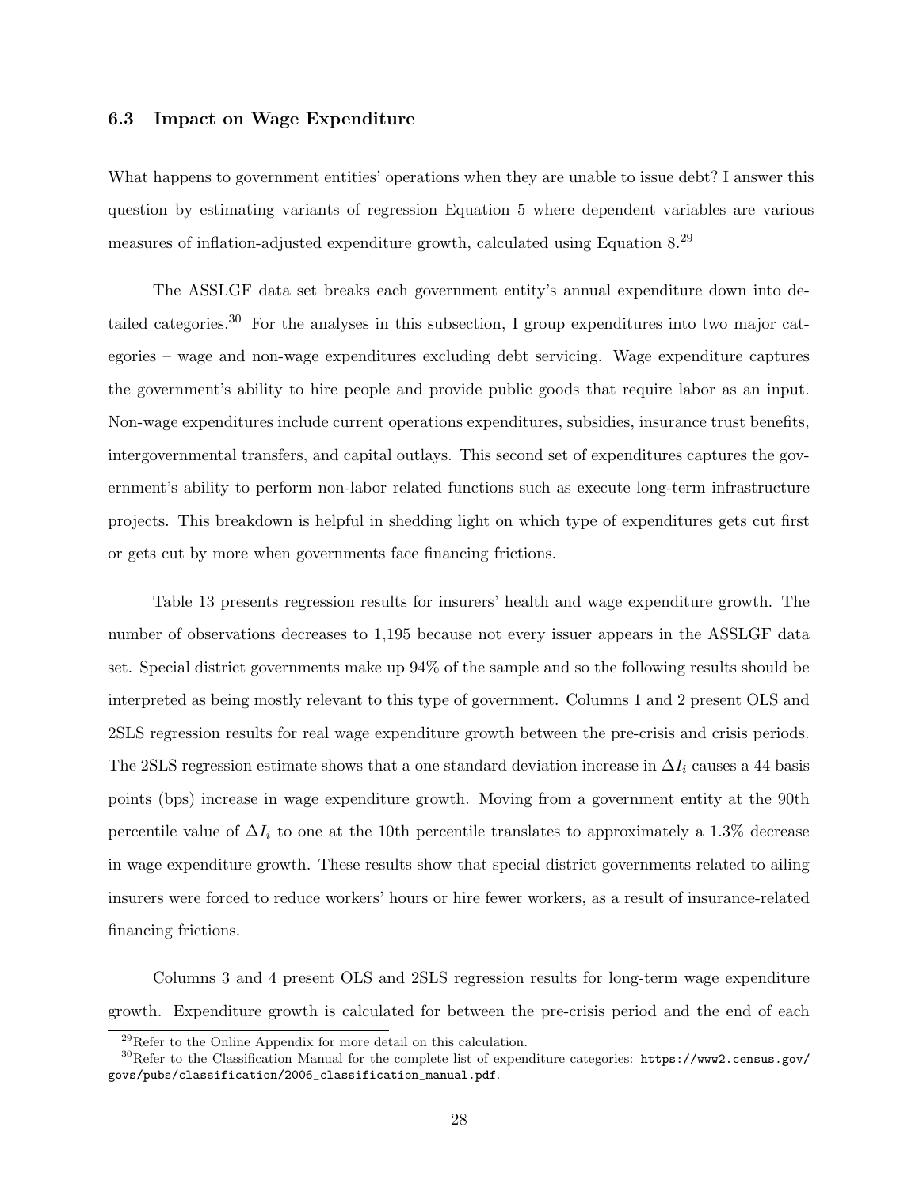### 6.3 Impact on Wage Expenditure

What happens to government entities' operations when they are unable to issue debt? I answer this question by estimating variants of regression Equation 5 where dependent variables are various measures of inflation-adjusted expenditure growth, calculated using Equation 8.[29]

The ASSLGF data set breaks each government entity's annual expenditure down into detailed categories.[30] For the analyses in this subsection, I group expenditures into two major categories – wage and non-wage expenditures excluding debt servicing. Wage expenditure captures the government's ability to hire people and provide public goods that require labor as an input. Non-wage expenditures include current operations expenditures, subsidies, insurance trust benefits, intergovernmental transfers, and capital outlays. This second set of expenditures captures the government's ability to perform non-labor related functions such as execute long-term infrastructure projects. This breakdown is helpful in shedding light on which type of expenditures gets cut first or gets cut by more when governments face financing frictions.

Table 13 presents regression results for insurers' health and wage expenditure growth. The number of observations decreases to 1,195 because not every issuer appears in the ASSLGF data set. Special district governments make up 94% of the sample and so the following results should be interpreted as being mostly relevant to this type of government. Columns 1 and 2 present OLS and 2SLS regression results for real wage expenditure growth between the pre-crisis and crisis periods. The 2SLS regression estimate shows that a one standard deviation increase in $\Delta I_i$ causes a 44 basis points (bps) increase in wage expenditure growth. Moving from a government entity at the 90th percentile value of $\Delta I_i$ to one at the 10th percentile translates to approximately a 1.3% decrease in wage expenditure growth. These results show that special district governments related to ailing insurers were forced to reduce workers' hours or hire fewer workers, as a result of insurance-related financing frictions.

Columns 3 and 4 present OLS and 2SLS regression results for long-term wage expenditure growth. Expenditure growth is calculated for between the pre-crisis period and the end of each

[29] Refer to the Online Appendix for more detail on this calculation.

[30] Refer to the Classification Manual for the complete list of expenditure categories: https://www2.census.gov/govs/pubs/classification/2006_classification_manual.pdf.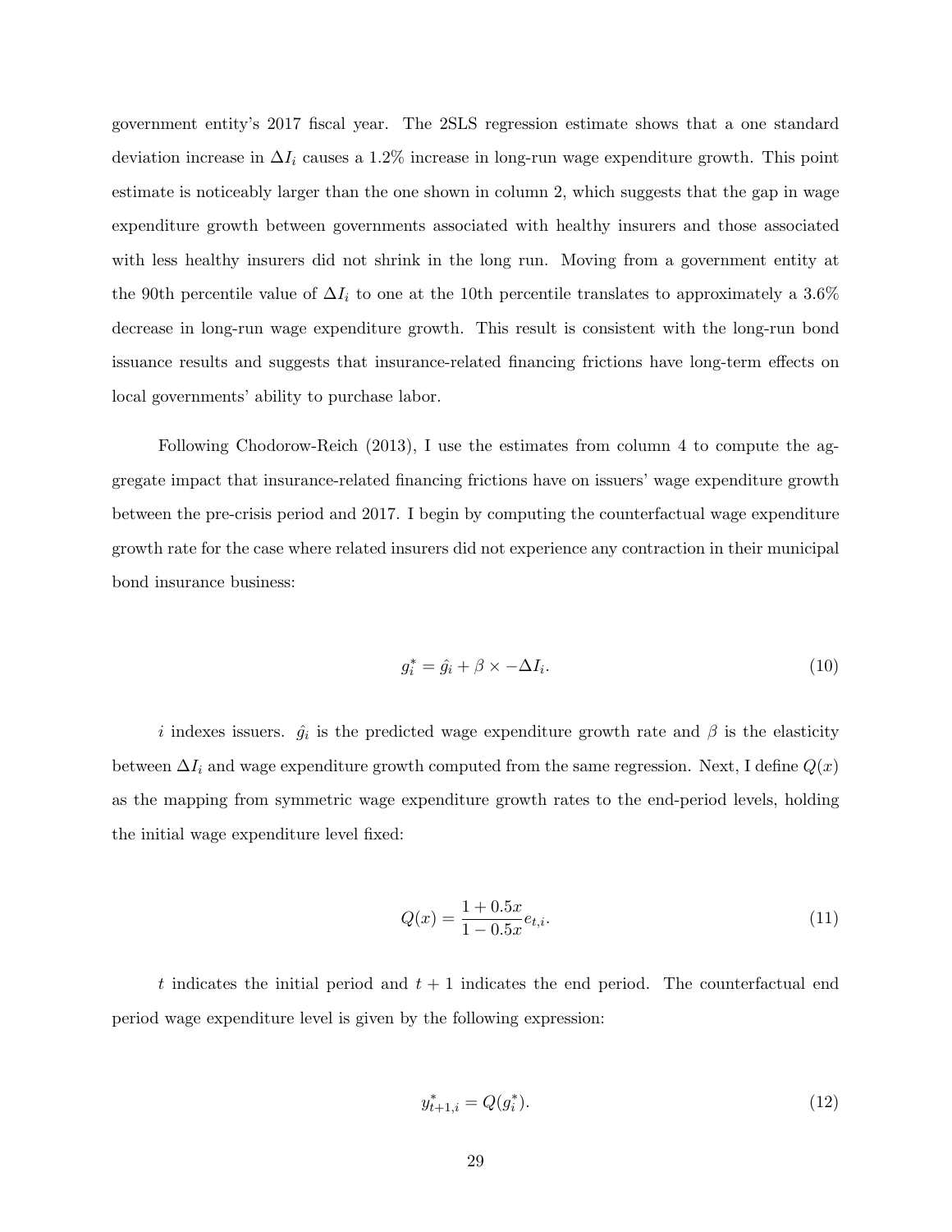government entity's 2017 fiscal year. The 2SLS regression estimate shows that a one standard deviation increase in $\Delta I_i$ causes a 1.2% increase in long-run wage expenditure growth. This point estimate is noticeably larger than the one shown in column 2, which suggests that the gap in wage expenditure growth between governments associated with healthy insurers and those associated with less healthy insurers did not shrink in the long run. Moving from a government entity at the 90th percentile value of $\Delta I_i$ to one at the 10th percentile translates to approximately a 3.6% decrease in long-run wage expenditure growth. This result is consistent with the long-run bond issuance results and suggests that insurance-related financing frictions have long-term effects on local governments' ability to purchase labor.

Following Chodorow-Reich (2013), I use the estimates from column 4 to compute the aggregate impact that insurance-related financing frictions have on issuers' wage expenditure growth between the pre-crisis period and 2017. I begin by computing the counterfactual wage expenditure growth rate for the case where related insurers did not experience any contraction in their municipal bond insurance business:

$$g_i^* = \hat{g}_i + \beta \times -\Delta I_i. \tag{10}$$

$i$ indexes issuers. $\hat{g}_i$ is the predicted wage expenditure growth rate and $\beta$ is the elasticity between $\Delta I_i$ and wage expenditure growth computed from the same regression. Next, I define $Q(x)$ as the mapping from symmetric wage expenditure growth rates to the end-period levels, holding the initial wage expenditure level fixed:

$$Q(x) = \frac{1 + 0.5x}{1 - 0.5x} e_{t,i}. \tag{11}$$

$t$ indicates the initial period and $t + 1$ indicates the end period. The counterfactual end period wage expenditure level is given by the following expression:

$$y_{t+1,i}^* = Q(g_i^*). \tag{12}$$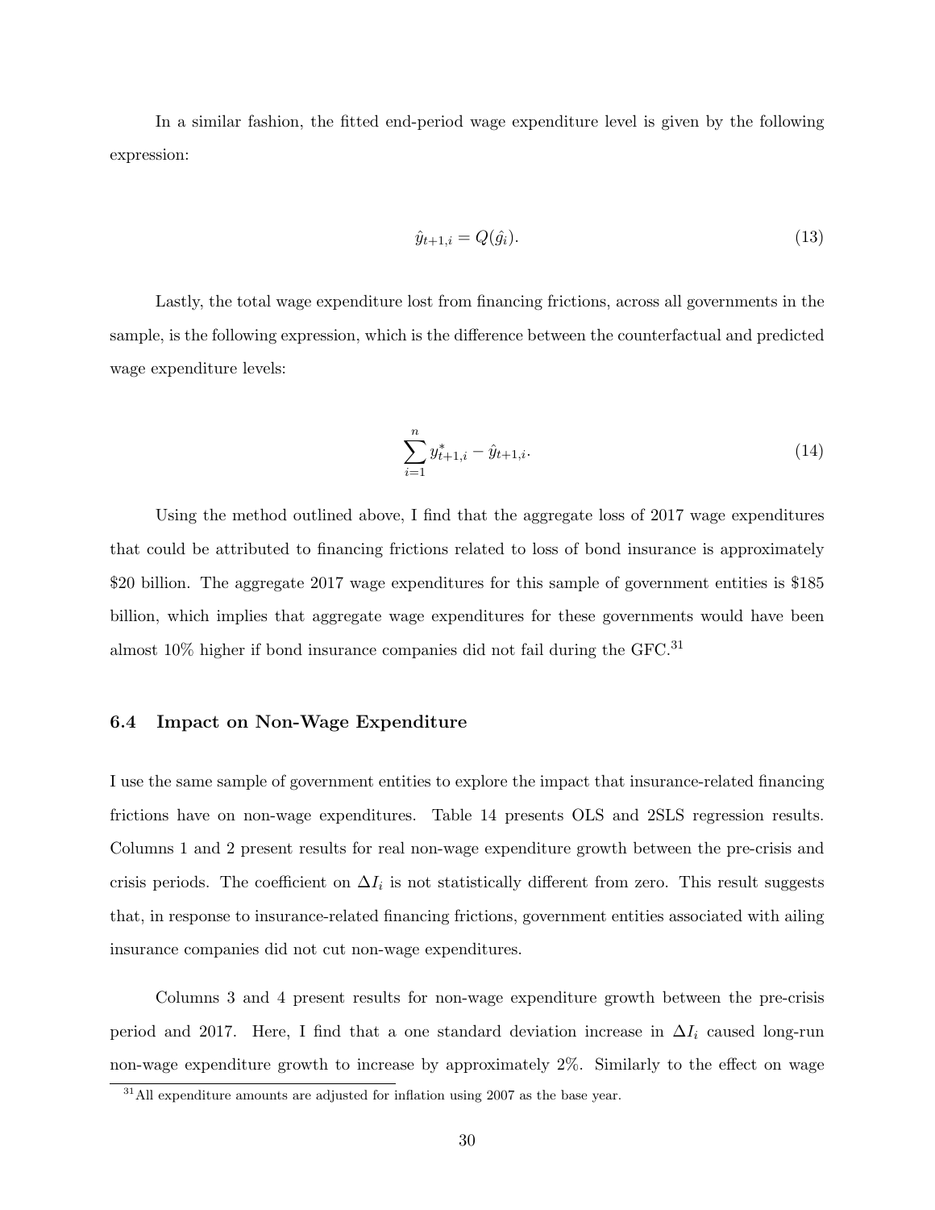In a similar fashion, the fitted end-period wage expenditure level is given by the following expression:

$$\hat{y}_{t+1,i} = Q(\hat{g}_i). \tag{13}$$

Lastly, the total wage expenditure lost from financing frictions, across all governments in the sample, is the following expression, which is the difference between the counterfactual and predicted wage expenditure levels:

$$\sum_{i=1}^{n} y^*_{t+1,i} - \hat{y}_{t+1,i}. \tag{14}$$

Using the method outlined above, I find that the aggregate loss of 2017 wage expenditures that could be attributed to financing frictions related to loss of bond insurance is approximately \$20 billion. The aggregate 2017 wage expenditures for this sample of government entities is \$185 billion, which implies that aggregate wage expenditures for these governments would have been almost 10% higher if bond insurance companies did not fail during the GFC.[31]

### 6.4 Impact on Non-Wage Expenditure

I use the same sample of government entities to explore the impact that insurance-related financing frictions have on non-wage expenditures. Table 14 presents OLS and 2SLS regression results. Columns 1 and 2 present results for real non-wage expenditure growth between the pre-crisis and crisis periods. The coefficient on $\Delta I_i$ is not statistically different from zero. This result suggests that, in response to insurance-related financing frictions, government entities associated with ailing insurance companies did not cut non-wage expenditures.

Columns 3 and 4 present results for non-wage expenditure growth between the pre-crisis period and 2017. Here, I find that a one standard deviation increase in $\Delta I_i$ caused long-run non-wage expenditure growth to increase by approximately 2%. Similarly to the effect on wage

[31] All expenditure amounts are adjusted for inflation using 2007 as the base year.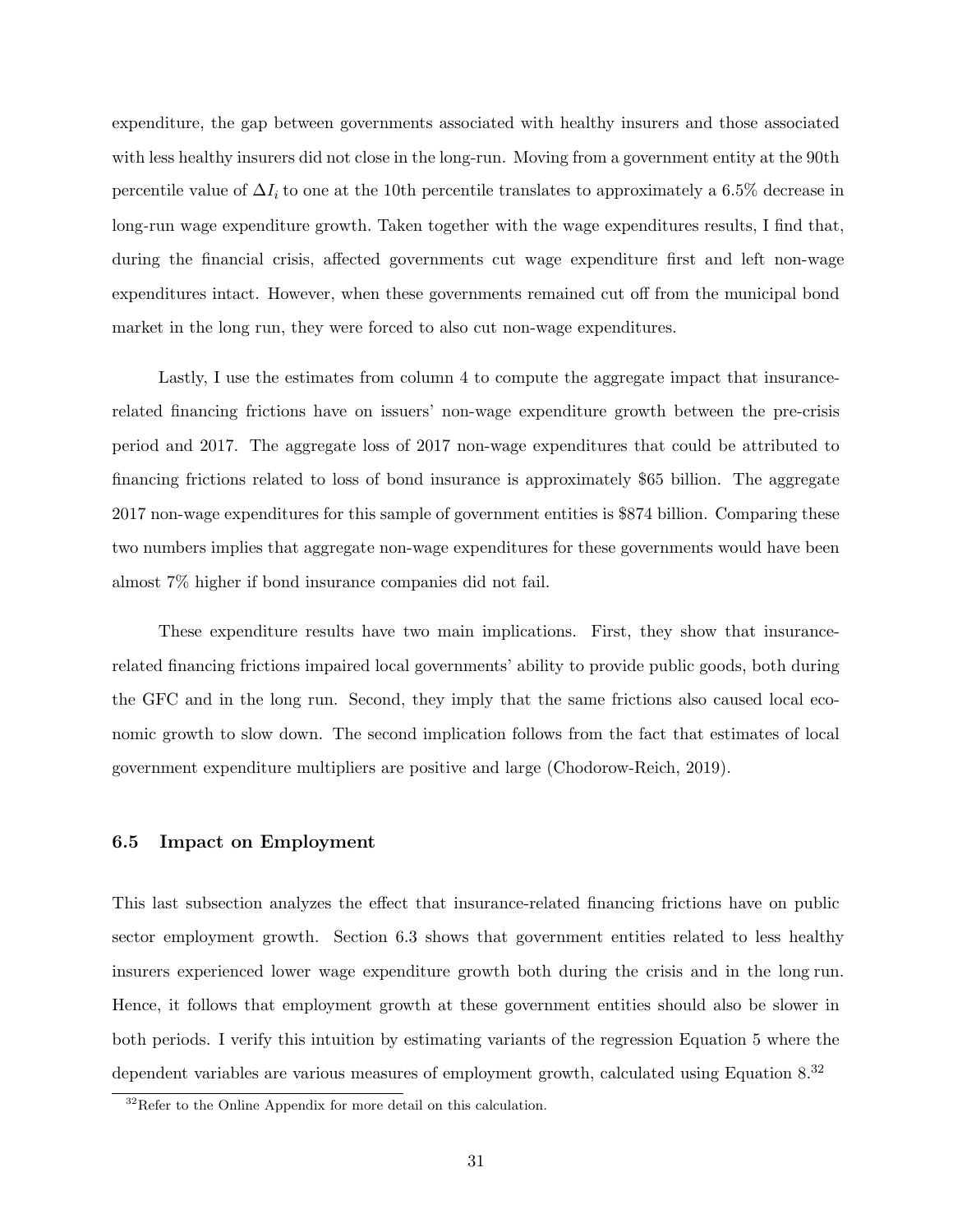expenditure, the gap between governments associated with healthy insurers and those associated with less healthy insurers did not close in the long-run. Moving from a government entity at the 90th percentile value of $\Delta I_i$ to one at the 10th percentile translates to approximately a 6.5% decrease in long-run wage expenditure growth. Taken together with the wage expenditures results, I find that, during the financial crisis, affected governments cut wage expenditure first and left non-wage expenditures intact. However, when these governments remained cut off from the municipal bond market in the long run, they were forced to also cut non-wage expenditures.

Lastly, I use the estimates from column 4 to compute the aggregate impact that insurance-related financing frictions have on issuers' non-wage expenditure growth between the pre-crisis period and 2017. The aggregate loss of 2017 non-wage expenditures that could be attributed to financing frictions related to loss of bond insurance is approximately $65 billion. The aggregate 2017 non-wage expenditures for this sample of government entities is $874 billion. Comparing these two numbers implies that aggregate non-wage expenditures for these governments would have been almost 7% higher if bond insurance companies did not fail.

These expenditure results have two main implications. First, they show that insurance-related financing frictions impaired local governments' ability to provide public goods, both during the GFC and in the long run. Second, they imply that the same frictions also caused local economic growth to slow down. The second implication follows from the fact that estimates of local government expenditure multipliers are positive and large (Chodorow-Reich, 2019).

### 6.5 Impact on Employment

This last subsection analyzes the effect that insurance-related financing frictions have on public sector employment growth. Section 6.3 shows that government entities related to less healthy insurers experienced lower wage expenditure growth both during the crisis and in the long run. Hence, it follows that employment growth at these government entities should also be slower in both periods. I verify this intuition by estimating variants of the regression Equation 5 where the dependent variables are various measures of employment growth, calculated using Equation 8.[32]

[32] Refer to the Online Appendix for more detail on this calculation.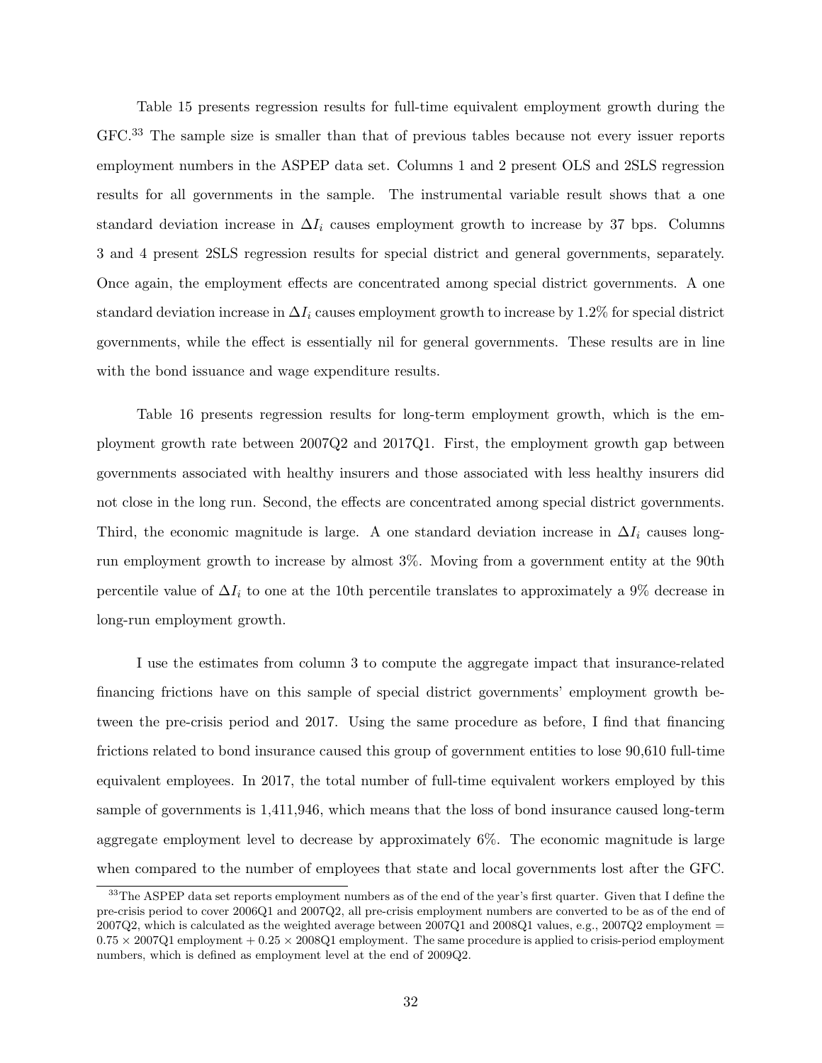Table 15 presents regression results for full-time equivalent employment growth during the GFC.[33] The sample size is smaller than that of previous tables because not every issuer reports employment numbers in the ASPEP data set. Columns 1 and 2 present OLS and 2SLS regression results for all governments in the sample. The instrumental variable result shows that a one standard deviation increase in $\Delta I_i$ causes employment growth to increase by 37 bps. Columns 3 and 4 present 2SLS regression results for special district and general governments, separately. Once again, the employment effects are concentrated among special district governments. A one standard deviation increase in $\Delta I_i$ causes employment growth to increase by 1.2% for special district governments, while the effect is essentially nil for general governments. These results are in line with the bond issuance and wage expenditure results.

Table 16 presents regression results for long-term employment growth, which is the employment growth rate between 2007Q2 and 2017Q1. First, the employment growth gap between governments associated with healthy insurers and those associated with less healthy insurers did not close in the long run. Second, the effects are concentrated among special district governments. Third, the economic magnitude is large. A one standard deviation increase in $\Delta I_i$ causes long-run employment growth to increase by almost 3%. Moving from a government entity at the 90th percentile value of $\Delta I_i$ to one at the 10th percentile translates to approximately a 9% decrease in long-run employment growth.

I use the estimates from column 3 to compute the aggregate impact that insurance-related financing frictions have on this sample of special district governments' employment growth between the pre-crisis period and 2017. Using the same procedure as before, I find that financing frictions related to bond insurance caused this group of government entities to lose 90,610 full-time equivalent employees. In 2017, the total number of full-time equivalent workers employed by this sample of governments is 1,411,946, which means that the loss of bond insurance caused long-term aggregate employment level to decrease by approximately 6%. The economic magnitude is large when compared to the number of employees that state and local governments lost after the GFC.

[33] The ASPEP data set reports employment numbers as of the end of the year's first quarter. Given that I define the pre-crisis period to cover 2006Q1 and 2007Q2, all pre-crisis employment numbers are converted to be as of the end of 2007Q2, which is calculated as the weighted average between 2007Q1 and 2008Q1 values, e.g., 2007Q2 employment = $0.75 \times$ 2007Q1 employment + $0.25 \times$ 2008Q1 employment. The same procedure is applied to crisis-period employment numbers, which is defined as employment level at the end of 2009Q2.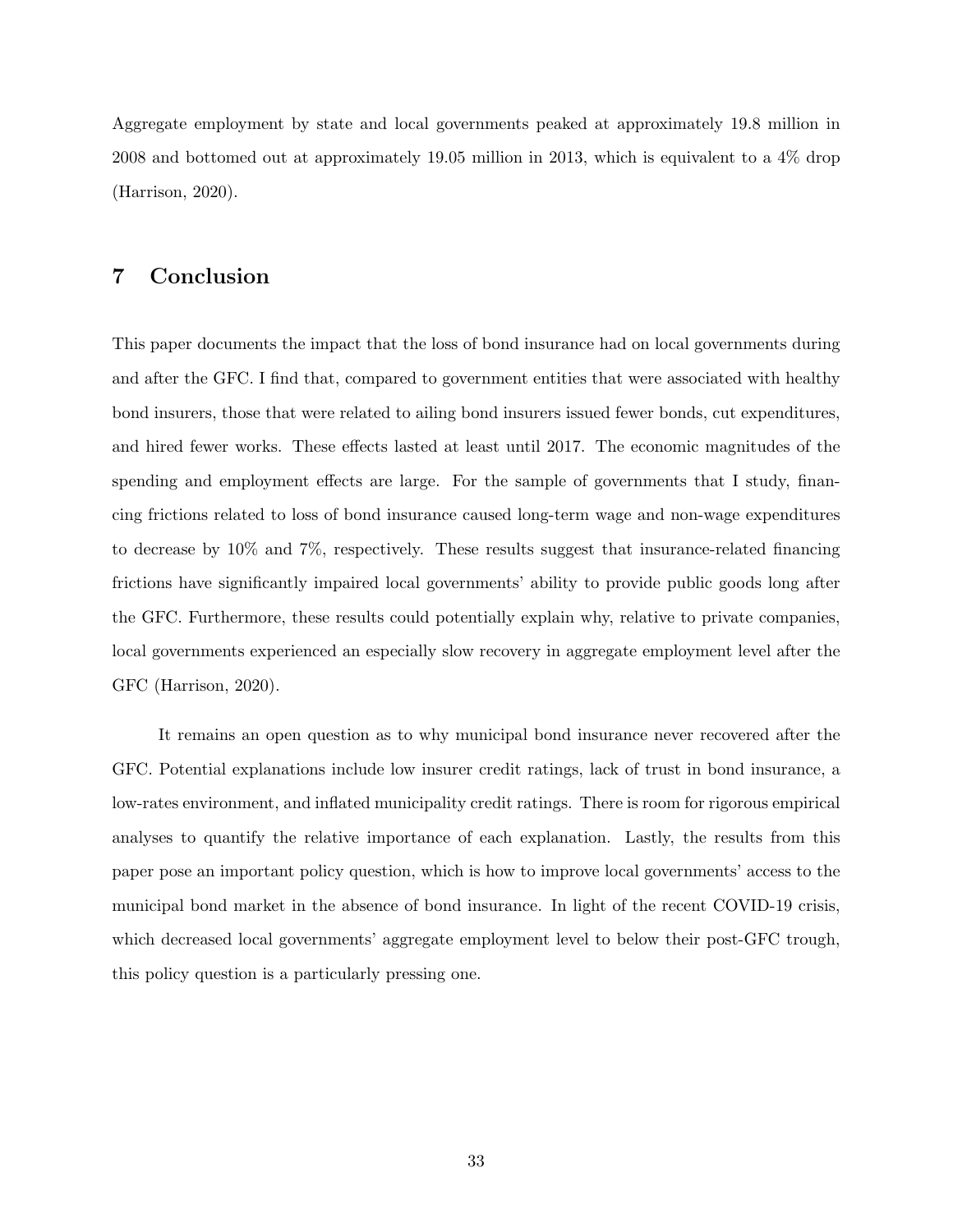Aggregate employment by state and local governments peaked at approximately 19.8 million in 2008 and bottomed out at approximately 19.05 million in 2013, which is equivalent to a 4% drop (Harrison, 2020).

# 7 Conclusion

This paper documents the impact that the loss of bond insurance had on local governments during and after the GFC. I find that, compared to government entities that were associated with healthy bond insurers, those that were related to ailing bond insurers issued fewer bonds, cut expenditures, and hired fewer works. These effects lasted at least until 2017. The economic magnitudes of the spending and employment effects are large. For the sample of governments that I study, financing frictions related to loss of bond insurance caused long-term wage and non-wage expenditures to decrease by 10% and 7%, respectively. These results suggest that insurance-related financing frictions have significantly impaired local governments' ability to provide public goods long after the GFC. Furthermore, these results could potentially explain why, relative to private companies, local governments experienced an especially slow recovery in aggregate employment level after the GFC (Harrison, 2020).

It remains an open question as to why municipal bond insurance never recovered after the GFC. Potential explanations include low insurer credit ratings, lack of trust in bond insurance, a low-rates environment, and inflated municipality credit ratings. There is room for rigorous empirical analyses to quantify the relative importance of each explanation. Lastly, the results from this paper pose an important policy question, which is how to improve local governments' access to the municipal bond market in the absence of bond insurance. In light of the recent COVID-19 crisis, which decreased local governments' aggregate employment level to below their post-GFC trough, this policy question is a particularly pressing one.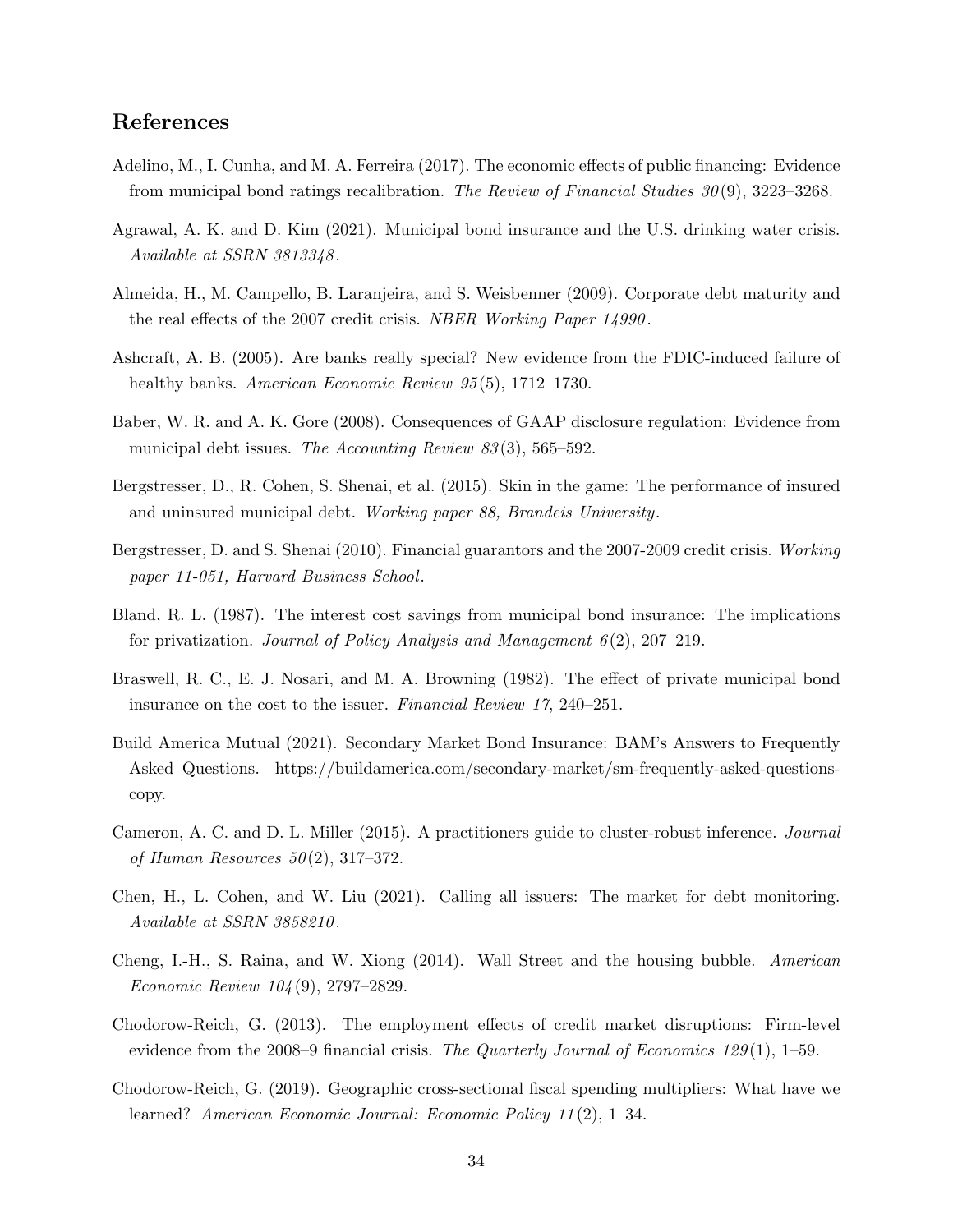## References

Adelino, M., I. Cunha, and M. A. Ferreira (2017). The economic effects of public financing: Evidence from municipal bond ratings recalibration. *The Review of Financial Studies 30*(9), 3223–3268.

Agrawal, A. K. and D. Kim (2021). Municipal bond insurance and the U.S. drinking water crisis. *Available at SSRN 3813348*.

Almeida, H., M. Campello, B. Laranjeira, and S. Weisbenner (2009). Corporate debt maturity and the real effects of the 2007 credit crisis. *NBER Working Paper 14990*.

Ashcraft, A. B. (2005). Are banks really special? New evidence from the FDIC-induced failure of healthy banks. *American Economic Review 95*(5), 1712–1730.

Baber, W. R. and A. K. Gore (2008). Consequences of GAAP disclosure regulation: Evidence from municipal debt issues. *The Accounting Review 83*(3), 565–592.

Bergstresser, D., R. Cohen, S. Shenai, et al. (2015). Skin in the game: The performance of insured and uninsured municipal debt. *Working paper 88, Brandeis University*.

Bergstresser, D. and S. Shenai (2010). Financial guarantors and the 2007-2009 credit crisis. *Working paper 11-051, Harvard Business School*.

Bland, R. L. (1987). The interest cost savings from municipal bond insurance: The implications for privatization. *Journal of Policy Analysis and Management 6*(2), 207–219.

Braswell, R. C., E. J. Nosari, and M. A. Browning (1982). The effect of private municipal bond insurance on the cost to the issuer. *Financial Review 17*, 240–251.

Build America Mutual (2021). Secondary Market Bond Insurance: BAM's Answers to Frequently Asked Questions. https://buildamerica.com/secondary-market/sm-frequently-asked-questions-copy.

Cameron, A. C. and D. L. Miller (2015). A practitioners guide to cluster-robust inference. *Journal of Human Resources 50*(2), 317–372.

Chen, H., L. Cohen, and W. Liu (2021). Calling all issuers: The market for debt monitoring. *Available at SSRN 3858210*.

Cheng, I.-H., S. Raina, and W. Xiong (2014). Wall Street and the housing bubble. *American Economic Review 104*(9), 2797–2829.

Chodorow-Reich, G. (2013). The employment effects of credit market disruptions: Firm-level evidence from the 2008–9 financial crisis. *The Quarterly Journal of Economics 129*(1), 1–59.

Chodorow-Reich, G. (2019). Geographic cross-sectional fiscal spending multipliers: What have we learned? *American Economic Journal: Economic Policy 11*(2), 1–34.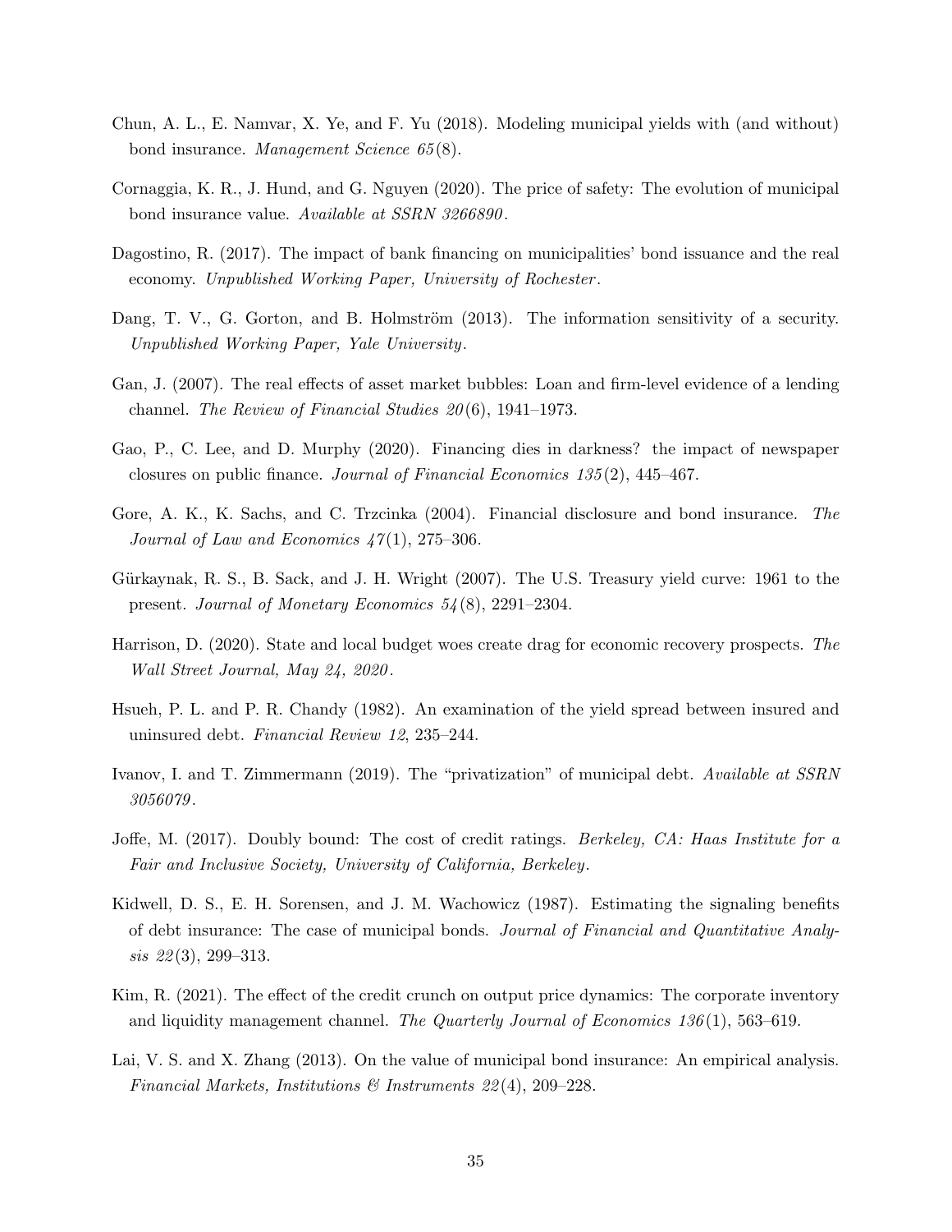Chun, A. L., E. Namvar, X. Ye, and F. Yu (2018). Modeling municipal yields with (and without) bond insurance. *Management Science 65*(8).

Cornaggia, K. R., J. Hund, and G. Nguyen (2020). The price of safety: The evolution of municipal bond insurance value. *Available at SSRN 3266890*.

Dagostino, R. (2017). The impact of bank financing on municipalities' bond issuance and the real economy. *Unpublished Working Paper, University of Rochester*.

Dang, T. V., G. Gorton, and B. Holmström (2013). The information sensitivity of a security. *Unpublished Working Paper, Yale University*.

Gan, J. (2007). The real effects of asset market bubbles: Loan and firm-level evidence of a lending channel. *The Review of Financial Studies 20*(6), 1941–1973.

Gao, P., C. Lee, and D. Murphy (2020). Financing dies in darkness? the impact of newspaper closures on public finance. *Journal of Financial Economics 135*(2), 445–467.

Gore, A. K., K. Sachs, and C. Trzcinka (2004). Financial disclosure and bond insurance. *The Journal of Law and Economics 47*(1), 275–306.

Gürkaynak, R. S., B. Sack, and J. H. Wright (2007). The U.S. Treasury yield curve: 1961 to the present. *Journal of Monetary Economics 54*(8), 2291–2304.

Harrison, D. (2020). State and local budget woes create drag for economic recovery prospects. *The Wall Street Journal, May 24, 2020*.

Hsueh, P. L. and P. R. Chandy (1982). An examination of the yield spread between insured and uninsured debt. *Financial Review 12*, 235–244.

Ivanov, I. and T. Zimmermann (2019). The "privatization" of municipal debt. *Available at SSRN 3056079*.

Joffe, M. (2017). Doubly bound: The cost of credit ratings. *Berkeley, CA: Haas Institute for a Fair and Inclusive Society, University of California, Berkeley*.

Kidwell, D. S., E. H. Sorensen, and J. M. Wachowicz (1987). Estimating the signaling benefits of debt insurance: The case of municipal bonds. *Journal of Financial and Quantitative Analysis 22*(3), 299–313.

Kim, R. (2021). The effect of the credit crunch on output price dynamics: The corporate inventory and liquidity management channel. *The Quarterly Journal of Economics 136*(1), 563–619.

Lai, V. S. and X. Zhang (2013). On the value of municipal bond insurance: An empirical analysis. *Financial Markets, Institutions & Instruments 22*(4), 209–228.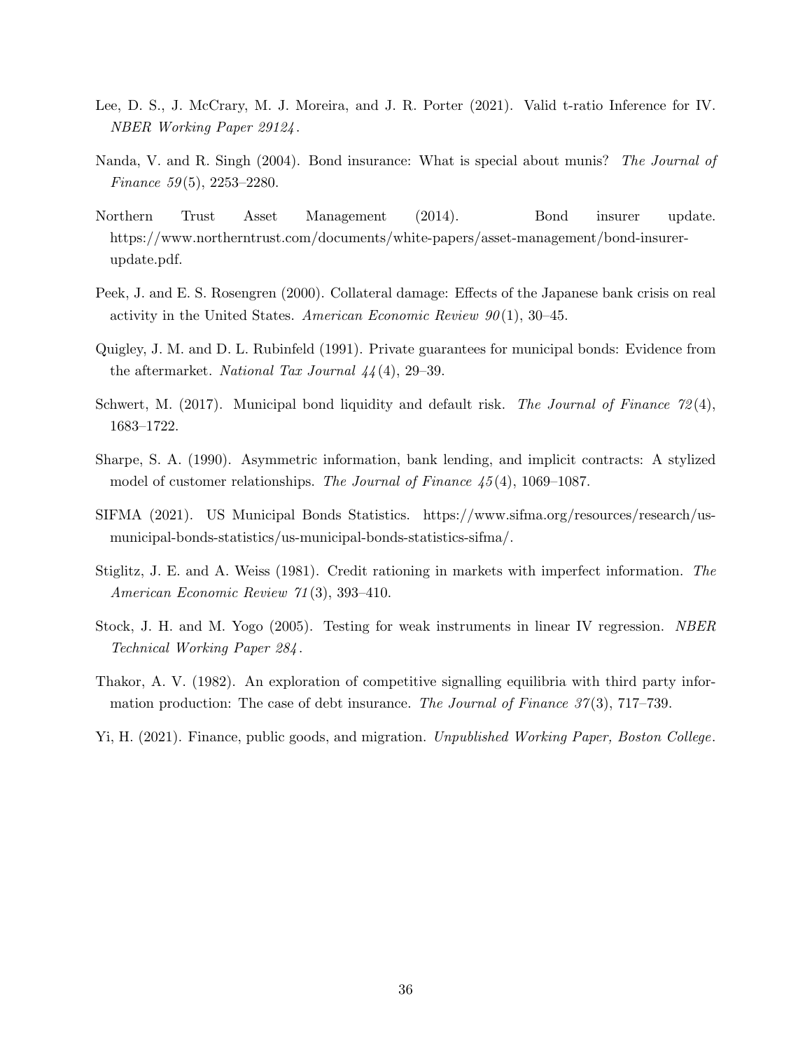Lee, D. S., J. McCrary, M. J. Moreira, and J. R. Porter (2021). Valid t-ratio Inference for IV. *NBER Working Paper 29124*.

Nanda, V. and R. Singh (2004). Bond insurance: What is special about munis? *The Journal of Finance 59*(5), 2253–2280.

Northern Trust Asset Management (2014). Bond insurer update. https://www.northerntrust.com/documents/white-papers/asset-management/bond-insurer-update.pdf.

Peek, J. and E. S. Rosengren (2000). Collateral damage: Effects of the Japanese bank crisis on real activity in the United States. *American Economic Review 90*(1), 30–45.

Quigley, J. M. and D. L. Rubinfeld (1991). Private guarantees for municipal bonds: Evidence from the aftermarket. *National Tax Journal 44*(4), 29–39.

Schwert, M. (2017). Municipal bond liquidity and default risk. *The Journal of Finance 72*(4), 1683–1722.

Sharpe, S. A. (1990). Asymmetric information, bank lending, and implicit contracts: A stylized model of customer relationships. *The Journal of Finance 45*(4), 1069–1087.

SIFMA (2021). US Municipal Bonds Statistics. https://www.sifma.org/resources/research/us-municipal-bonds-statistics/us-municipal-bonds-statistics-sifma/.

Stiglitz, J. E. and A. Weiss (1981). Credit rationing in markets with imperfect information. *The American Economic Review 71*(3), 393–410.

Stock, J. H. and M. Yogo (2005). Testing for weak instruments in linear IV regression. *NBER Technical Working Paper 284*.

Thakor, A. V. (1982). An exploration of competitive signalling equilibria with third party information production: The case of debt insurance. *The Journal of Finance 37*(3), 717–739.

Yi, H. (2021). Finance, public goods, and migration. *Unpublished Working Paper, Boston College*.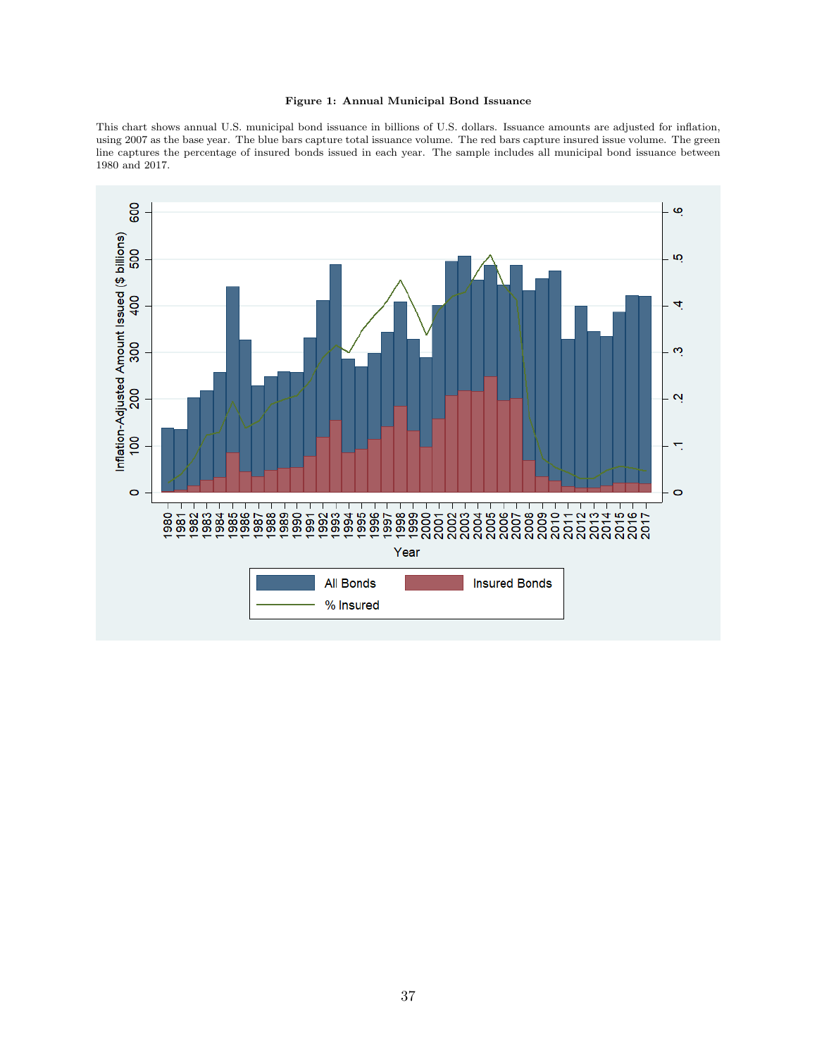**Figure 1: Annual Municipal Bond Issuance**

This chart shows annual U.S. municipal bond issuance in billions of U.S. dollars. Issuance amounts are adjusted for inflation, using 2007 as the base year. The blue bars capture total issuance volume. The red bars capture insured issue volume. The green line captures the percentage of insured bonds issued in each year. The sample includes all municipal bond issuance between 1980 and 2017.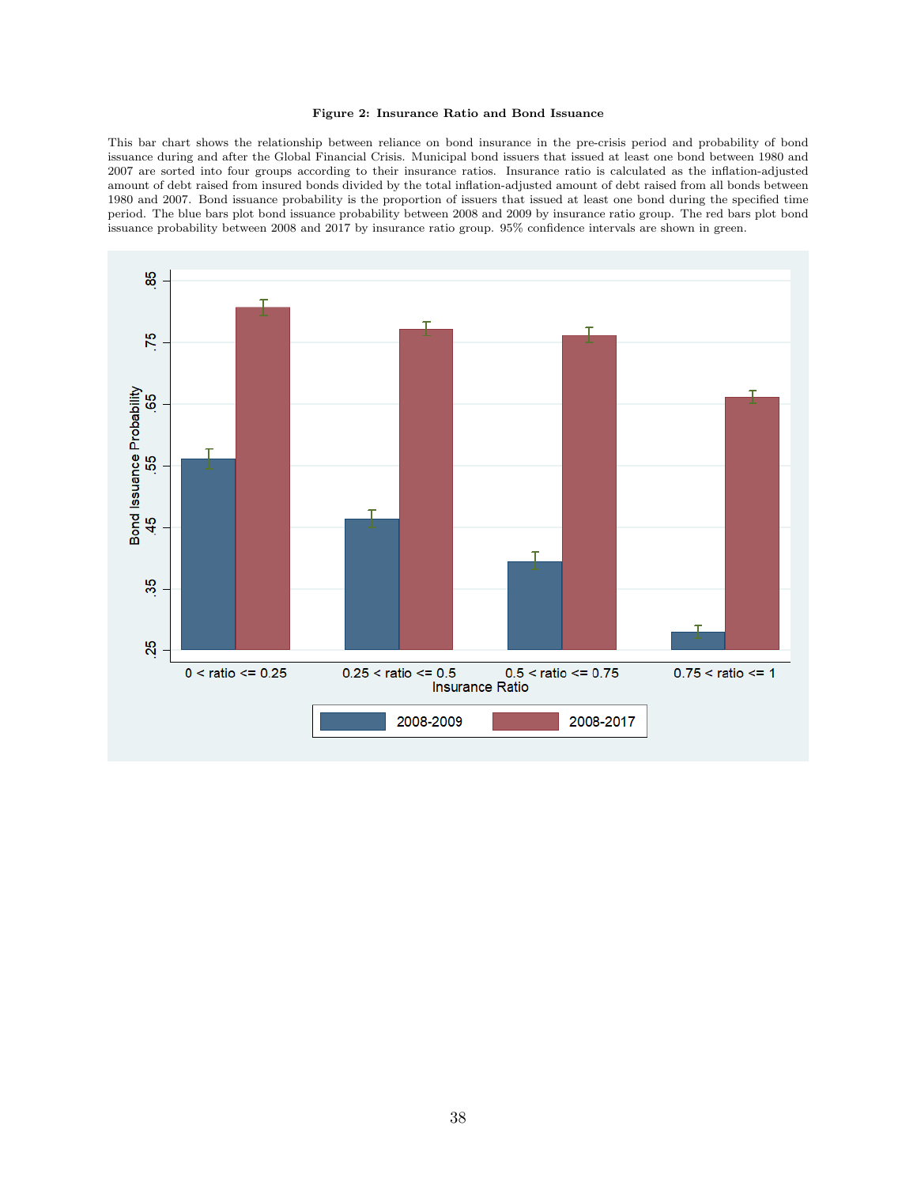**Figure 2: Insurance Ratio and Bond Issuance**

This bar chart shows the relationship between reliance on bond insurance in the pre-crisis period and probability of bond issuance during and after the Global Financial Crisis. Municipal bond issuers that issued at least one bond between 1980 and 2007 are sorted into four groups according to their insurance ratios. Insurance ratio is calculated as the inflation-adjusted amount of debt raised from insured bonds divided by the total inflation-adjusted amount of debt raised from all bonds between 1980 and 2007. Bond issuance probability is the proportion of issuers that issued at least one bond during the specified time period. The blue bars plot bond issuance probability between 2008 and 2009 by insurance ratio group. The red bars plot bond issuance probability between 2008 and 2017 by insurance ratio group. 95% confidence intervals are shown in green.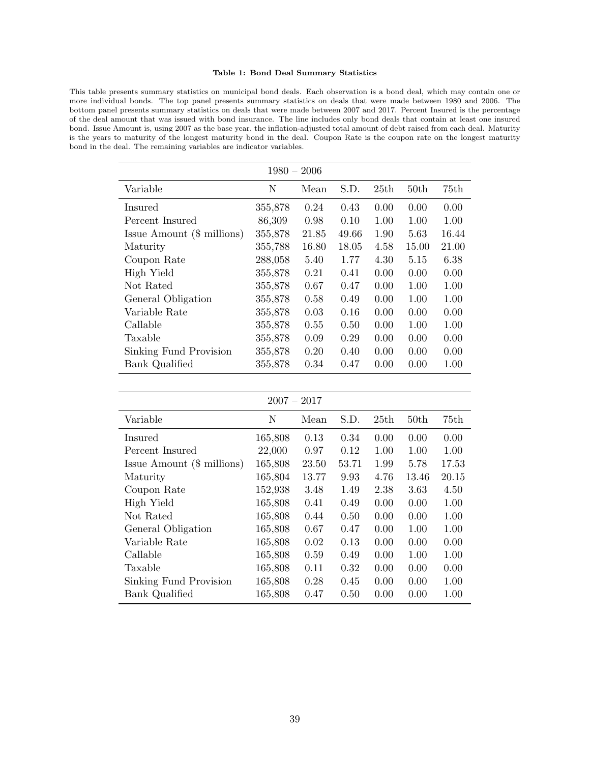**Table 1: Bond Deal Summary Statistics**

This table presents summary statistics on municipal bond deals. Each observation is a bond deal, which may contain one or more individual bonds. The top panel presents summary statistics on deals that were made between 1980 and 2006. The bottom panel presents summary statistics on deals that were made between 2007 and 2017. Percent Insured is the percentage of the deal amount that was issued with bond insurance. The line includes only bond deals that contain at least one insured bond. Issue Amount is, using 2007 as the base year, the inflation-adjusted total amount of debt raised from each deal. Maturity is the years to maturity of the longest maturity bond in the deal. Coupon Rate is the coupon rate on the longest maturity bond in the deal. The remaining variables are indicator variables.

| 1980 – 2006 | | | | | | |
|---|---|---|---|---|---|---|
| Variable | N | Mean | S.D. | 25th | 50th | 75th |
| Insured | 355,878 | 0.24 | 0.43 | 0.00 | 0.00 | 0.00 |
| Percent Insured | 86,309 | 0.98 | 0.10 | 1.00 | 1.00 | 1.00 |
| Issue Amount ($ millions) | 355,878 | 21.85 | 49.66 | 1.90 | 5.63 | 16.44 |
| Maturity | 355,788 | 16.80 | 18.05 | 4.58 | 15.00 | 21.00 |
| Coupon Rate | 288,058 | 5.40 | 1.77 | 4.30 | 5.15 | 6.38 |
| High Yield | 355,878 | 0.21 | 0.41 | 0.00 | 0.00 | 0.00 |
| Not Rated | 355,878 | 0.67 | 0.47 | 0.00 | 1.00 | 1.00 |
| General Obligation | 355,878 | 0.58 | 0.49 | 0.00 | 1.00 | 1.00 |
| Variable Rate | 355,878 | 0.03 | 0.16 | 0.00 | 0.00 | 0.00 |
| Callable | 355,878 | 0.55 | 0.50 | 0.00 | 1.00 | 1.00 |
| Taxable | 355,878 | 0.09 | 0.29 | 0.00 | 0.00 | 0.00 |
| Sinking Fund Provision | 355,878 | 0.20 | 0.40 | 0.00 | 0.00 | 0.00 |
| Bank Qualified | 355,878 | 0.34 | 0.47 | 0.00 | 0.00 | 1.00 |

| 2007 – 2017 | | | | | | |
|---|---|---|---|---|---|---|
| Variable | N | Mean | S.D. | 25th | 50th | 75th |
| Insured | 165,808 | 0.13 | 0.34 | 0.00 | 0.00 | 0.00 |
| Percent Insured | 22,000 | 0.97 | 0.12 | 1.00 | 1.00 | 1.00 |
| Issue Amount ($ millions) | 165,808 | 23.50 | 53.71 | 1.99 | 5.78 | 17.53 |
| Maturity | 165,804 | 13.77 | 9.93 | 4.76 | 13.46 | 20.15 |
| Coupon Rate | 152,938 | 3.48 | 1.49 | 2.38 | 3.63 | 4.50 |
| High Yield | 165,808 | 0.41 | 0.49 | 0.00 | 0.00 | 1.00 |
| Not Rated | 165,808 | 0.44 | 0.50 | 0.00 | 0.00 | 1.00 |
| General Obligation | 165,808 | 0.67 | 0.47 | 0.00 | 1.00 | 1.00 |
| Variable Rate | 165,808 | 0.02 | 0.13 | 0.00 | 0.00 | 0.00 |
| Callable | 165,808 | 0.59 | 0.49 | 0.00 | 1.00 | 1.00 |
| Taxable | 165,808 | 0.11 | 0.32 | 0.00 | 0.00 | 0.00 |
| Sinking Fund Provision | 165,808 | 0.28 | 0.45 | 0.00 | 0.00 | 1.00 |
| Bank Qualified | 165,808 | 0.47 | 0.50 | 0.00 | 0.00 | 1.00 |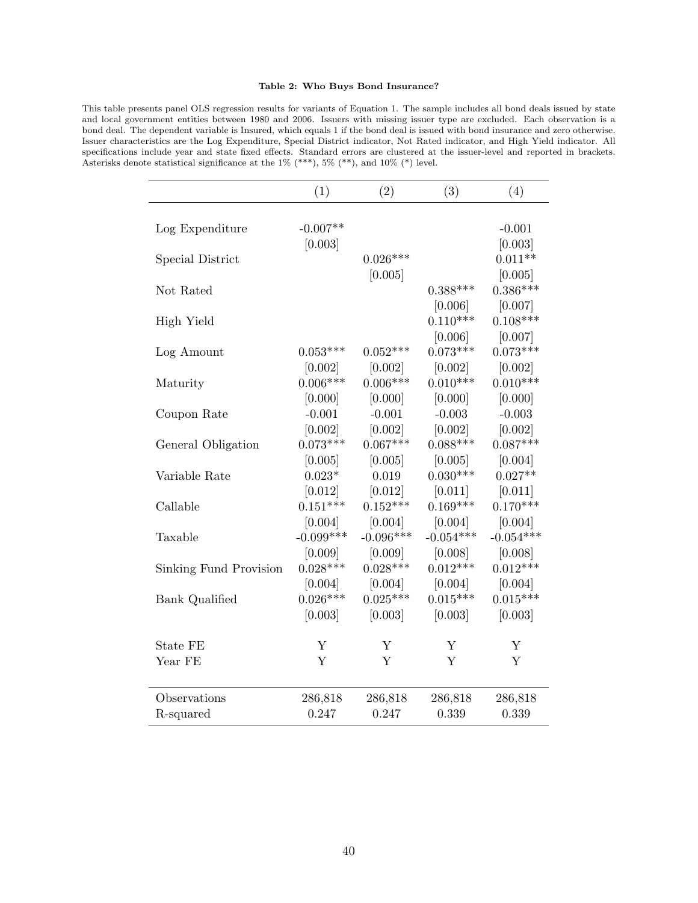**Table 2: Who Buys Bond Insurance?**

This table presents panel OLS regression results for variants of Equation 1. The sample includes all bond deals issued by state and local government entities between 1980 and 2006. Issuers with missing issuer type are excluded. Each observation is a bond deal. The dependent variable is Insured, which equals 1 if the bond deal is issued with bond insurance and zero otherwise. Issuer characteristics are the Log Expenditure, Special District indicator, Not Rated indicator, and High Yield indicator. All specifications include year and state fixed effects. Standard errors are clustered at the issuer-level and reported in brackets. Asterisks denote statistical significance at the 1% (***), 5% (**), and 10% (*) level.

| | (1) | (2) | (3) | (4) |
|---|---|---|---|---|
| Log Expenditure | -0.007** | | | -0.001 |
| | [0.003] | | | [0.003] |
| Special District | | 0.026*** | | 0.011** |
| | | [0.005] | | [0.005] |
| Not Rated | | | 0.388*** | 0.386*** |
| | | | [0.006] | [0.007] |
| High Yield | | | 0.110*** | 0.108*** |
| | | | [0.006] | [0.007] |
| Log Amount | 0.053*** | 0.052*** | 0.073*** | 0.073*** |
| | [0.002] | [0.002] | [0.002] | [0.002] |
| Maturity | 0.006*** | 0.006*** | 0.010*** | 0.010*** |
| | [0.000] | [0.000] | [0.000] | [0.000] |
| Coupon Rate | -0.001 | -0.001 | -0.003 | -0.003 |
| | [0.002] | [0.002] | [0.002] | [0.002] |
| General Obligation | 0.073*** | 0.067*** | 0.088*** | 0.087*** |
| | [0.005] | [0.005] | [0.005] | [0.004] |
| Variable Rate | 0.023* | 0.019 | 0.030*** | 0.027** |
| | [0.012] | [0.012] | [0.011] | [0.011] |
| Callable | 0.151*** | 0.152*** | 0.169*** | 0.170*** |
| | [0.004] | [0.004] | [0.004] | [0.004] |
| Taxable | -0.099*** | -0.096*** | -0.054*** | -0.054*** |
| | [0.009] | [0.009] | [0.008] | [0.008] |
| Sinking Fund Provision | 0.028*** | 0.028*** | 0.012*** | 0.012*** |
| | [0.004] | [0.004] | [0.004] | [0.004] |
| Bank Qualified | 0.026*** | 0.025*** | 0.015*** | 0.015*** |
| | [0.003] | [0.003] | [0.003] | [0.003] |
| State FE | Y | Y | Y | Y |
| Year FE | Y | Y | Y | Y |
| Observations | 286,818 | 286,818 | 286,818 | 286,818 |
| R-squared | 0.247 | 0.247 | 0.339 | 0.339 |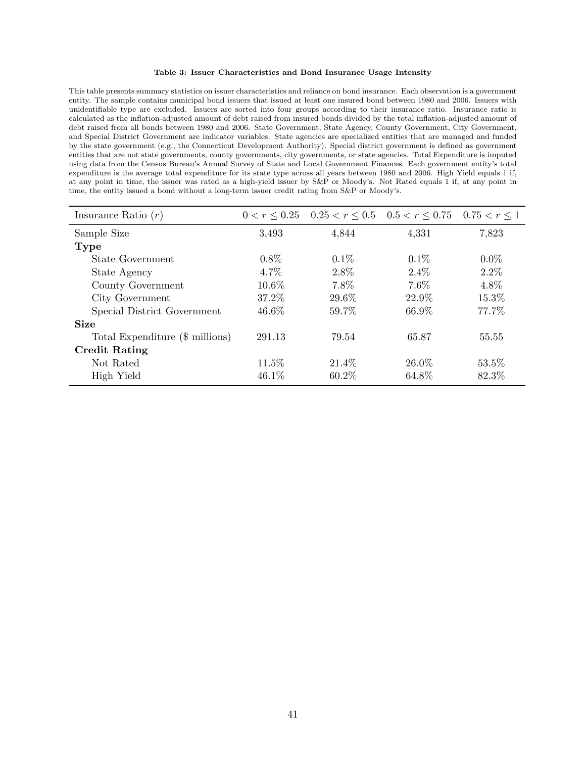**Table 3: Issuer Characteristics and Bond Insurance Usage Intensity**

This table presents summary statistics on issuer characteristics and reliance on bond insurance. Each observation is a government entity. The sample contains municipal bond issuers that issued at least one insured bond between 1980 and 2006. Issuers with unidentifiable type are excluded. Issuers are sorted into four groups according to their insurance ratio. Insurance ratio is calculated as the inflation-adjusted amount of debt raised from insured bonds divided by the total inflation-adjusted amount of debt raised from all bonds between 1980 and 2006. State Government, State Agency, County Government, City Government, and Special District Government are indicator variables. State agencies are specialized entities that are managed and funded by the state government (e.g., the Connecticut Development Authority). Special district government is defined as government entities that are not state governments, county governments, city governments, or state agencies. Total Expenditure is imputed using data from the Census Bureau's Annual Survey of State and Local Government Finances. Each government entity's total expenditure is the average total expenditure for its state type across all years between 1980 and 2006. High Yield equals 1 if, at any point in time, the issuer was rated as a high-yield issuer by S&P or Moody's. Not Rated equals 1 if, at any point in time, the entity issued a bond without a long-term issuer credit rating from S&P or Moody's.

| Insurance Ratio ($r$) | $0 < r \leq 0.25$ | $0.25 < r \leq 0.5$ | $0.5 < r \leq 0.75$ | $0.75 < r \leq 1$ |
|---|---|---|---|---|
| Sample Size | 3,493 | 4,844 | 4,331 | 7,823 |
| **Type** | | | | |
| State Government | 0.8% | 0.1% | 0.1% | 0.0% |
| State Agency | 4.7% | 2.8% | 2.4% | 2.2% |
| County Government | 10.6% | 7.8% | 7.6% | 4.8% |
| City Government | 37.2% | 29.6% | 22.9% | 15.3% |
| Special District Government | 46.6% | 59.7% | 66.9% | 77.7% |
| **Size** | | | | |
| Total Expenditure ($ millions) | 291.13 | 79.54 | 65.87 | 55.55 |
| **Credit Rating** | | | | |
| Not Rated | 11.5% | 21.4% | 26.0% | 53.5% |
| High Yield | 46.1% | 60.2% | 64.8% | 82.3% |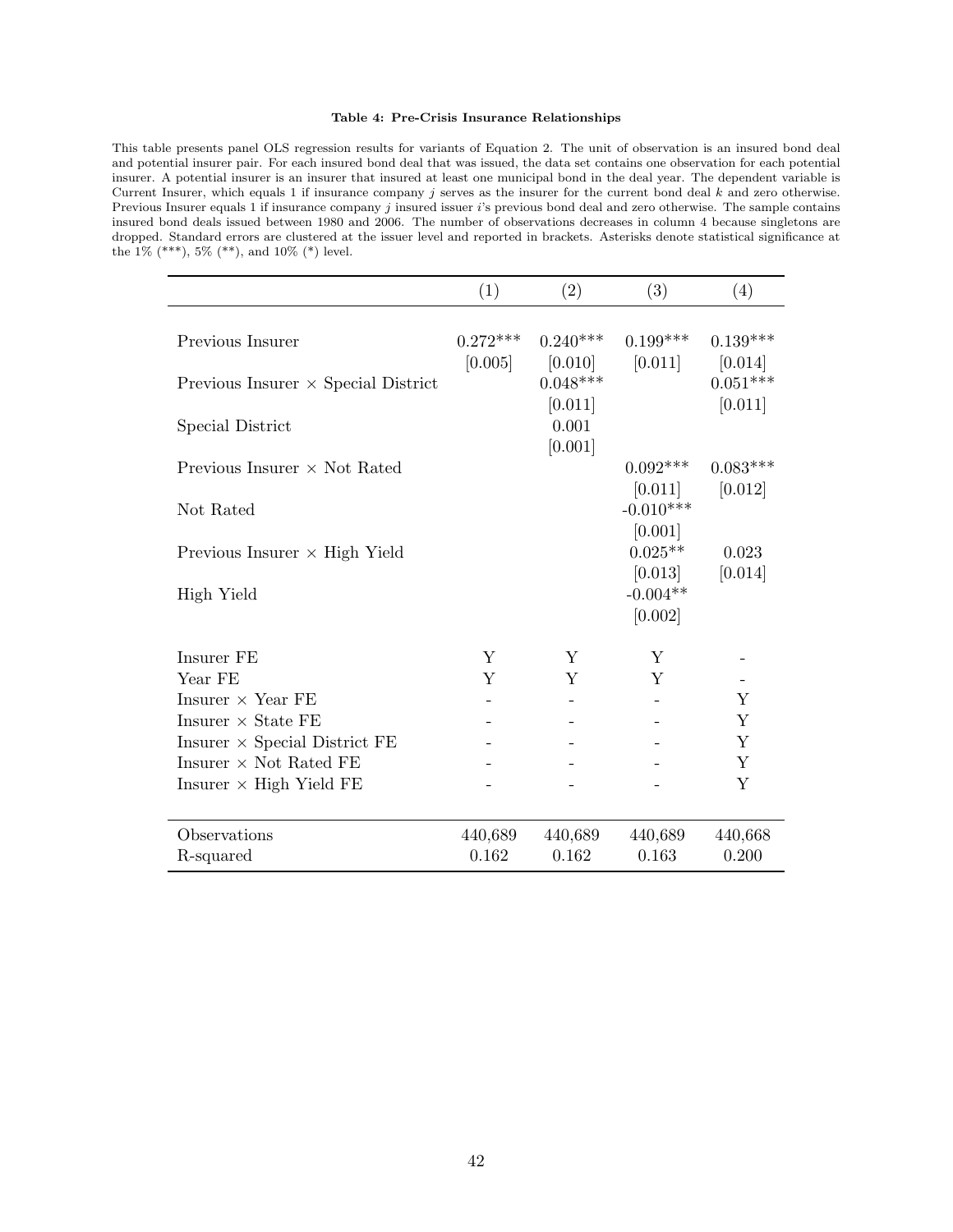**Table 4: Pre-Crisis Insurance Relationships**

This table presents panel OLS regression results for variants of Equation 2. The unit of observation is an insured bond deal and potential insurer pair. For each insured bond deal that was issued, the data set contains one observation for each potential insurer. A potential insurer is an insurer that insured at least one municipal bond in the deal year. The dependent variable is Current Insurer, which equals 1 if insurance company $j$ serves as the insurer for the current bond deal $k$ and zero otherwise. Previous Insurer equals 1 if insurance company $j$ insured issuer $i$'s previous bond deal and zero otherwise. The sample contains insured bond deals issued between 1980 and 2006. The number of observations decreases in column 4 because singletons are dropped. Standard errors are clustered at the issuer level and reported in brackets. Asterisks denote statistical significance at the 1% (***), 5% (**), and 10% (*) level.

| | (1) | (2) | (3) | (4) |
|---|---|---|---|---|
| Previous Insurer | 0.272*** | 0.240*** | 0.199*** | 0.139*** |
| | [0.005] | [0.010] | [0.011] | [0.014] |
| Previous Insurer × Special District | | 0.048*** | | 0.051*** |
| | | [0.011] | | [0.011] |
| Special District | | 0.001 | | |
| | | [0.001] | | |
| Previous Insurer × Not Rated | | | 0.092*** | 0.083*** |
| | | | [0.011] | [0.012] |
| Not Rated | | | -0.010*** | |
| | | | [0.001] | |
| Previous Insurer × High Yield | | | 0.025** | 0.023 |
| | | | [0.013] | [0.014] |
| High Yield | | | -0.004** | |
| | | | [0.002] | |
| Insurer FE | Y | Y | Y | - |
| Year FE | Y | Y | Y | - |
| Insurer × Year FE | - | - | - | Y |
| Insurer × State FE | - | - | - | Y |
| Insurer × Special District FE | - | - | - | Y |
| Insurer × Not Rated FE | - | - | - | Y |
| Insurer × High Yield FE | - | - | - | Y |
| Observations | 440,689 | 440,689 | 440,689 | 440,668 |
| R-squared | 0.162 | 0.162 | 0.163 | 0.200 |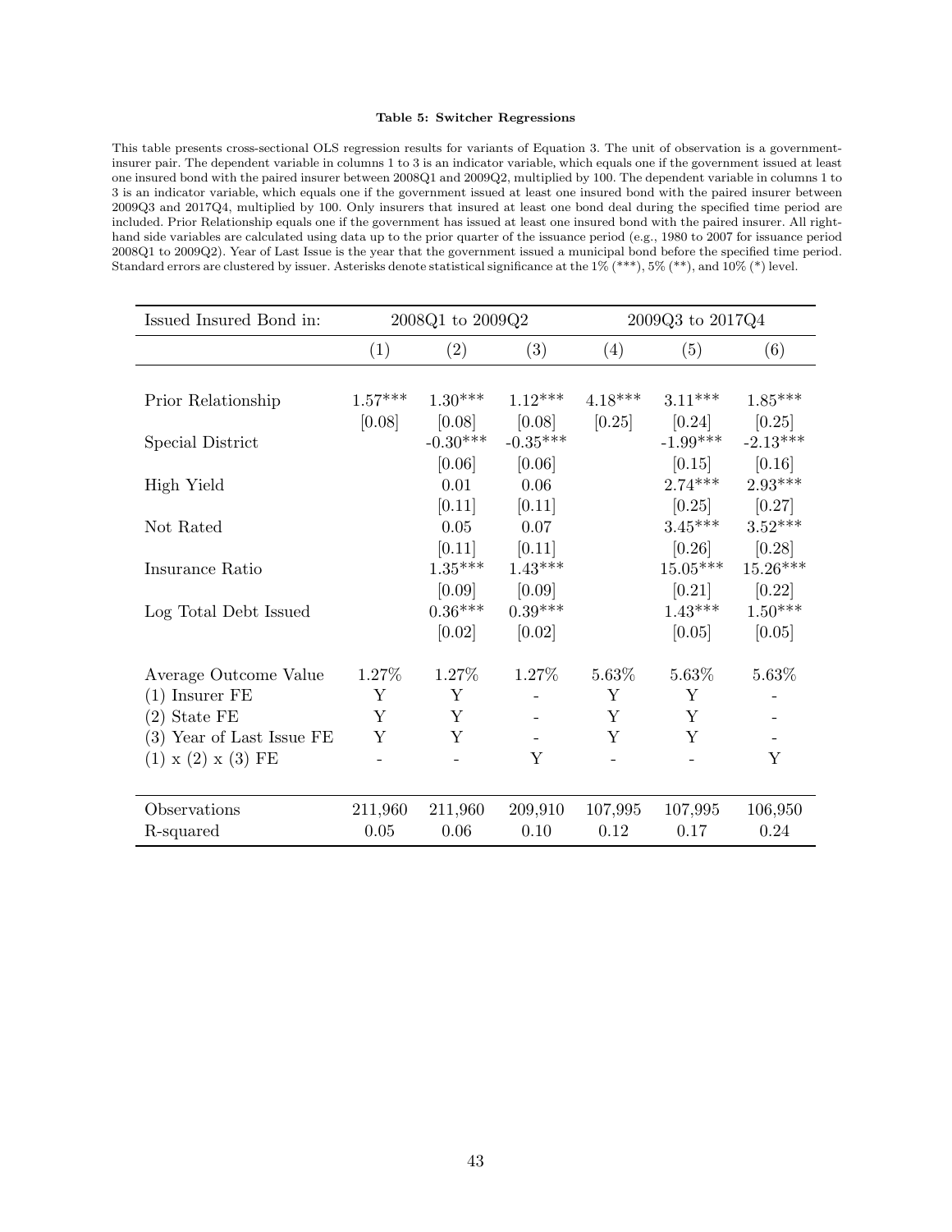**Table 5: Switcher Regressions**

This table presents cross-sectional OLS regression results for variants of Equation 3. The unit of observation is a government-insurer pair. The dependent variable in columns 1 to 3 is an indicator variable, which equals one if the government issued at least one insured bond with the paired insurer between 2008Q1 and 2009Q2, multiplied by 100. The dependent variable in columns 1 to 3 is an indicator variable, which equals one if the government issued at least one insured bond with the paired insurer between 2009Q3 and 2017Q4, multiplied by 100. Only insurers that insured at least one bond deal during the specified time period are included. Prior Relationship equals one if the government has issued at least one insured bond with the paired insurer. All right-hand side variables are calculated using data up to the prior quarter of the issuance period (e.g., 1980 to 2007 for issuance period 2008Q1 to 2009Q2). Year of Last Issue is the year that the government issued a municipal bond before the specified time period. Standard errors are clustered by issuer. Asterisks denote statistical significance at the 1% (***), 5% (**), and 10% (*) level.

| Issued Insured Bond in: | 2008Q1 to 2009Q2 | | | 2009Q3 to 2017Q4 | | |
|---|---|---|---|---|---|---|
| | (1) | (2) | (3) | (4) | (5) | (6) |
| Prior Relationship | 1.57*** | 1.30*** | 1.12*** | 4.18*** | 3.11*** | 1.85*** |
| | [0.08] | [0.08] | [0.08] | [0.25] | [0.24] | [0.25] |
| Special District | | -0.30*** | -0.35*** | | -1.99*** | -2.13*** |
| | | [0.06] | [0.06] | | [0.15] | [0.16] |
| High Yield | | 0.01 | 0.06 | | 2.74*** | 2.93*** |
| | | [0.11] | [0.11] | | [0.25] | [0.27] |
| Not Rated | | 0.05 | 0.07 | | 3.45*** | 3.52*** |
| | | [0.11] | [0.11] | | [0.26] | [0.28] |
| Insurance Ratio | | 1.35*** | 1.43*** | | 15.05*** | 15.26*** |
| | | [0.09] | [0.09] | | [0.21] | [0.22] |
| Log Total Debt Issued | | 0.36*** | 0.39*** | | 1.43*** | 1.50*** |
| | | [0.02] | [0.02] | | [0.05] | [0.05] |
| Average Outcome Value | 1.27% | 1.27% | 1.27% | 5.63% | 5.63% | 5.63% |
| (1) Insurer FE | Y | Y | - | Y | Y | - |
| (2) State FE | Y | Y | - | Y | Y | - |
| (3) Year of Last Issue FE | Y | Y | - | Y | Y | - |
| (1) x (2) x (3) FE | - | - | Y | - | - | Y |
| Observations | 211,960 | 211,960 | 209,910 | 107,995 | 107,995 | 106,950 |
| R-squared | 0.05 | 0.06 | 0.10 | 0.12 | 0.17 | 0.24 |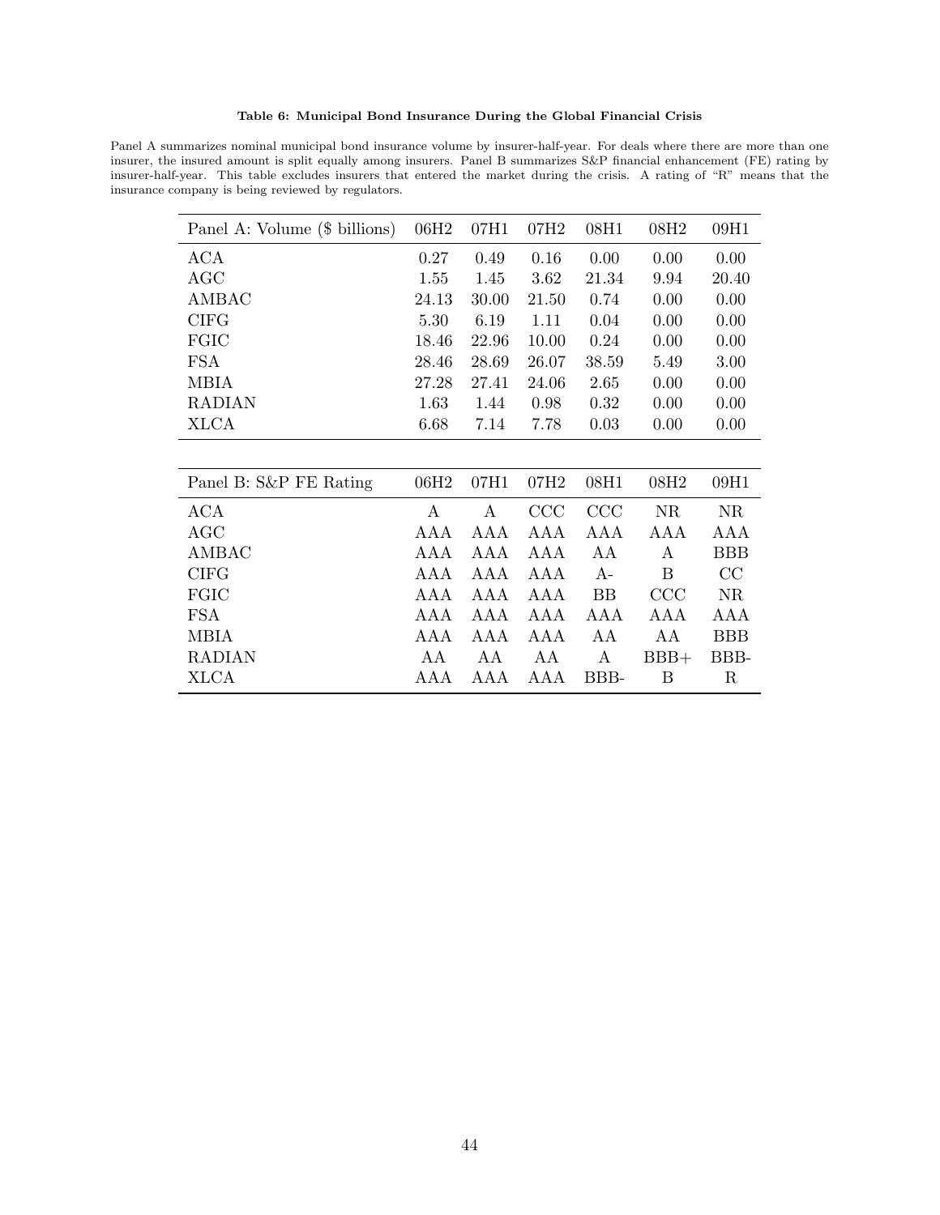**Table 6: Municipal Bond Insurance During the Global Financial Crisis**

Panel A summarizes nominal municipal bond insurance volume by insurer-half-year. For deals where there are more than one insurer, the insured amount is split equally among insurers. Panel B summarizes S&P financial enhancement (FE) rating by insurer-half-year. This table excludes insurers that entered the market during the crisis. A rating of "R" means that the insurance company is being reviewed by regulators.

| Panel A: Volume ($ billions) | 06H2 | 07H1 | 07H2 | 08H1 | 08H2 | 09H1 |
|---|---|---|---|---|---|---|
| ACA | 0.27 | 0.49 | 0.16 | 0.00 | 0.00 | 0.00 |
| AGC | 1.55 | 1.45 | 3.62 | 21.34 | 9.94 | 20.40 |
| AMBAC | 24.13 | 30.00 | 21.50 | 0.74 | 0.00 | 0.00 |
| CIFG | 5.30 | 6.19 | 1.11 | 0.04 | 0.00 | 0.00 |
| FGIC | 18.46 | 22.96 | 10.00 | 0.24 | 0.00 | 0.00 |
| FSA | 28.46 | 28.69 | 26.07 | 38.59 | 5.49 | 3.00 |
| MBIA | 27.28 | 27.41 | 24.06 | 2.65 | 0.00 | 0.00 |
| RADIAN | 1.63 | 1.44 | 0.98 | 0.32 | 0.00 | 0.00 |
| XLCA | 6.68 | 7.14 | 7.78 | 0.03 | 0.00 | 0.00 |

| Panel B: S&P FE Rating | 06H2 | 07H1 | 07H2 | 08H1 | 08H2 | 09H1 |
|---|---|---|---|---|---|---|
| ACA | A | A | CCC | CCC | NR | NR |
| AGC | AAA | AAA | AAA | AAA | AAA | AAA |
| AMBAC | AAA | AAA | AAA | AA | A | BBB |
| CIFG | AAA | AAA | AAA | A- | B | CC |
| FGIC | AAA | AAA | AAA | BB | CCC | NR |
| FSA | AAA | AAA | AAA | AAA | AAA | AAA |
| MBIA | AAA | AAA | AAA | AA | AA | BBB |
| RADIAN | AA | AA | AA | A | BBB+ | BBB- |
| XLCA | AAA | AAA | AAA | BBB- | B | R |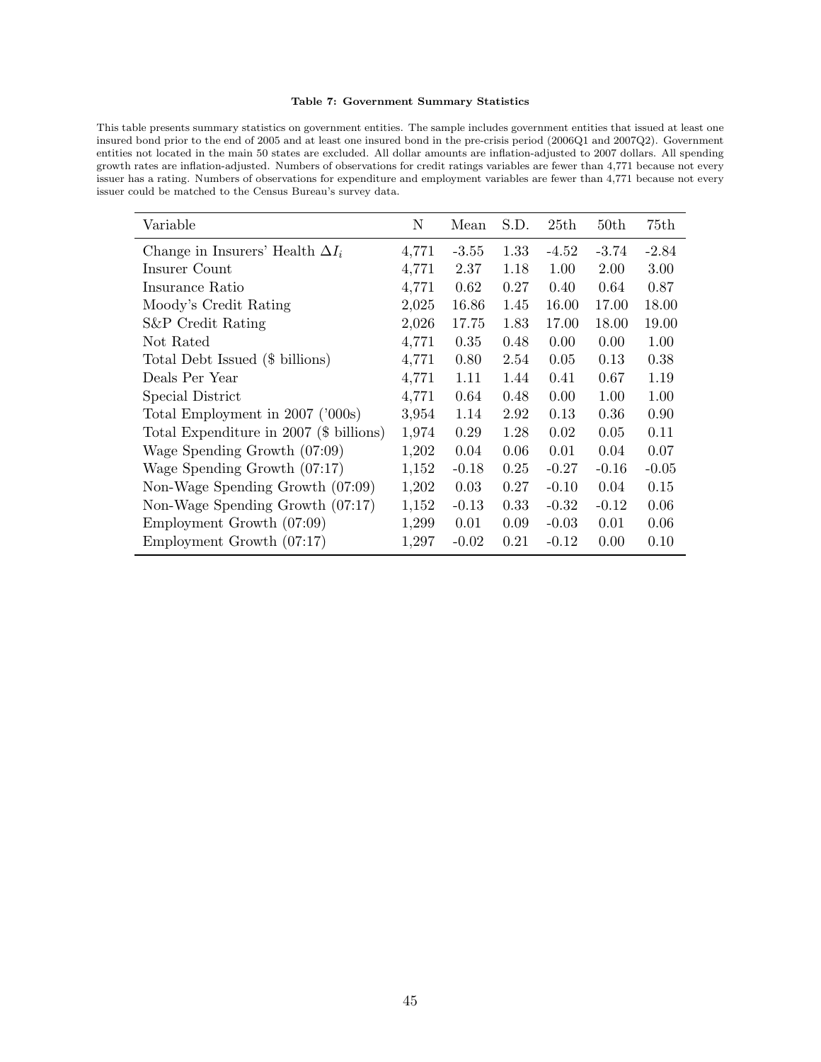**Table 7: Government Summary Statistics**

This table presents summary statistics on government entities. The sample includes government entities that issued at least one insured bond prior to the end of 2005 and at least one insured bond in the pre-crisis period (2006Q1 and 2007Q2). Government entities not located in the main 50 states are excluded. All dollar amounts are inflation-adjusted to 2007 dollars. All spending growth rates are inflation-adjusted. Numbers of observations for credit ratings variables are fewer than 4,771 because not every issuer has a rating. Numbers of observations for expenditure and employment variables are fewer than 4,771 because not every issuer could be matched to the Census Bureau's survey data.

| Variable | N | Mean | S.D. | 25th | 50th | 75th |
|---|---|---|---|---|---|---|
| Change in Insurers' Health $\Delta I_i$ | 4,771 | -3.55 | 1.33 | -4.52 | -3.74 | -2.84 |
| Insurer Count | 4,771 | 2.37 | 1.18 | 1.00 | 2.00 | 3.00 |
| Insurance Ratio | 4,771 | 0.62 | 0.27 | 0.40 | 0.64 | 0.87 |
| Moody's Credit Rating | 2,025 | 16.86 | 1.45 | 16.00 | 17.00 | 18.00 |
| S&P Credit Rating | 2,026 | 17.75 | 1.83 | 17.00 | 18.00 | 19.00 |
| Not Rated | 4,771 | 0.35 | 0.48 | 0.00 | 0.00 | 1.00 |
| Total Debt Issued ($ billions) | 4,771 | 0.80 | 2.54 | 0.05 | 0.13 | 0.38 |
| Deals Per Year | 4,771 | 1.11 | 1.44 | 0.41 | 0.67 | 1.19 |
| Special District | 4,771 | 0.64 | 0.48 | 0.00 | 1.00 | 1.00 |
| Total Employment in 2007 ('000s) | 3,954 | 1.14 | 2.92 | 0.13 | 0.36 | 0.90 |
| Total Expenditure in 2007 ($ billions) | 1,974 | 0.29 | 1.28 | 0.02 | 0.05 | 0.11 |
| Wage Spending Growth (07:09) | 1,202 | 0.04 | 0.06 | 0.01 | 0.04 | 0.07 |
| Wage Spending Growth (07:17) | 1,152 | -0.18 | 0.25 | -0.27 | -0.16 | -0.05 |
| Non-Wage Spending Growth (07:09) | 1,202 | 0.03 | 0.27 | -0.10 | 0.04 | 0.15 |
| Non-Wage Spending Growth (07:17) | 1,152 | -0.13 | 0.33 | -0.32 | -0.12 | 0.06 |
| Employment Growth (07:09) | 1,299 | 0.01 | 0.09 | -0.03 | 0.01 | 0.06 |
| Employment Growth (07:17) | 1,297 | -0.02 | 0.21 | -0.12 | 0.00 | 0.10 |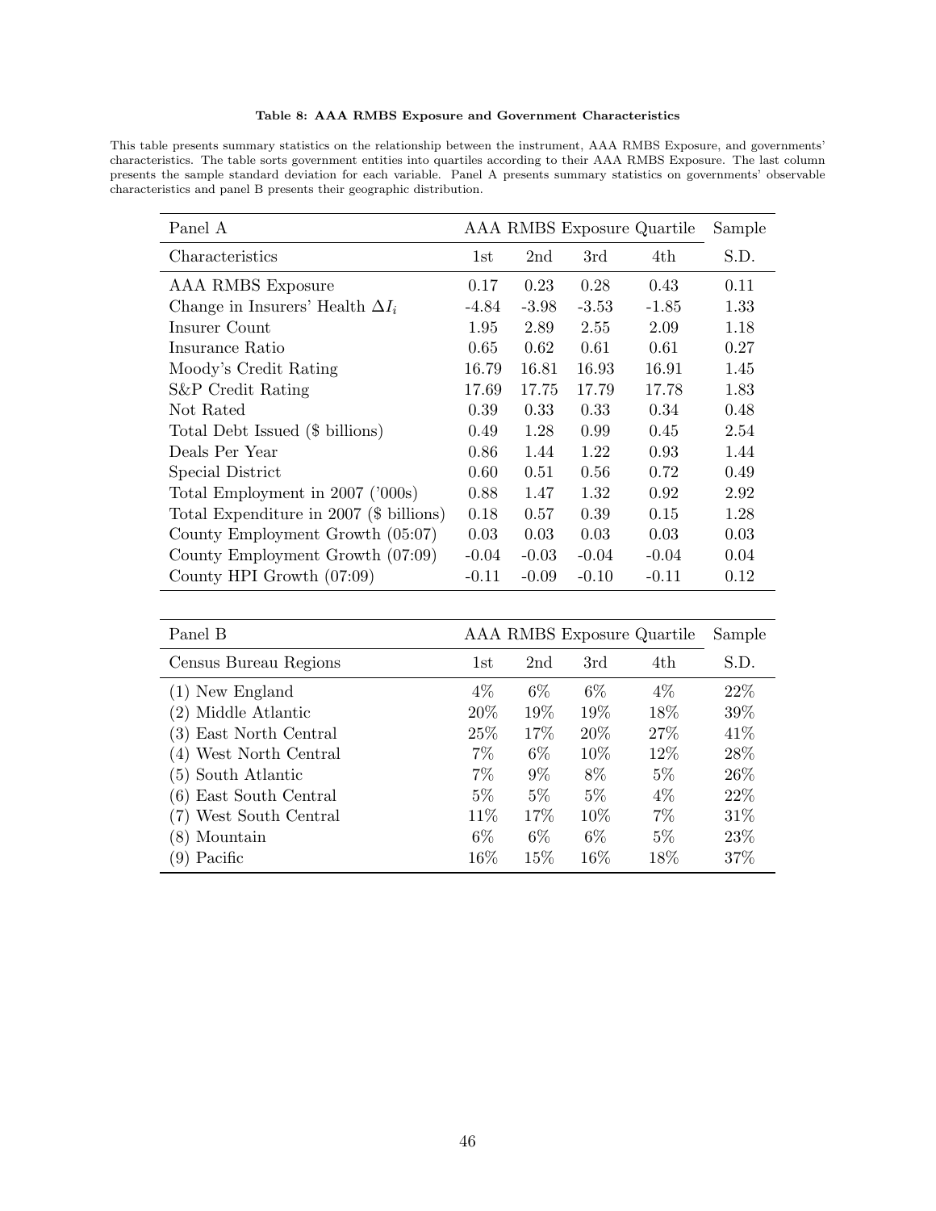**Table 8: AAA RMBS Exposure and Government Characteristics**

This table presents summary statistics on the relationship between the instrument, AAA RMBS Exposure, and governments' characteristics. The table sorts government entities into quartiles according to their AAA RMBS Exposure. The last column presents the sample standard deviation for each variable. Panel A presents summary statistics on governments' observable characteristics and panel B presents their geographic distribution.

| Panel A | AAA RMBS Exposure Quartile | | | | Sample |
|---|---|---|---|---|---|
| Characteristics | 1st | 2nd | 3rd | 4th | S.D. |
| AAA RMBS Exposure | 0.17 | 0.23 | 0.28 | 0.43 | 0.11 |
| Change in Insurers' Health $\Delta I_i$ | -4.84 | -3.98 | -3.53 | -1.85 | 1.33 |
| Insurer Count | 1.95 | 2.89 | 2.55 | 2.09 | 1.18 |
| Insurance Ratio | 0.65 | 0.62 | 0.61 | 0.61 | 0.27 |
| Moody's Credit Rating | 16.79 | 16.81 | 16.93 | 16.91 | 1.45 |
| S&P Credit Rating | 17.69 | 17.75 | 17.79 | 17.78 | 1.83 |
| Not Rated | 0.39 | 0.33 | 0.33 | 0.34 | 0.48 |
| Total Debt Issued ($ billions) | 0.49 | 1.28 | 0.99 | 0.45 | 2.54 |
| Deals Per Year | 0.86 | 1.44 | 1.22 | 0.93 | 1.44 |
| Special District | 0.60 | 0.51 | 0.56 | 0.72 | 0.49 |
| Total Employment in 2007 ('000s) | 0.88 | 1.47 | 1.32 | 0.92 | 2.92 |
| Total Expenditure in 2007 ($ billions) | 0.18 | 0.57 | 0.39 | 0.15 | 1.28 |
| County Employment Growth (05:07) | 0.03 | 0.03 | 0.03 | 0.03 | 0.03 |
| County Employment Growth (07:09) | -0.04 | -0.03 | -0.04 | -0.04 | 0.04 |
| County HPI Growth (07:09) | -0.11 | -0.09 | -0.10 | -0.11 | 0.12 |

| Panel B | AAA RMBS Exposure Quartile | | | | Sample |
|---|---|---|---|---|---|
| Census Bureau Regions | 1st | 2nd | 3rd | 4th | S.D. |
| (1) New England | 4% | 6% | 6% | 4% | 22% |
| (2) Middle Atlantic | 20% | 19% | 19% | 18% | 39% |
| (3) East North Central | 25% | 17% | 20% | 27% | 41% |
| (4) West North Central | 7% | 6% | 10% | 12% | 28% |
| (5) South Atlantic | 7% | 9% | 8% | 5% | 26% |
| (6) East South Central | 5% | 5% | 5% | 4% | 22% |
| (7) West South Central | 11% | 17% | 10% | 7% | 31% |
| (8) Mountain | 6% | 6% | 6% | 5% | 23% |
| (9) Pacific | 16% | 15% | 16% | 18% | 37% |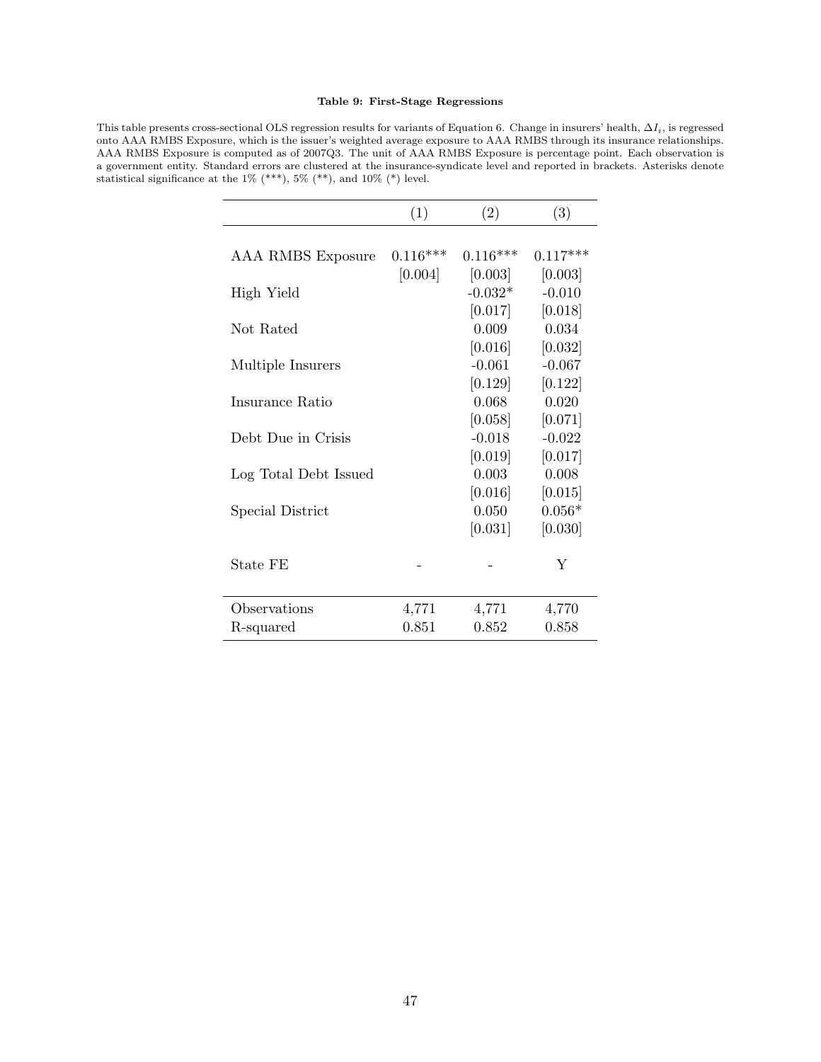**Table 9: First-Stage Regressions**

This table presents cross-sectional OLS regression results for variants of Equation 6. Change in insurers' health, $\Delta I_i$, is regressed onto AAA RMBS Exposure, which is the issuer's weighted average exposure to AAA RMBS through its insurance relationships. AAA RMBS Exposure is computed as of 2007Q3. The unit of AAA RMBS Exposure is percentage point. Each observation is a government entity. Standard errors are clustered at the insurance-syndicate level and reported in brackets. Asterisks denote statistical significance at the 1% (***), 5% (**), and 10% (*) level.

| | (1) | (2) | (3) |
|---|---|---|---|
| AAA RMBS Exposure | 0.116*** | 0.116*** | 0.117*** |
| | [0.004] | [0.003] | [0.003] |
| High Yield | | -0.032* | -0.010 |
| | | [0.017] | [0.018] |
| Not Rated | | 0.009 | 0.034 |
| | | [0.016] | [0.032] |
| Multiple Insurers | | -0.061 | -0.067 |
| | | [0.129] | [0.122] |
| Insurance Ratio | | 0.068 | 0.020 |
| | | [0.058] | [0.071] |
| Debt Due in Crisis | | -0.018 | -0.022 |
| | | [0.019] | [0.017] |
| Log Total Debt Issued | | 0.003 | 0.008 |
| | | [0.016] | [0.015] |
| Special District | | 0.050 | 0.056* |
| | | [0.031] | [0.030] |
| State FE | - | - | Y |
| Observations | 4,771 | 4,771 | 4,770 |
| R-squared | 0.851 | 0.852 | 0.858 |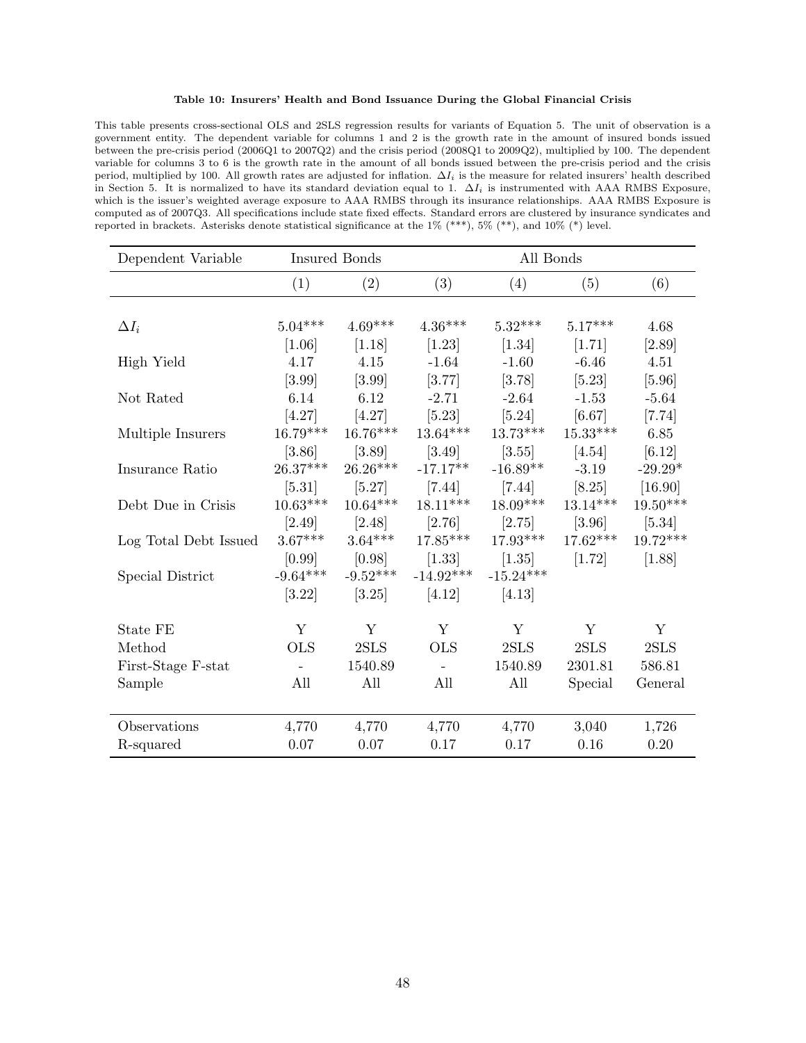**Table 10: Insurers' Health and Bond Issuance During the Global Financial Crisis**

This table presents cross-sectional OLS and 2SLS regression results for variants of Equation 5. The unit of observation is a government entity. The dependent variable for columns 1 and 2 is the growth rate in the amount of insured bonds issued between the pre-crisis period (2006Q1 to 2007Q2) and the crisis period (2008Q1 to 2009Q2), multiplied by 100. The dependent variable for columns 3 to 6 is the growth rate in the amount of all bonds issued between the pre-crisis period and the crisis period, multiplied by 100. All growth rates are adjusted for inflation. $\Delta I_i$ is the measure for related insurers' health described in Section 5. It is normalized to have its standard deviation equal to 1. $\Delta I_i$ is instrumented with AAA RMBS Exposure, which is the issuer's weighted average exposure to AAA RMBS through its insurance relationships. AAA RMBS Exposure is computed as of 2007Q3. All specifications include state fixed effects. Standard errors are clustered by insurance syndicates and reported in brackets. Asterisks denote statistical significance at the 1% (***), 5% (**), and 10% (*) level.

| Dependent Variable | Insured Bonds | | All Bonds | | | |
|---|---|---|---|---|---|---|
| | (1) | (2) | (3) | (4) | (5) | (6) |
| $\Delta I_i$ | 5.04*** | 4.69*** | 4.36*** | 5.32*** | 5.17*** | 4.68 |
| | [1.06] | [1.18] | [1.23] | [1.34] | [1.71] | [2.89] |
| High Yield | 4.17 | 4.15 | -1.64 | -1.60 | -6.46 | 4.51 |
| | [3.99] | [3.99] | [3.77] | [3.78] | [5.23] | [5.96] |
| Not Rated | 6.14 | 6.12 | -2.71 | -2.64 | -1.53 | -5.64 |
| | [4.27] | [4.27] | [5.23] | [5.24] | [6.67] | [7.74] |
| Multiple Insurers | 16.79*** | 16.76*** | 13.64*** | 13.73*** | 15.33*** | 6.85 |
| | [3.86] | [3.89] | [3.49] | [3.55] | [4.54] | [6.12] |
| Insurance Ratio | 26.37*** | 26.26*** | -17.17** | -16.89** | -3.19 | -29.29* |
| | [5.31] | [5.27] | [7.44] | [7.44] | [8.25] | [16.90] |
| Debt Due in Crisis | 10.63*** | 10.64*** | 18.11*** | 18.09*** | 13.14*** | 19.50*** |
| | [2.49] | [2.48] | [2.76] | [2.75] | [3.96] | [5.34] |
| Log Total Debt Issued | 3.67*** | 3.64*** | 17.85*** | 17.93*** | 17.62*** | 19.72*** |
| | [0.99] | [0.98] | [1.33] | [1.35] | [1.72] | [1.88] |
| Special District | -9.64*** | -9.52*** | -14.92*** | -15.24*** | | |
| | [3.22] | [3.25] | [4.12] | [4.13] | | |
| State FE | Y | Y | Y | Y | Y | Y |
| Method | OLS | 2SLS | OLS | 2SLS | 2SLS | 2SLS |
| First-Stage F-stat | - | 1540.89 | - | 1540.89 | 2301.81 | 586.81 |
| Sample | All | All | All | All | Special | General |
| Observations | 4,770 | 4,770 | 4,770 | 4,770 | 3,040 | 1,726 |
| R-squared | 0.07 | 0.07 | 0.17 | 0.17 | 0.16 | 0.20 |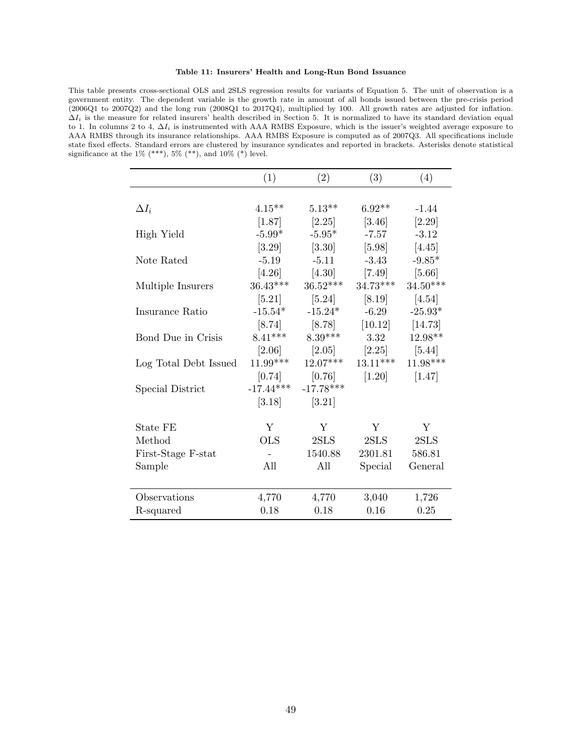**Table 11: Insurers' Health and Long-Run Bond Issuance**

This table presents cross-sectional OLS and 2SLS regression results for variants of Equation 5. The unit of observation is a government entity. The dependent variable is the growth rate in amount of all bonds issued between the pre-crisis period (2006Q1 to 2007Q2) and the long run (2008Q1 to 2017Q4), multiplied by 100. All growth rates are adjusted for inflation. $\Delta I_i$ is the measure for related insurers' health described in Section 5. It is normalized to have its standard deviation equal to 1. In columns 2 to 4, $\Delta I_i$ is instrumented with AAA RMBS Exposure, which is the issuer's weighted average exposure to AAA RMBS through its insurance relationships. AAA RMBS Exposure is computed as of 2007Q3. All specifications include state fixed effects. Standard errors are clustered by insurance syndicates and reported in brackets. Asterisks denote statistical significance at the 1% (***), 5% (**), and 10% (*) level.

| | (1) | (2) | (3) | (4) |
|---|---|---|---|---|
| $\Delta I_i$ | 4.15** | 5.13** | 6.92** | -1.44 |
| | [1.87] | [2.25] | [3.46] | [2.29] |
| High Yield | -5.99* | -5.95* | -7.57 | -3.12 |
| | [3.29] | [3.30] | [5.98] | [4.45] |
| Note Rated | -5.19 | -5.11 | -3.43 | -9.85* |
| | [4.26] | [4.30] | [7.49] | [5.66] |
| Multiple Insurers | 36.43*** | 36.52*** | 34.73*** | 34.50*** |
| | [5.21] | [5.24] | [8.19] | [4.54] |
| Insurance Ratio | -15.54* | -15.24* | -6.29 | -25.93* |
| | [8.74] | [8.78] | [10.12] | [14.73] |
| Bond Due in Crisis | 8.41*** | 8.39*** | 3.32 | 12.98** |
| | [2.06] | [2.05] | [2.25] | [5.44] |
| Log Total Debt Issued | 11.99*** | 12.07*** | 13.11*** | 11.98*** |
| | [0.74] | [0.76] | [1.20] | [1.47] |
| Special District | -17.44*** | -17.78*** | | |
| | [3.18] | [3.21] | | |
| State FE | Y | Y | Y | Y |
| Method | OLS | 2SLS | 2SLS | 2SLS |
| First-Stage F-stat | - | 1540.88 | 2301.81 | 586.81 |
| Sample | All | All | Special | General |
| Observations | 4,770 | 4,770 | 3,040 | 1,726 |
| R-squared | 0.18 | 0.18 | 0.16 | 0.25 |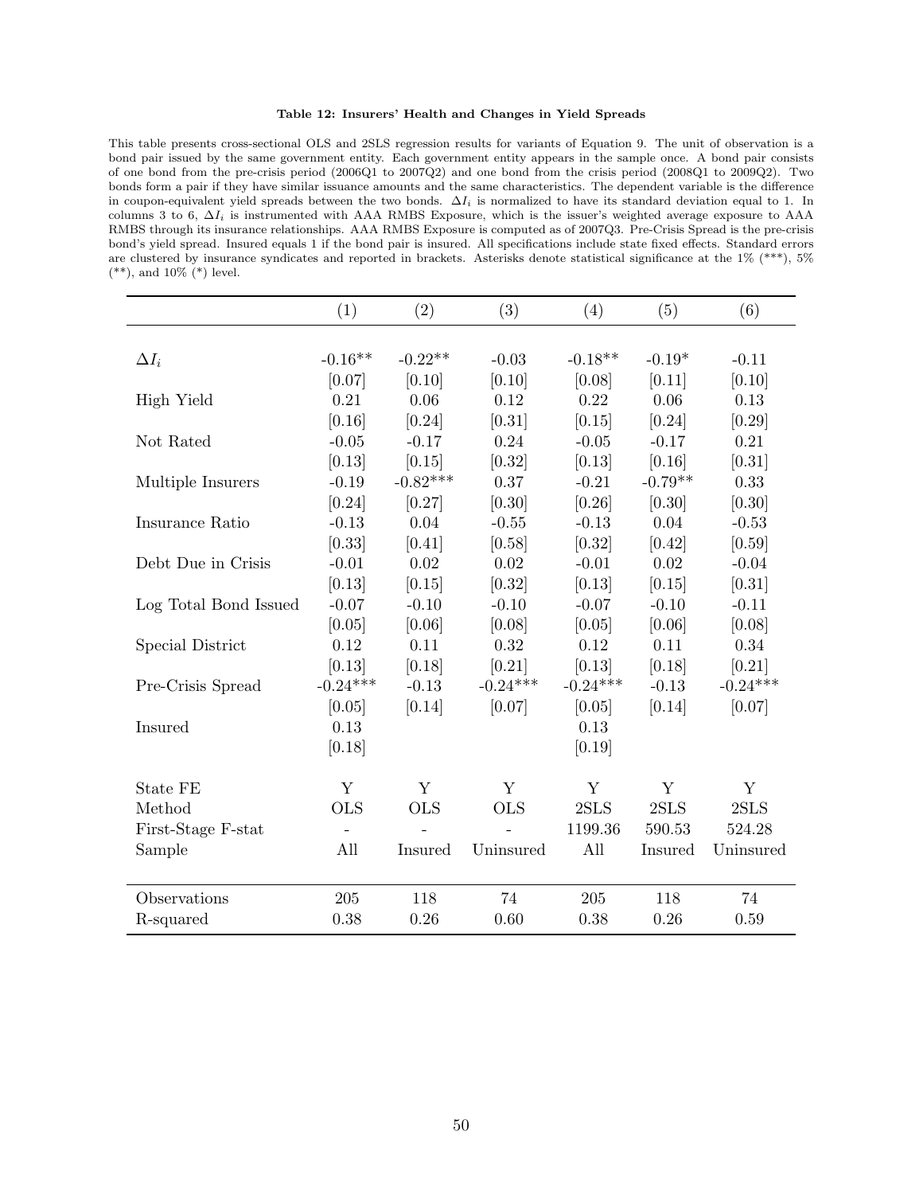**Table 12: Insurers' Health and Changes in Yield Spreads**

This table presents cross-sectional OLS and 2SLS regression results for variants of Equation 9. The unit of observation is a bond pair issued by the same government entity. Each government entity appears in the sample once. A bond pair consists of one bond from the pre-crisis period (2006Q1 to 2007Q2) and one bond from the crisis period (2008Q1 to 2009Q2). Two bonds form a pair if they have similar issuance amounts and the same characteristics. The dependent variable is the difference in coupon-equivalent yield spreads between the two bonds. $\Delta I_i$ is normalized to have its standard deviation equal to 1. In columns 3 to 6, $\Delta I_i$ is instrumented with AAA RMBS Exposure, which is the issuer's weighted average exposure to AAA RMBS through its insurance relationships. AAA RMBS Exposure is computed as of 2007Q3. Pre-Crisis Spread is the pre-crisis bond's yield spread. Insured equals 1 if the bond pair is insured. All specifications include state fixed effects. Standard errors are clustered by insurance syndicates and reported in brackets. Asterisks denote statistical significance at the 1% (***), 5% (**), and 10% (*) level.

| | (1) | (2) | (3) | (4) | (5) | (6) |
|---|---|---|---|---|---|---|
| $\Delta I_i$ | -0.16** | -0.22** | -0.03 | -0.18** | -0.19* | -0.11 |
| | [0.07] | [0.10] | [0.10] | [0.08] | [0.11] | [0.10] |
| High Yield | 0.21 | 0.06 | 0.12 | 0.22 | 0.06 | 0.13 |
| | [0.16] | [0.24] | [0.31] | [0.15] | [0.24] | [0.29] |
| Not Rated | -0.05 | -0.17 | 0.24 | -0.05 | -0.17 | 0.21 |
| | [0.13] | [0.15] | [0.32] | [0.13] | [0.16] | [0.31] |
| Multiple Insurers | -0.19 | -0.82*** | 0.37 | -0.21 | -0.79** | 0.33 |
| | [0.24] | [0.27] | [0.30] | [0.26] | [0.30] | [0.30] |
| Insurance Ratio | -0.13 | 0.04 | -0.55 | -0.13 | 0.04 | -0.53 |
| | [0.33] | [0.41] | [0.58] | [0.32] | [0.42] | [0.59] |
| Debt Due in Crisis | -0.01 | 0.02 | 0.02 | -0.01 | 0.02 | -0.04 |
| | [0.13] | [0.15] | [0.32] | [0.13] | [0.15] | [0.31] |
| Log Total Bond Issued | -0.07 | -0.10 | -0.10 | -0.07 | -0.10 | -0.11 |
| | [0.05] | [0.06] | [0.08] | [0.05] | [0.06] | [0.08] |
| Special District | 0.12 | 0.11 | 0.32 | 0.12 | 0.11 | 0.34 |
| | [0.13] | [0.18] | [0.21] | [0.13] | [0.18] | [0.21] |
| Pre-Crisis Spread | -0.24*** | -0.13 | -0.24*** | -0.24*** | -0.13 | -0.24*** |
| | [0.05] | [0.14] | [0.07] | [0.05] | [0.14] | [0.07] |
| Insured | 0.13 | | | 0.13 | | |
| | [0.18] | | | [0.19] | | |
| State FE | Y | Y | Y | Y | Y | Y |
| Method | OLS | OLS | OLS | 2SLS | 2SLS | 2SLS |
| First-Stage F-stat | - | - | - | 1199.36 | 590.53 | 524.28 |
| Sample | All | Insured | Uninsured | All | Insured | Uninsured |
| Observations | 205 | 118 | 74 | 205 | 118 | 74 |
| R-squared | 0.38 | 0.26 | 0.60 | 0.38 | 0.26 | 0.59 |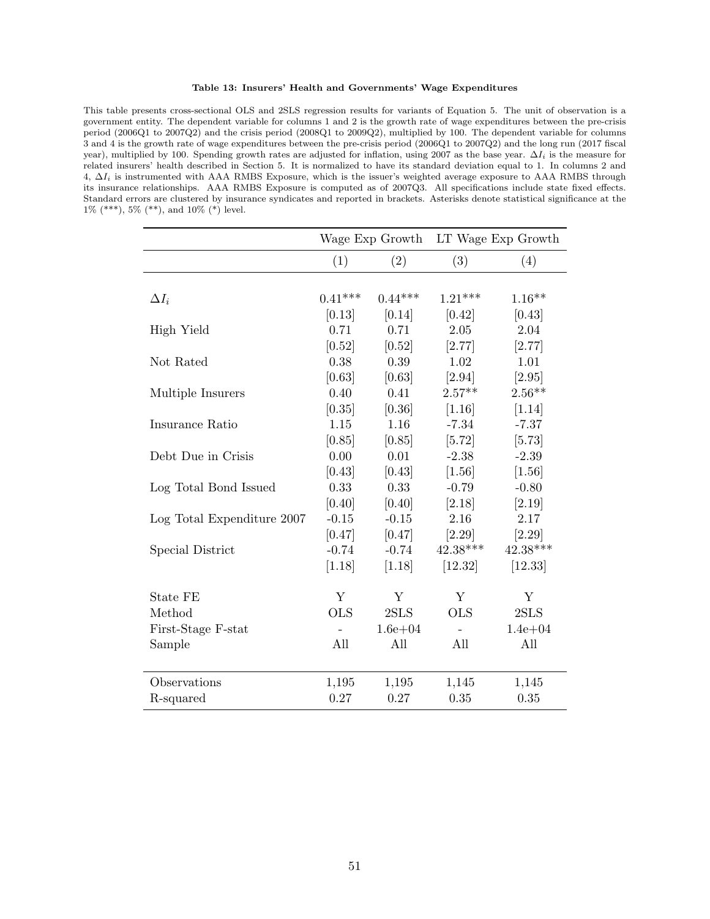**Table 13: Insurers' Health and Governments' Wage Expenditures**

This table presents cross-sectional OLS and 2SLS regression results for variants of Equation 5. The unit of observation is a government entity. The dependent variable for columns 1 and 2 is the growth rate of wage expenditures between the pre-crisis period (2006Q1 to 2007Q2) and the crisis period (2008Q1 to 2009Q2), multiplied by 100. The dependent variable for columns 3 and 4 is the growth rate of wage expenditures between the pre-crisis period (2006Q1 to 2007Q2) and the long run (2017 fiscal year), multiplied by 100. Spending growth rates are adjusted for inflation, using 2007 as the base year. $\Delta I_i$ is the measure for related insurers' health described in Section 5. It is normalized to have its standard deviation equal to 1. In columns 2 and 4, $\Delta I_i$ is instrumented with AAA RMBS Exposure, which is the issuer's weighted average exposure to AAA RMBS through its insurance relationships. AAA RMBS Exposure is computed as of 2007Q3. All specifications include state fixed effects. Standard errors are clustered by insurance syndicates and reported in brackets. Asterisks denote statistical significance at the 1% (***), 5% (**), and 10% (*) level.

| | Wage Exp Growth | | LT Wage Exp Growth | |
|---|---|---|---|---|
| | (1) | (2) | (3) | (4) |
| $\Delta I_i$ | 0.41*** | 0.44*** | 1.21*** | 1.16** |
| | [0.13] | [0.14] | [0.42] | [0.43] |
| High Yield | 0.71 | 0.71 | 2.05 | 2.04 |
| | [0.52] | [0.52] | [2.77] | [2.77] |
| Not Rated | 0.38 | 0.39 | 1.02 | 1.01 |
| | [0.63] | [0.63] | [2.94] | [2.95] |
| Multiple Insurers | 0.40 | 0.41 | 2.57** | 2.56** |
| | [0.35] | [0.36] | [1.16] | [1.14] |
| Insurance Ratio | 1.15 | 1.16 | -7.34 | -7.37 |
| | [0.85] | [0.85] | [5.72] | [5.73] |
| Debt Due in Crisis | 0.00 | 0.01 | -2.38 | -2.39 |
| | [0.43] | [0.43] | [1.56] | [1.56] |
| Log Total Bond Issued | 0.33 | 0.33 | -0.79 | -0.80 |
| | [0.40] | [0.40] | [2.18] | [2.19] |
| Log Total Expenditure 2007 | -0.15 | -0.15 | 2.16 | 2.17 |
| | [0.47] | [0.47] | [2.29] | [2.29] |
| Special District | -0.74 | -0.74 | 42.38*** | 42.38*** |
| | [1.18] | [1.18] | [12.32] | [12.33] |
| State FE | Y | Y | Y | Y |
| Method | OLS | 2SLS | OLS | 2SLS |
| First-Stage F-stat | - | 1.6e+04 | - | 1.4e+04 |
| Sample | All | All | All | All |
| Observations | 1,195 | 1,195 | 1,145 | 1,145 |
| R-squared | 0.27 | 0.27 | 0.35 | 0.35 |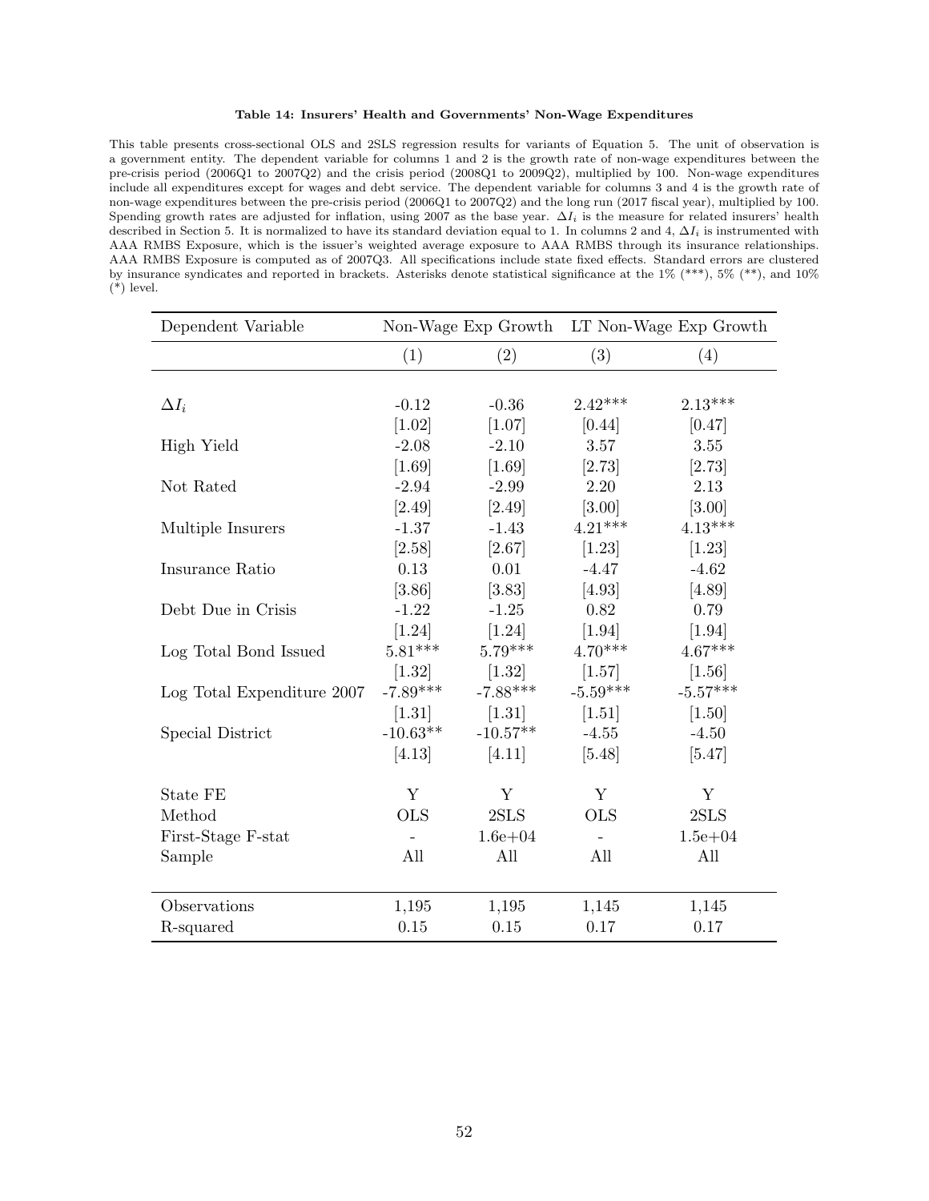**Table 14: Insurers' Health and Governments' Non-Wage Expenditures**

This table presents cross-sectional OLS and 2SLS regression results for variants of Equation 5. The unit of observation is a government entity. The dependent variable for columns 1 and 2 is the growth rate of non-wage expenditures between the pre-crisis period (2006Q1 to 2007Q2) and the crisis period (2008Q1 to 2009Q2), multiplied by 100. Non-wage expenditures include all expenditures except for wages and debt service. The dependent variable for columns 3 and 4 is the growth rate of non-wage expenditures between the pre-crisis period (2006Q1 to 2007Q2) and the long run (2017 fiscal year), multiplied by 100. Spending growth rates are adjusted for inflation, using 2007 as the base year. $\Delta I_i$ is the measure for related insurers' health described in Section 5. It is normalized to have its standard deviation equal to 1. In columns 2 and 4, $\Delta I_i$ is instrumented with AAA RMBS Exposure, which is the issuer's weighted average exposure to AAA RMBS through its insurance relationships. AAA RMBS Exposure is computed as of 2007Q3. All specifications include state fixed effects. Standard errors are clustered by insurance syndicates and reported in brackets. Asterisks denote statistical significance at the 1% (***), 5% (**), and 10% (*) level.

| Dependent Variable | Non-Wage Exp Growth | | LT Non-Wage Exp Growth | |
|---|---|---|---|---|
| | (1) | (2) | (3) | (4) |
| $\Delta I_i$ | -0.12 | -0.36 | 2.42*** | 2.13*** |
| | [1.02] | [1.07] | [0.44] | [0.47] |
| High Yield | -2.08 | -2.10 | 3.57 | 3.55 |
| | [1.69] | [1.69] | [2.73] | [2.73] |
| Not Rated | -2.94 | -2.99 | 2.20 | 2.13 |
| | [2.49] | [2.49] | [3.00] | [3.00] |
| Multiple Insurers | -1.37 | -1.43 | 4.21*** | 4.13*** |
| | [2.58] | [2.67] | [1.23] | [1.23] |
| Insurance Ratio | 0.13 | 0.01 | -4.47 | -4.62 |
| | [3.86] | [3.83] | [4.93] | [4.89] |
| Debt Due in Crisis | -1.22 | -1.25 | 0.82 | 0.79 |
| | [1.24] | [1.24] | [1.94] | [1.94] |
| Log Total Bond Issued | 5.81*** | 5.79*** | 4.70*** | 4.67*** |
| | [1.32] | [1.32] | [1.57] | [1.56] |
| Log Total Expenditure 2007 | -7.89*** | -7.88*** | -5.59*** | -5.57*** |
| | [1.31] | [1.31] | [1.51] | [1.50] |
| Special District | -10.63** | -10.57** | -4.55 | -4.50 |
| | [4.13] | [4.11] | [5.48] | [5.47] |
| State FE | Y | Y | Y | Y |
| Method | OLS | 2SLS | OLS | 2SLS |
| First-Stage F-stat | - | 1.6e+04 | - | 1.5e+04 |
| Sample | All | All | All | All |
| Observations | 1,195 | 1,195 | 1,145 | 1,145 |
| R-squared | 0.15 | 0.15 | 0.17 | 0.17 |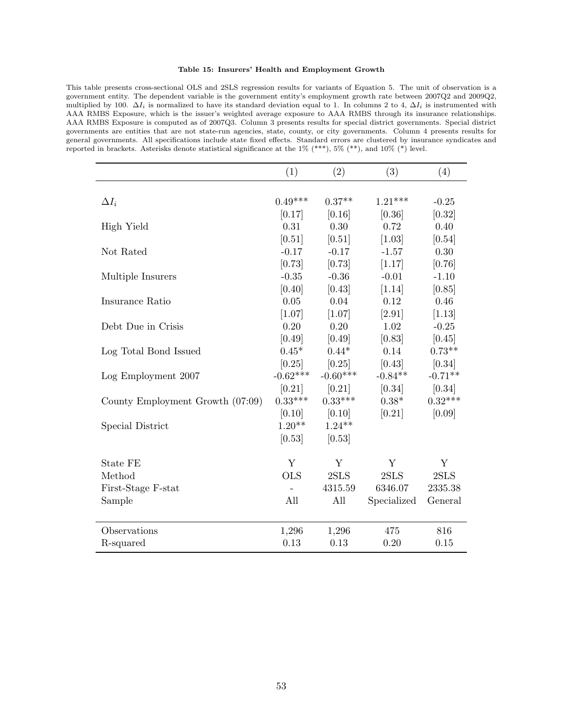**Table 15: Insurers' Health and Employment Growth**

This table presents cross-sectional OLS and 2SLS regression results for variants of Equation 5. The unit of observation is a government entity. The dependent variable is the government entity's employment growth rate between 2007Q2 and 2009Q2, multiplied by 100. $\Delta I_i$ is normalized to have its standard deviation equal to 1. In columns 2 to 4, $\Delta I_i$ is instrumented with AAA RMBS Exposure, which is the issuer's weighted average exposure to AAA RMBS through its insurance relationships. AAA RMBS Exposure is computed as of 2007Q3. Column 3 presents results for special district governments. Special district governments are entities that are not state-run agencies, state, county, or city governments. Column 4 presents results for general governments. All specifications include state fixed effects. Standard errors are clustered by insurance syndicates and reported in brackets. Asterisks denote statistical significance at the 1% (***), 5% (**), and 10% (*) level.

| | (1) | (2) | (3) | (4) |
|---|---|---|---|---|
| $\Delta I_i$ | 0.49*** | 0.37** | 1.21*** | -0.25 |
| | [0.17] | [0.16] | [0.36] | [0.32] |
| High Yield | 0.31 | 0.30 | 0.72 | 0.40 |
| | [0.51] | [0.51] | [1.03] | [0.54] |
| Not Rated | -0.17 | -0.17 | -1.57 | 0.30 |
| | [0.73] | [0.73] | [1.17] | [0.76] |
| Multiple Insurers | -0.35 | -0.36 | -0.01 | -1.10 |
| | [0.40] | [0.43] | [1.14] | [0.85] |
| Insurance Ratio | 0.05 | 0.04 | 0.12 | 0.46 |
| | [1.07] | [1.07] | [2.91] | [1.13] |
| Debt Due in Crisis | 0.20 | 0.20 | 1.02 | -0.25 |
| | [0.49] | [0.49] | [0.83] | [0.45] |
| Log Total Bond Issued | 0.45* | 0.44* | 0.14 | 0.73** |
| | [0.25] | [0.25] | [0.43] | [0.34] |
| Log Employment 2007 | -0.62*** | -0.60*** | -0.84** | -0.71** |
| | [0.21] | [0.21] | [0.34] | [0.34] |
| County Employment Growth (07:09) | 0.33*** | 0.33*** | 0.38* | 0.32*** |
| | [0.10] | [0.10] | [0.21] | [0.09] |
| Special District | 1.20** | 1.24** | | |
| | [0.53] | [0.53] | | |
| State FE | Y | Y | Y | Y |
| Method | OLS | 2SLS | 2SLS | 2SLS |
| First-Stage F-stat | - | 4315.59 | 6346.07 | 2335.38 |
| Sample | All | All | Specialized | General |
| Observations | 1,296 | 1,296 | 475 | 816 |
| R-squared | 0.13 | 0.13 | 0.20 | 0.15 |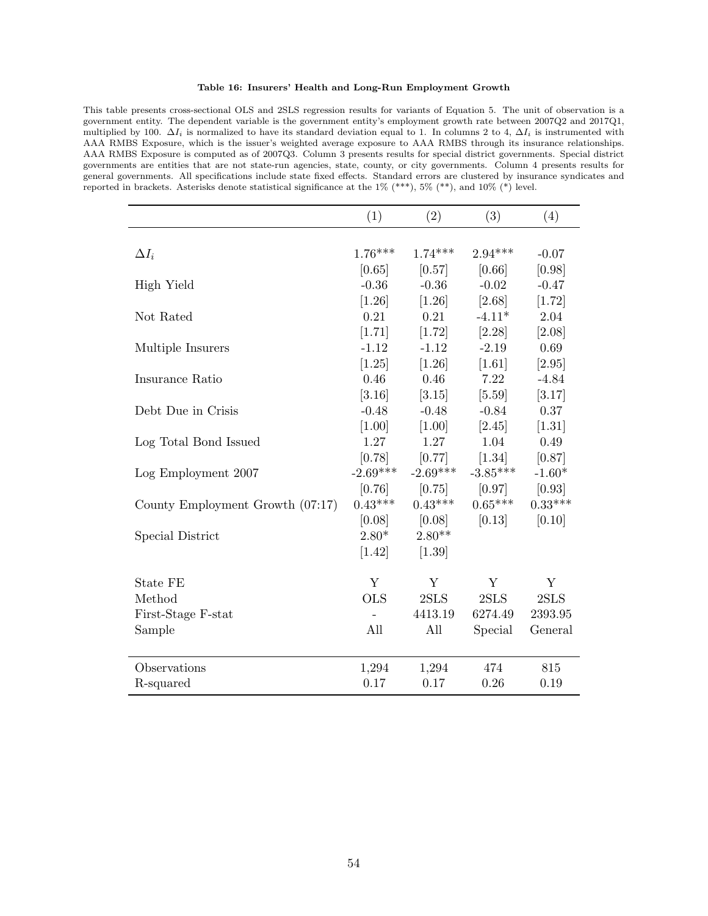**Table 16: Insurers' Health and Long-Run Employment Growth**

This table presents cross-sectional OLS and 2SLS regression results for variants of Equation 5. The unit of observation is a government entity. The dependent variable is the government entity's employment growth rate between 2007Q2 and 2017Q1, multiplied by 100. $\Delta I_i$ is normalized to have its standard deviation equal to 1. In columns 2 to 4, $\Delta I_i$ is instrumented with AAA RMBS Exposure, which is the issuer's weighted average exposure to AAA RMBS through its insurance relationships. AAA RMBS Exposure is computed as of 2007Q3. Column 3 presents results for special district governments. Special district governments are entities that are not state-run agencies, state, county, or city governments. Column 4 presents results for general governments. All specifications include state fixed effects. Standard errors are clustered by insurance syndicates and reported in brackets. Asterisks denote statistical significance at the 1% (***), 5% (**), and 10% (*) level.

| | (1) | (2) | (3) | (4) |
|---|---|---|---|---|
| $\Delta I_i$ | 1.76*** | 1.74*** | 2.94*** | -0.07 |
| | [0.65] | [0.57] | [0.66] | [0.98] |
| High Yield | -0.36 | -0.36 | -0.02 | -0.47 |
| | [1.26] | [1.26] | [2.68] | [1.72] |
| Not Rated | 0.21 | 0.21 | -4.11* | 2.04 |
| | [1.71] | [1.72] | [2.28] | [2.08] |
| Multiple Insurers | -1.12 | -1.12 | -2.19 | 0.69 |
| | [1.25] | [1.26] | [1.61] | [2.95] |
| Insurance Ratio | 0.46 | 0.46 | 7.22 | -4.84 |
| | [3.16] | [3.15] | [5.59] | [3.17] |
| Debt Due in Crisis | -0.48 | -0.48 | -0.84 | 0.37 |
| | [1.00] | [1.00] | [2.45] | [1.31] |
| Log Total Bond Issued | 1.27 | 1.27 | 1.04 | 0.49 |
| | [0.78] | [0.77] | [1.34] | [0.87] |
| Log Employment 2007 | -2.69*** | -2.69*** | -3.85*** | -1.60* |
| | [0.76] | [0.75] | [0.97] | [0.93] |
| County Employment Growth (07:17) | 0.43*** | 0.43*** | 0.65*** | 0.33*** |
| | [0.08] | [0.08] | [0.13] | [0.10] |
| Special District | 2.80* | 2.80** | | |
| | [1.42] | [1.39] | | |
| State FE | Y | Y | Y | Y |
| Method | OLS | 2SLS | 2SLS | 2SLS |
| First-Stage F-stat | - | 4413.19 | 6274.49 | 2393.95 |
| Sample | All | All | Special | General |
| Observations | 1,294 | 1,294 | 474 | 815 |
| R-squared | 0.17 | 0.17 | 0.26 | 0.19 |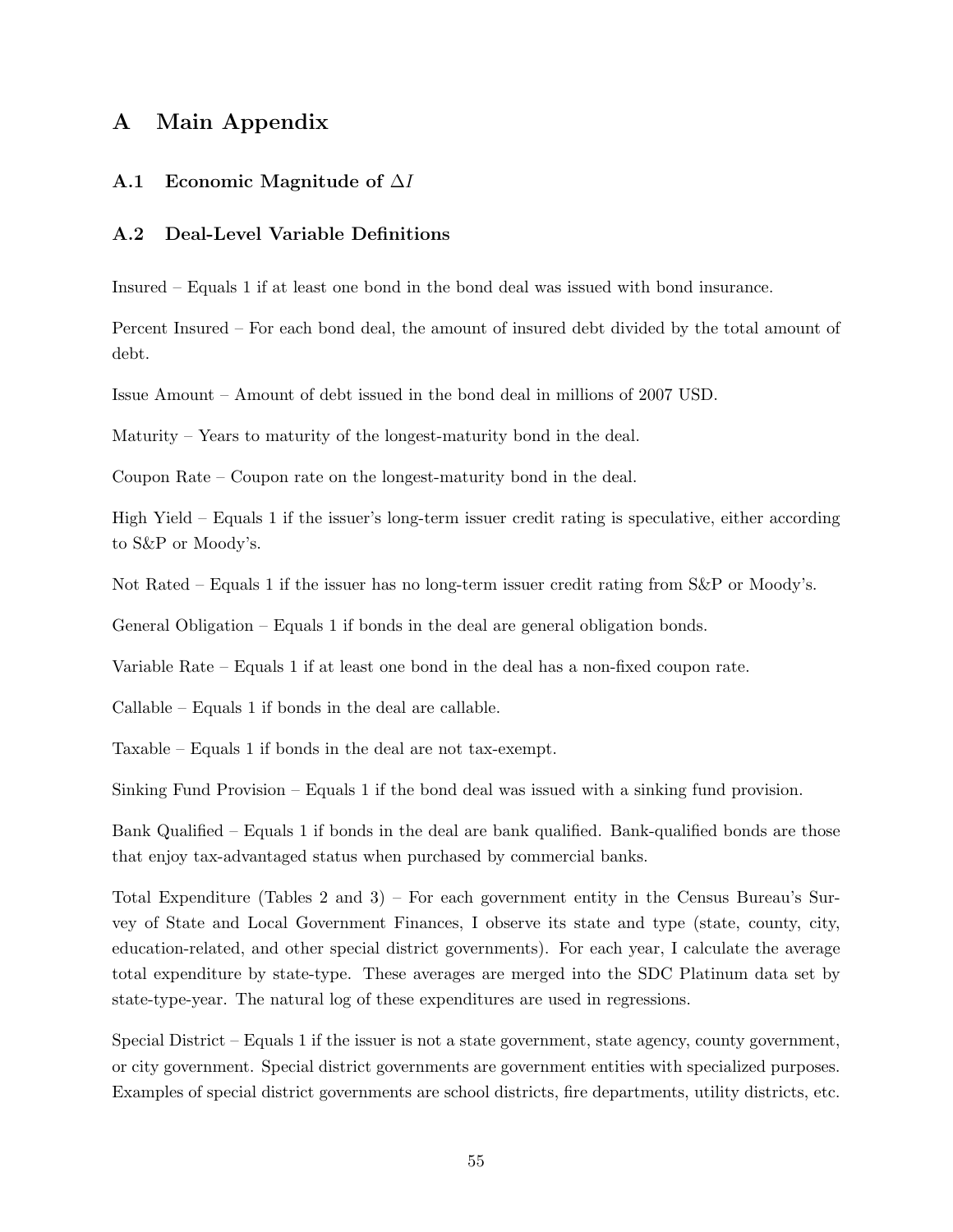# A Main Appendix

## A.1 Economic Magnitude of $\triangle I$

## A.2 Deal-Level Variable Definitions

Insured – Equals 1 if at least one bond in the bond deal was issued with bond insurance.

Percent Insured – For each bond deal, the amount of insured debt divided by the total amount of debt.

Issue Amount – Amount of debt issued in the bond deal in millions of 2007 USD.

Maturity – Years to maturity of the longest-maturity bond in the deal.

Coupon Rate – Coupon rate on the longest-maturity bond in the deal.

High Yield – Equals 1 if the issuer's long-term issuer credit rating is speculative, either according to S&P or Moody's.

Not Rated – Equals 1 if the issuer has no long-term issuer credit rating from S&P or Moody's.

General Obligation – Equals 1 if bonds in the deal are general obligation bonds.

Variable Rate – Equals 1 if at least one bond in the deal has a non-fixed coupon rate.

Callable – Equals 1 if bonds in the deal are callable.

Taxable – Equals 1 if bonds in the deal are not tax-exempt.

Sinking Fund Provision – Equals 1 if the bond deal was issued with a sinking fund provision.

Bank Qualified – Equals 1 if bonds in the deal are bank qualified. Bank-qualified bonds are those that enjoy tax-advantaged status when purchased by commercial banks.

Total Expenditure (Tables 2 and 3) – For each government entity in the Census Bureau's Survey of State and Local Government Finances, I observe its state and type (state, county, city, education-related, and other special district governments). For each year, I calculate the average total expenditure by state-type. These averages are merged into the SDC Platinum data set by state-type-year. The natural log of these expenditures are used in regressions.

Special District – Equals 1 if the issuer is not a state government, state agency, county government, or city government. Special district governments are government entities with specialized purposes. Examples of special district governments are school districts, fire departments, utility districts, etc.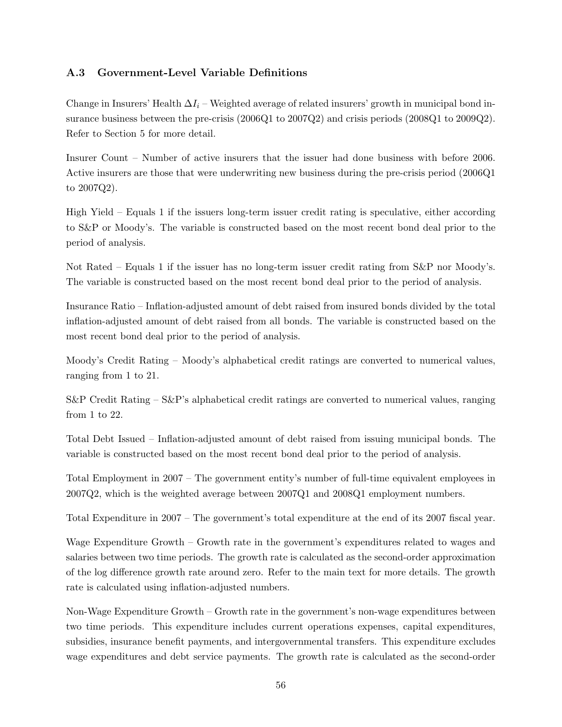### A.3 Government-Level Variable Definitions

Change in Insurers' Health $\Delta I_i$ – Weighted average of related insurers' growth in municipal bond insurance business between the pre-crisis (2006Q1 to 2007Q2) and crisis periods (2008Q1 to 2009Q2). Refer to Section 5 for more detail.

Insurer Count – Number of active insurers that the issuer had done business with before 2006. Active insurers are those that were underwriting new business during the pre-crisis period (2006Q1 to 2007Q2).

High Yield – Equals 1 if the issuers long-term issuer credit rating is speculative, either according to S&P or Moody's. The variable is constructed based on the most recent bond deal prior to the period of analysis.

Not Rated – Equals 1 if the issuer has no long-term issuer credit rating from S&P nor Moody's. The variable is constructed based on the most recent bond deal prior to the period of analysis.

Insurance Ratio – Inflation-adjusted amount of debt raised from insured bonds divided by the total inflation-adjusted amount of debt raised from all bonds. The variable is constructed based on the most recent bond deal prior to the period of analysis.

Moody's Credit Rating – Moody's alphabetical credit ratings are converted to numerical values, ranging from 1 to 21.

S&P Credit Rating – S&P's alphabetical credit ratings are converted to numerical values, ranging from 1 to 22.

Total Debt Issued – Inflation-adjusted amount of debt raised from issuing municipal bonds. The variable is constructed based on the most recent bond deal prior to the period of analysis.

Total Employment in 2007 – The government entity's number of full-time equivalent employees in 2007Q2, which is the weighted average between 2007Q1 and 2008Q1 employment numbers.

Total Expenditure in 2007 – The government's total expenditure at the end of its 2007 fiscal year.

Wage Expenditure Growth – Growth rate in the government's expenditures related to wages and salaries between two time periods. The growth rate is calculated as the second-order approximation of the log difference growth rate around zero. Refer to the main text for more details. The growth rate is calculated using inflation-adjusted numbers.

Non-Wage Expenditure Growth – Growth rate in the government's non-wage expenditures between two time periods. This expenditure includes current operations expenses, capital expenditures, subsidies, insurance benefit payments, and intergovernmental transfers. This expenditure excludes wage expenditures and debt service payments. The growth rate is calculated as the second-order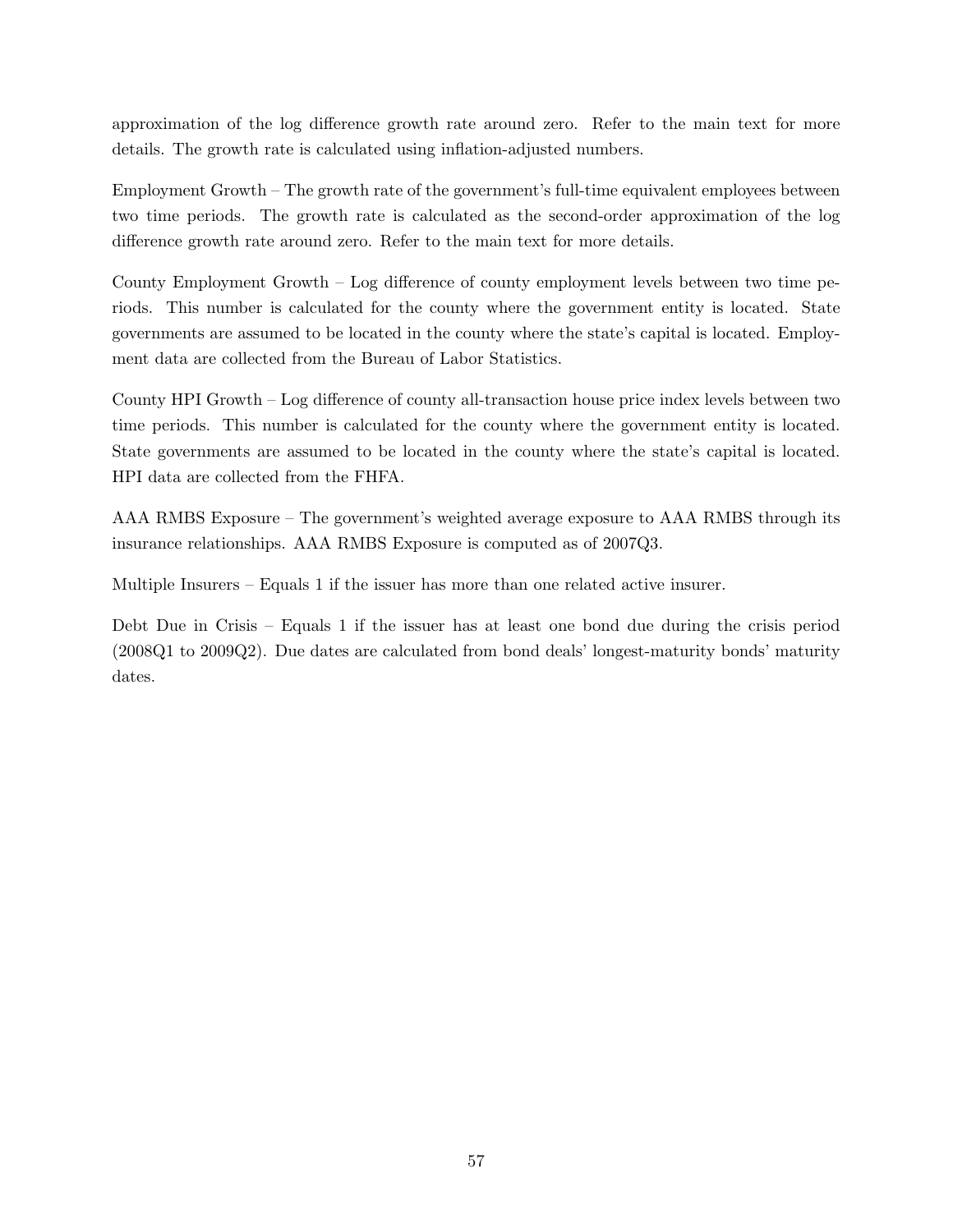approximation of the log difference growth rate around zero. Refer to the main text for more details. The growth rate is calculated using inflation-adjusted numbers.

Employment Growth – The growth rate of the government's full-time equivalent employees between two time periods. The growth rate is calculated as the second-order approximation of the log difference growth rate around zero. Refer to the main text for more details.

County Employment Growth – Log difference of county employment levels between two time periods. This number is calculated for the county where the government entity is located. State governments are assumed to be located in the county where the state's capital is located. Employment data are collected from the Bureau of Labor Statistics.

County HPI Growth – Log difference of county all-transaction house price index levels between two time periods. This number is calculated for the county where the government entity is located. State governments are assumed to be located in the county where the state's capital is located. HPI data are collected from the FHFA.

AAA RMBS Exposure – The government's weighted average exposure to AAA RMBS through its insurance relationships. AAA RMBS Exposure is computed as of 2007Q3.

Multiple Insurers – Equals 1 if the issuer has more than one related active insurer.

Debt Due in Crisis – Equals 1 if the issuer has at least one bond due during the crisis period (2008Q1 to 2009Q2). Due dates are calculated from bond deals' longest-maturity bonds' maturity dates.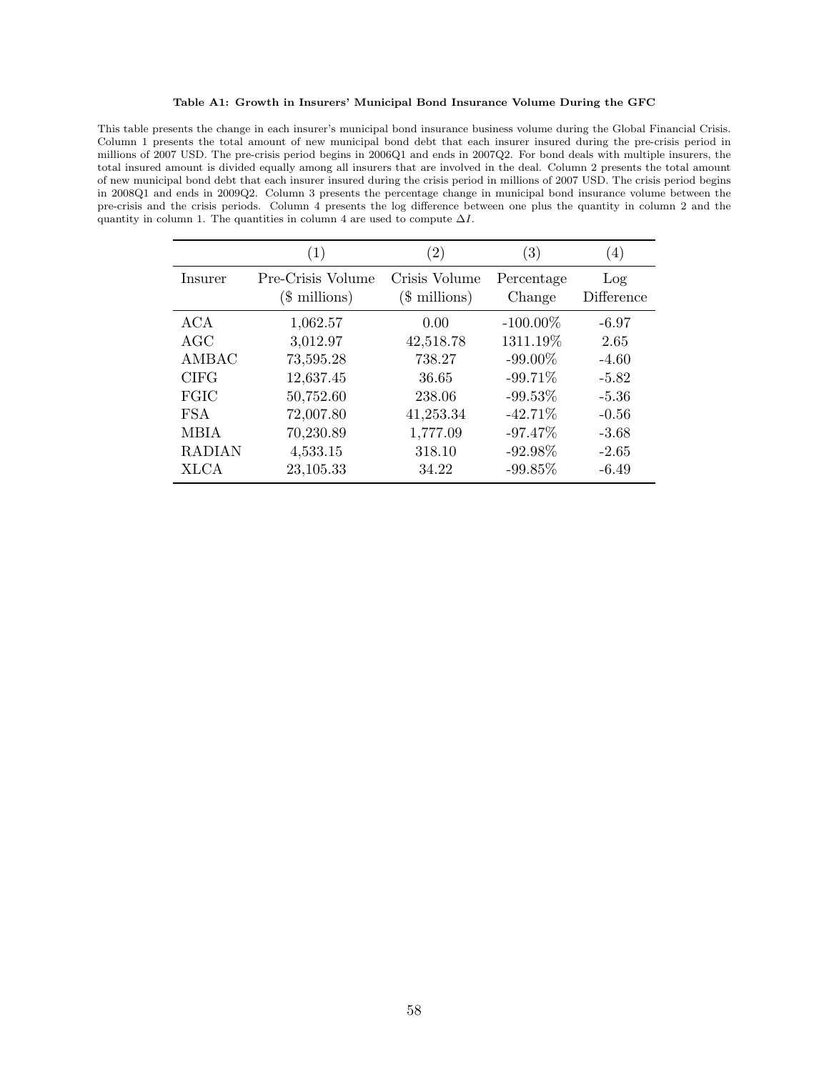**Table A1: Growth in Insurers' Municipal Bond Insurance Volume During the GFC**

This table presents the change in each insurer's municipal bond insurance business volume during the Global Financial Crisis. Column 1 presents the total amount of new municipal bond debt that each insurer insured during the pre-crisis period in millions of 2007 USD. The pre-crisis period begins in 2006Q1 and ends in 2007Q2. For bond deals with multiple insurers, the total insured amount is divided equally among all insurers that are involved in the deal. Column 2 presents the total amount of new municipal bond debt that each insurer insured during the crisis period in millions of 2007 USD. The crisis period begins in 2008Q1 and ends in 2009Q2. Column 3 presents the percentage change in municipal bond insurance volume between the pre-crisis and the crisis periods. Column 4 presents the log difference between one plus the quantity in column 2 and the quantity in column 1. The quantities in column 4 are used to compute $\Delta I$.

| | (1) | (2) | (3) | (4) |
|---|---|---|---|---|
| Insurer | Pre-Crisis Volume ($ millions) | Crisis Volume ($ millions) | Percentage Change | Log Difference |
| ACA | 1,062.57 | 0.00 | -100.00% | -6.97 |
| AGC | 3,012.97 | 42,518.78 | 1311.19% | 2.65 |
| AMBAC | 73,595.28 | 738.27 | -99.00% | -4.60 |
| CIFG | 12,637.45 | 36.65 | -99.71% | -5.82 |
| FGIC | 50,752.60 | 238.06 | -99.53% | -5.36 |
| FSA | 72,007.80 | 41,253.34 | -42.71% | -0.56 |
| MBIA | 70,230.89 | 1,777.09 | -97.47% | -3.68 |
| RADIAN | 4,533.15 | 318.10 | -92.98% | -2.65 |
| XLCA | 23,105.33 | 34.22 | -99.85% | -6.49 |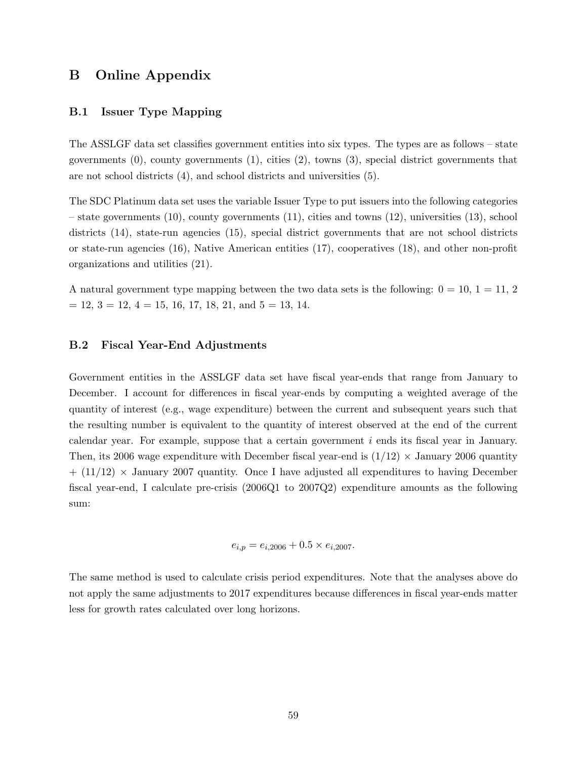# B Online Appendix

## B.1 Issuer Type Mapping

The ASSLGF data set classifies government entities into six types. The types are as follows – state governments (0), county governments (1), cities (2), towns (3), special district governments that are not school districts (4), and school districts and universities (5).

The SDC Platinum data set uses the variable Issuer Type to put issuers into the following categories – state governments (10), county governments (11), cities and towns (12), universities (13), school districts (14), state-run agencies (15), special district governments that are not school districts or state-run agencies (16), Native American entities (17), cooperatives (18), and other non-profit organizations and utilities (21).

A natural government type mapping between the two data sets is the following: 0 = 10, 1 = 11, 2 = 12, 3 = 12, 4 = 15, 16, 17, 18, 21, and 5 = 13, 14.

## B.2 Fiscal Year-End Adjustments

Government entities in the ASSLGF data set have fiscal year-ends that range from January to December. I account for differences in fiscal year-ends by computing a weighted average of the quantity of interest (e.g., wage expenditure) between the current and subsequent years such that the resulting number is equivalent to the quantity of interest observed at the end of the current calendar year. For example, suppose that a certain government $i$ ends its fiscal year in January. Then, its 2006 wage expenditure with December fiscal year-end is $(1/12) \times$ January 2006 quantity $+ (11/12) \times$ January 2007 quantity. Once I have adjusted all expenditures to having December fiscal year-end, I calculate pre-crisis (2006Q1 to 2007Q2) expenditure amounts as the following sum:

$$e_{i,p} = e_{i,2006} + 0.5 \times e_{i,2007}.$$

The same method is used to calculate crisis period expenditures. Note that the analyses above do not apply the same adjustments to 2017 expenditures because differences in fiscal year-ends matter less for growth rates calculated over long horizons.